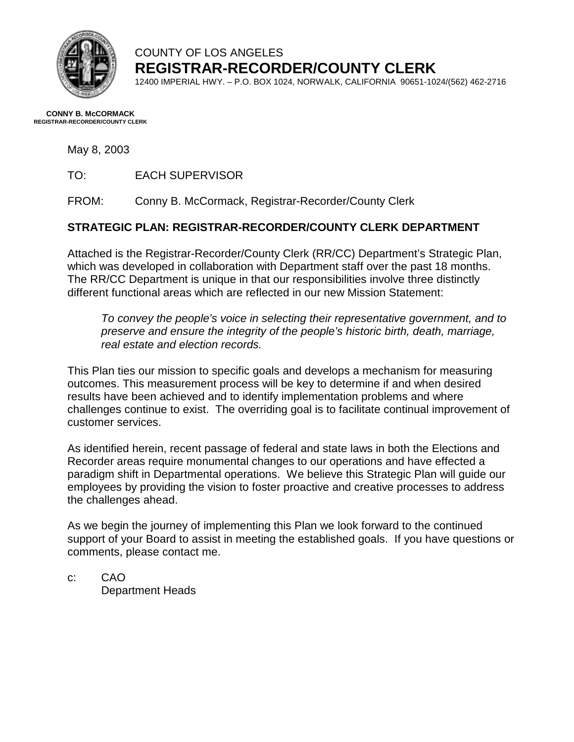COUNTY OF LOS ANGELES

# REGISTRAR-RECORDER/COUNTY CLERK

12400 IMPERIAL HWY. – P.O. BOX 1024, NORWALK, CALIFORNIA 90651-1024/(562) 462-2716

**CONNY B. McCORMACK**
**REGISTRAR-RECORDER/COUNTY CLERK**

May 8, 2003

TO: EACH SUPERVISOR

FROM: Conny B. McCormack, Registrar-Recorder/County Clerk

## STRATEGIC PLAN: REGISTRAR-RECORDER/COUNTY CLERK DEPARTMENT

Attached is the Registrar-Recorder/County Clerk (RR/CC) Department's Strategic Plan, which was developed in collaboration with Department staff over the past 18 months. The RR/CC Department is unique in that our responsibilities involve three distinctly different functional areas which are reflected in our new Mission Statement:

> *To convey the people's voice in selecting their representative government, and to preserve and ensure the integrity of the people's historic birth, death, marriage, real estate and election records.*

This Plan ties our mission to specific goals and develops a mechanism for measuring outcomes. This measurement process will be key to determine if and when desired results have been achieved and to identify implementation problems and where challenges continue to exist. The overriding goal is to facilitate continual improvement of customer services.

As identified herein, recent passage of federal and state laws in both the Elections and Recorder areas require monumental changes to our operations and have effected a paradigm shift in Departmental operations. We believe this Strategic Plan will guide our employees by providing the vision to foster proactive and creative processes to address the challenges ahead.

As we begin the journey of implementing this Plan we look forward to the continued support of your Board to assist in meeting the established goals. If you have questions or comments, please contact me.

c: CAO
Department Heads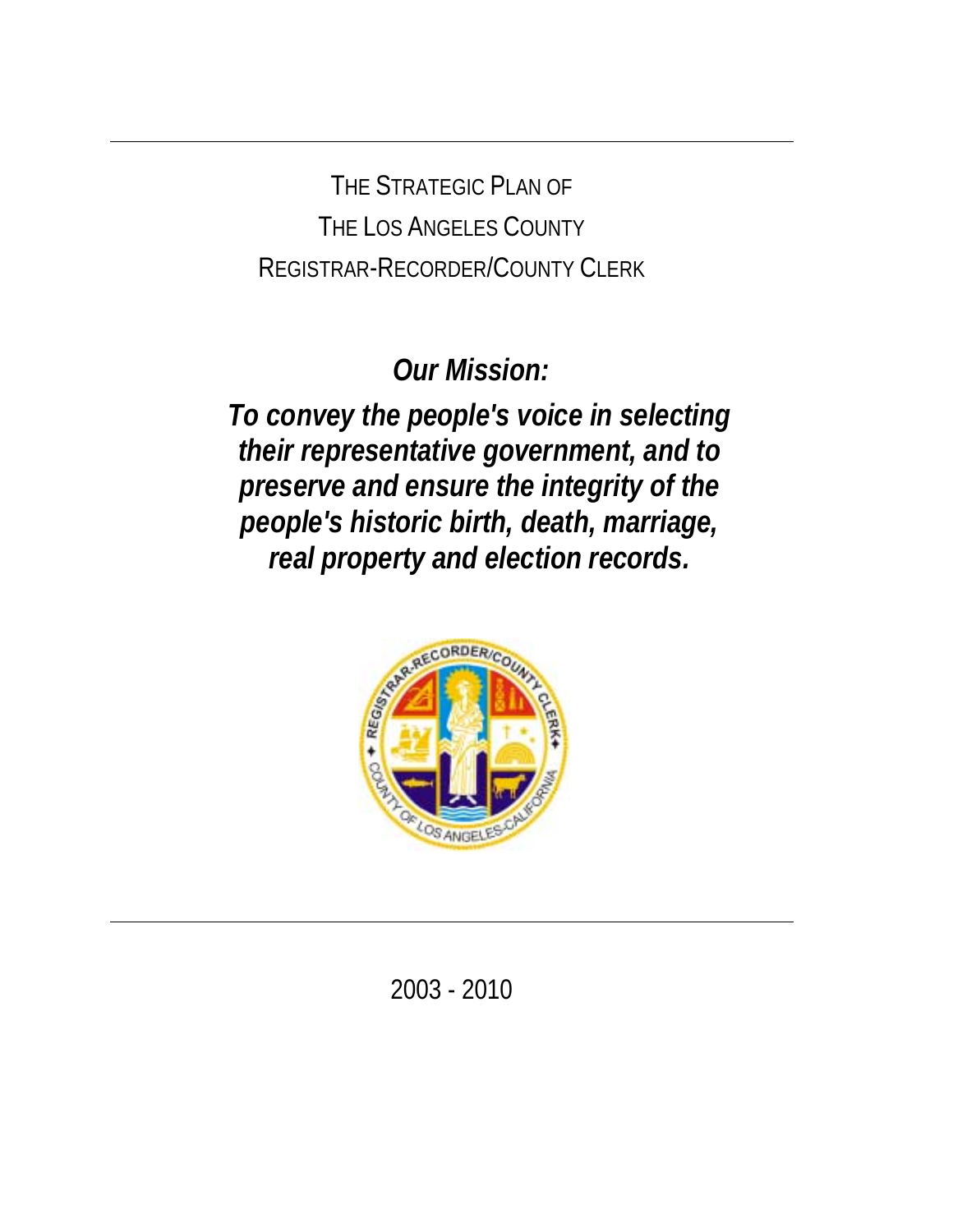# THE STRATEGIC PLAN OF THE LOS ANGELES COUNTY REGISTRAR-RECORDER/COUNTY CLERK

***Our Mission:***

***To convey the people's voice in selecting their representative government, and to preserve and ensure the integrity of the people's historic birth, death, marriage, real property and election records.***

2003 - 2010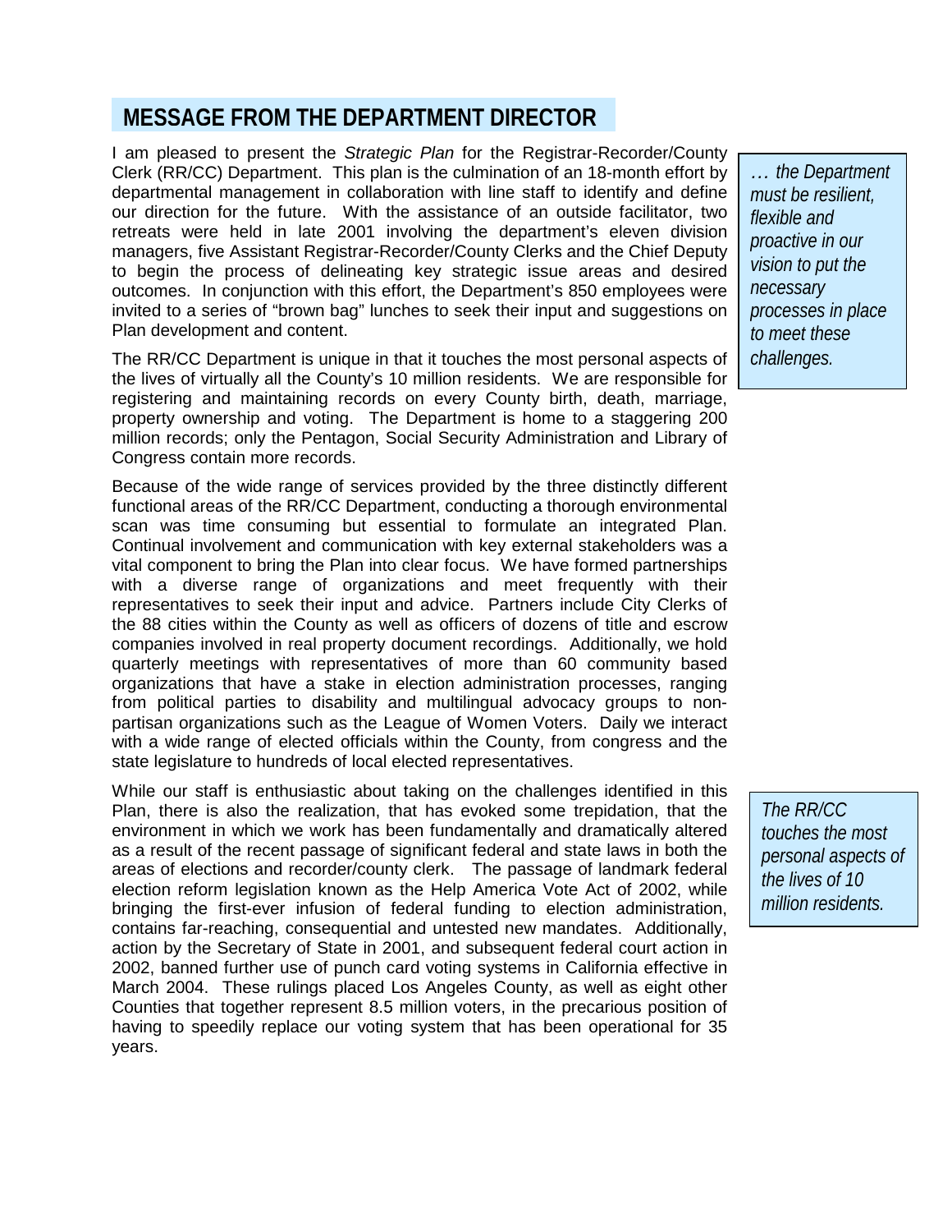## MESSAGE FROM THE DEPARTMENT DIRECTOR

I am pleased to present the *Strategic Plan* for the Registrar-Recorder/County Clerk (RR/CC) Department. This plan is the culmination of an 18-month effort by departmental management in collaboration with line staff to identify and define our direction for the future. With the assistance of an outside facilitator, two retreats were held in late 2001 involving the department's eleven division managers, five Assistant Registrar-Recorder/County Clerks and the Chief Deputy to begin the process of delineating key strategic issue areas and desired outcomes. In conjunction with this effort, the Department's 850 employees were invited to a series of "brown bag" lunches to seek their input and suggestions on Plan development and content.

> *… the Department must be resilient, flexible and proactive in our vision to put the necessary processes in place to meet these challenges.*

The RR/CC Department is unique in that it touches the most personal aspects of the lives of virtually all the County's 10 million residents. We are responsible for registering and maintaining records on every County birth, death, marriage, property ownership and voting. The Department is home to a staggering 200 million records; only the Pentagon, Social Security Administration and Library of Congress contain more records.

Because of the wide range of services provided by the three distinctly different functional areas of the RR/CC Department, conducting a thorough environmental scan was time consuming but essential to formulate an integrated Plan. Continual involvement and communication with key external stakeholders was a vital component to bring the Plan into clear focus. We have formed partnerships with a diverse range of organizations and meet frequently with their representatives to seek their input and advice. Partners include City Clerks of the 88 cities within the County as well as officers of dozens of title and escrow companies involved in real property document recordings. Additionally, we hold quarterly meetings with representatives of more than 60 community based organizations that have a stake in election administration processes, ranging from political parties to disability and multilingual advocacy groups to non-partisan organizations such as the League of Women Voters. Daily we interact with a wide range of elected officials within the County, from congress and the state legislature to hundreds of local elected representatives.

While our staff is enthusiastic about taking on the challenges identified in this Plan, there is also the realization, that has evoked some trepidation, that the environment in which we work has been fundamentally and dramatically altered as a result of the recent passage of significant federal and state laws in both the areas of elections and recorder/county clerk. The passage of landmark federal election reform legislation known as the Help America Vote Act of 2002, while bringing the first-ever infusion of federal funding to election administration, contains far-reaching, consequential and untested new mandates. Additionally, action by the Secretary of State in 2001, and subsequent federal court action in 2002, banned further use of punch card voting systems in California effective in March 2004. These rulings placed Los Angeles County, as well as eight other Counties that together represent 8.5 million voters, in the precarious position of having to speedily replace our voting system that has been operational for 35 years.

> *The RR/CC touches the most personal aspects of the lives of 10 million residents.*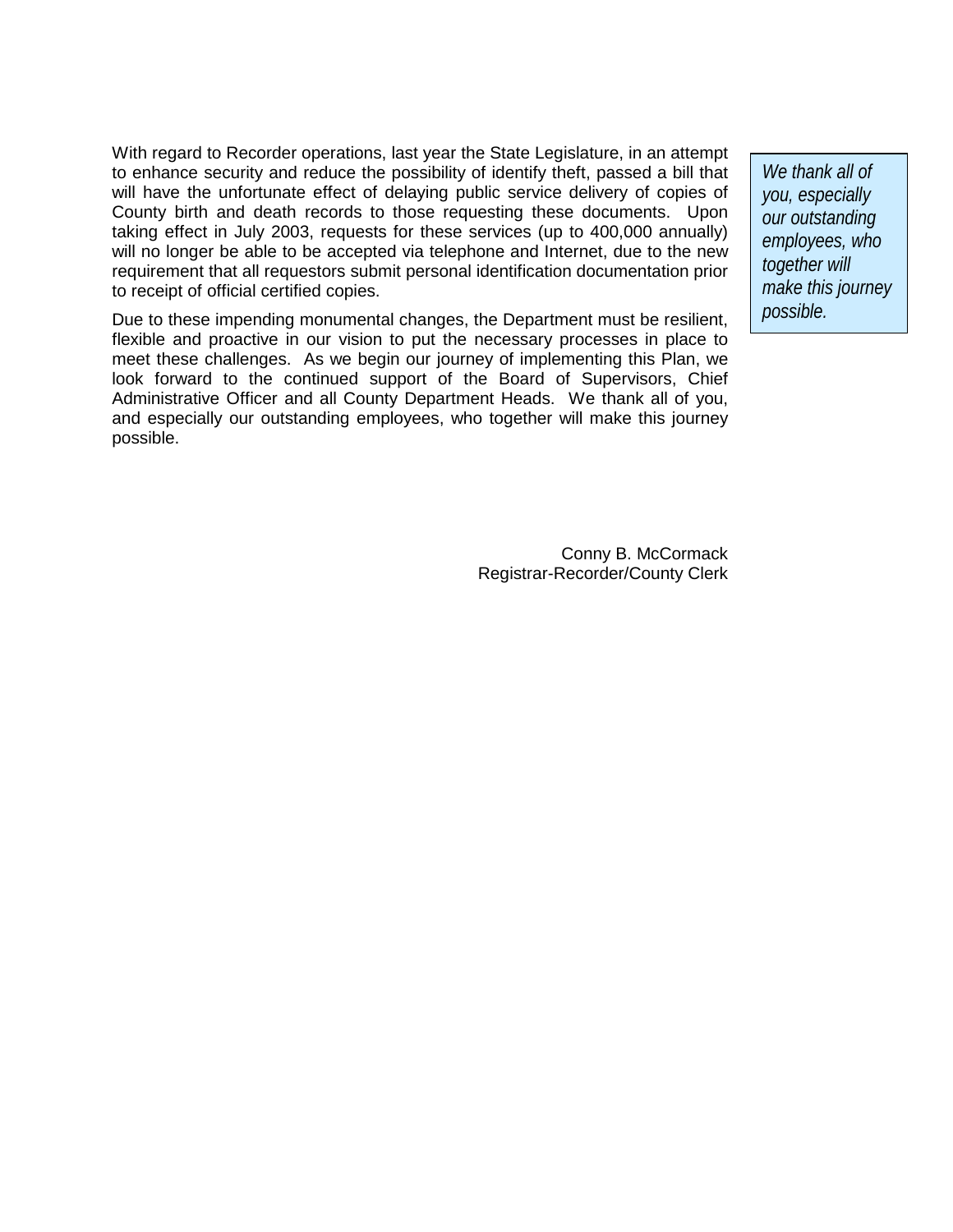With regard to Recorder operations, last year the State Legislature, in an attempt to enhance security and reduce the possibility of identify theft, passed a bill that will have the unfortunate effect of delaying public service delivery of copies of County birth and death records to those requesting these documents. Upon taking effect in July 2003, requests for these services (up to 400,000 annually) will no longer be able to be accepted via telephone and Internet, due to the new requirement that all requestors submit personal identification documentation prior to receipt of official certified copies.

*We thank all of you, especially our outstanding employees, who together will make this journey possible.*

Due to these impending monumental changes, the Department must be resilient, flexible and proactive in our vision to put the necessary processes in place to meet these challenges. As we begin our journey of implementing this Plan, we look forward to the continued support of the Board of Supervisors, Chief Administrative Officer and all County Department Heads. We thank all of you, and especially our outstanding employees, who together will make this journey possible.

Conny B. McCormack
Registrar-Recorder/County Clerk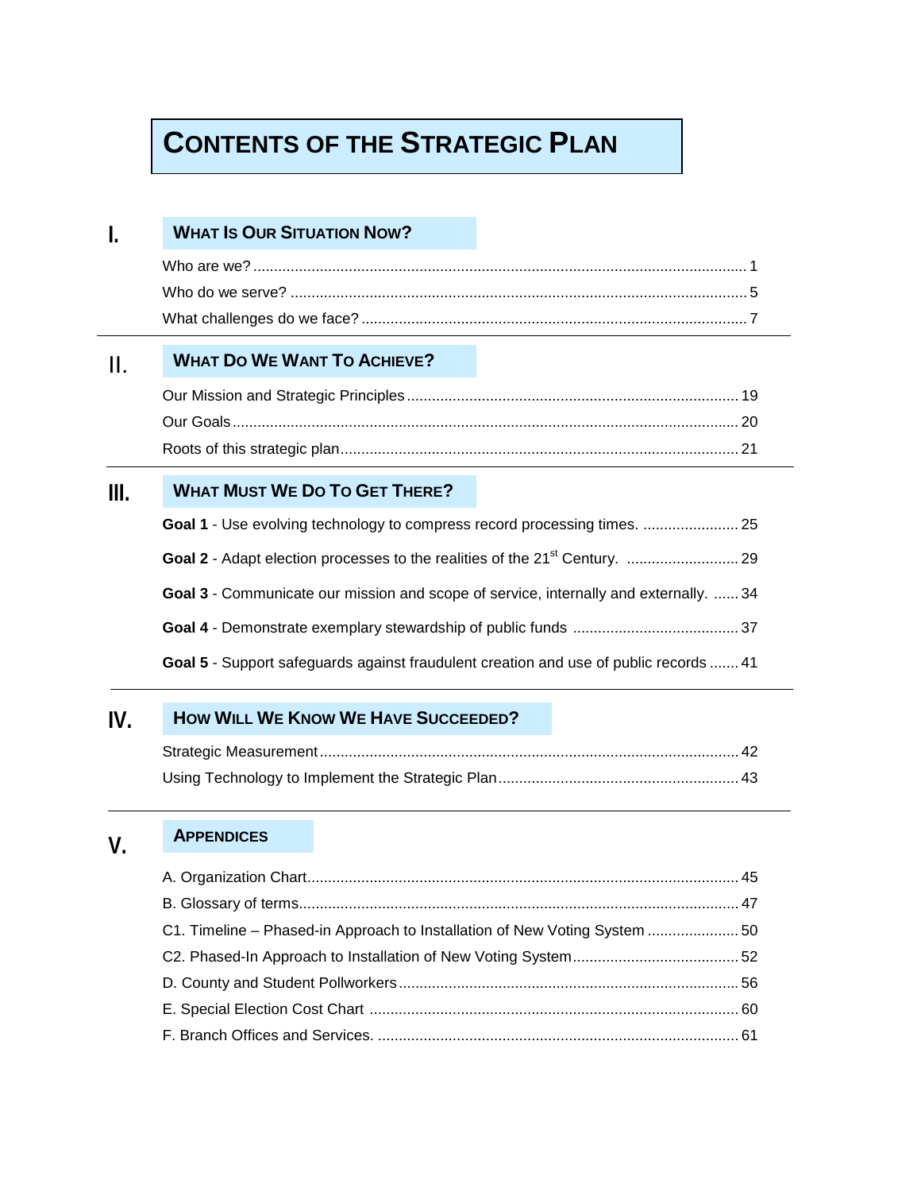# Contents of the Strategic Plan

## I. What Is Our Situation Now?

Who are we? ..... 1
Who do we serve? ..... 5
What challenges do we face? ..... 7

## II. What Do We Want To Achieve?

Our Mission and Strategic Principles ..... 19
Our Goals ..... 20
Roots of this strategic plan ..... 21

## III. What Must We Do To Get There?

**Goal 1** - Use evolving technology to compress record processing times. ..... 25

**Goal 2** - Adapt election processes to the realities of the 21st Century. ..... 29

**Goal 3** - Communicate our mission and scope of service, internally and externally. ..... 34

**Goal 4** - Demonstrate exemplary stewardship of public funds ..... 37

**Goal 5** - Support safeguards against fraudulent creation and use of public records ..... 41

## IV. How Will We Know We Have Succeeded?

Strategic Measurement ..... 42
Using Technology to Implement the Strategic Plan ..... 43

## V. Appendices

A. Organization Chart ..... 45
B. Glossary of terms ..... 47
C1. Timeline – Phased-in Approach to Installation of New Voting System ..... 50
C2. Phased-In Approach to Installation of New Voting System ..... 52
D. County and Student Pollworkers ..... 56
E. Special Election Cost Chart ..... 60
F. Branch Offices and Services. ..... 61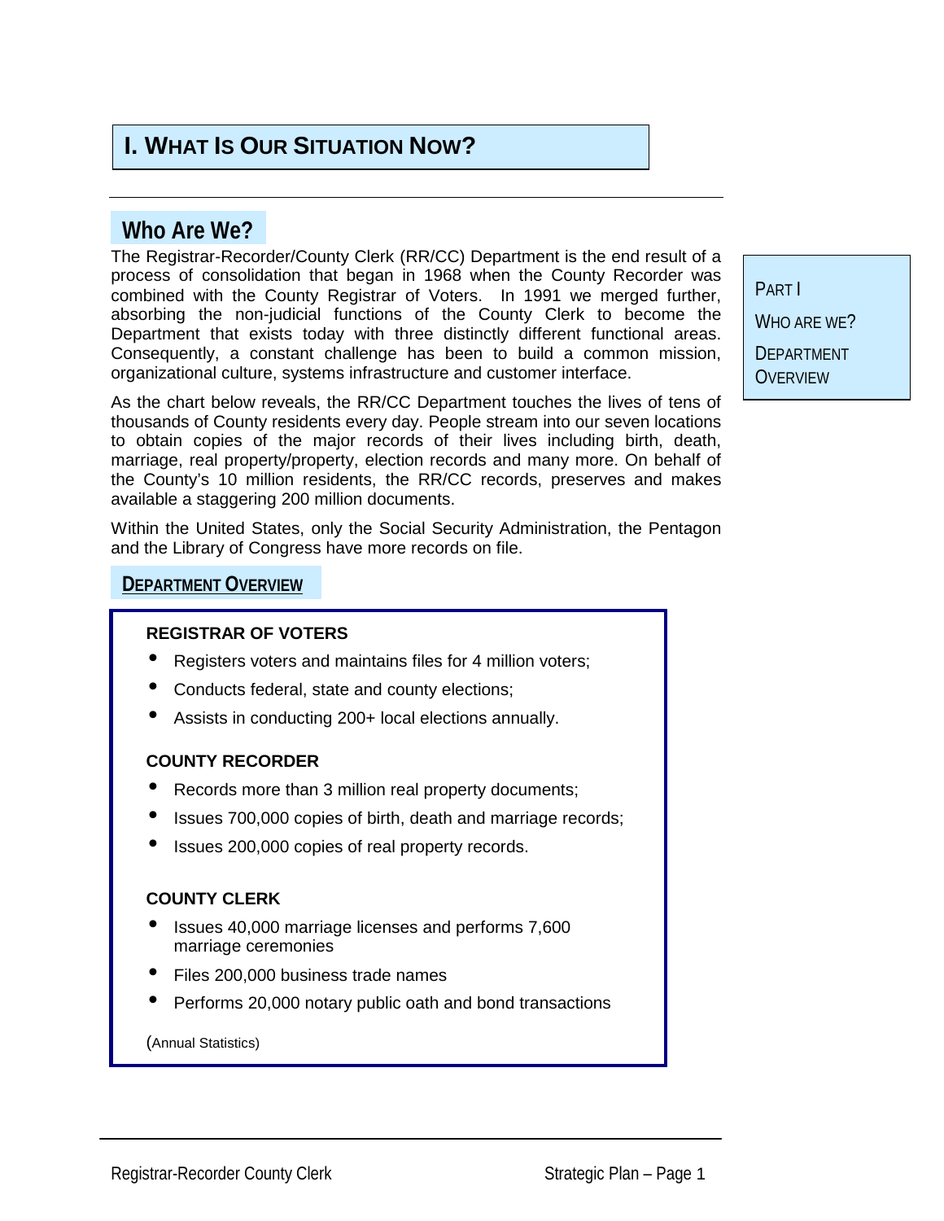# I. What Is Our Situation Now?

## Who Are We?

The Registrar-Recorder/County Clerk (RR/CC) Department is the end result of a process of consolidation that began in 1968 when the County Recorder was combined with the County Registrar of Voters. In 1991 we merged further, absorbing the non-judicial functions of the County Clerk to become the Department that exists today with three distinctly different functional areas. Consequently, a constant challenge has been to build a common mission, organizational culture, systems infrastructure and customer interface.

Part I

Who Are We?

Department Overview

As the chart below reveals, the RR/CC Department touches the lives of tens of thousands of County residents every day. People stream into our seven locations to obtain copies of the major records of their lives including birth, death, marriage, real property/property, election records and many more. On behalf of the County's 10 million residents, the RR/CC records, preserves and makes available a staggering 200 million documents.

Within the United States, only the Social Security Administration, the Pentagon and the Library of Congress have more records on file.

### Department Overview

**REGISTRAR OF VOTERS**

- Registers voters and maintains files for 4 million voters;
- Conducts federal, state and county elections;
- Assists in conducting 200+ local elections annually.

**COUNTY RECORDER**

- Records more than 3 million real property documents;
- Issues 700,000 copies of birth, death and marriage records;
- Issues 200,000 copies of real property records.

**COUNTY CLERK**

- Issues 40,000 marriage licenses and performs 7,600 marriage ceremonies
- Files 200,000 business trade names
- Performs 20,000 notary public oath and bond transactions

(Annual Statistics)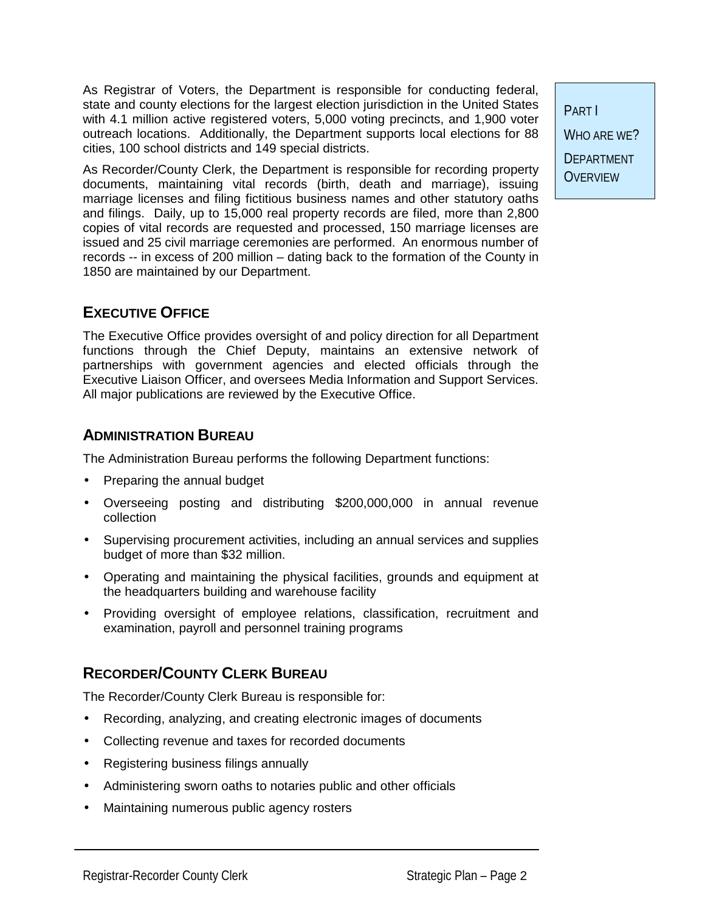As Registrar of Voters, the Department is responsible for conducting federal, state and county elections for the largest election jurisdiction in the United States with 4.1 million active registered voters, 5,000 voting precincts, and 1,900 voter outreach locations. Additionally, the Department supports local elections for 88 cities, 100 school districts and 149 special districts.

As Recorder/County Clerk, the Department is responsible for recording property documents, maintaining vital records (birth, death and marriage), issuing marriage licenses and filing fictitious business names and other statutory oaths and filings. Daily, up to 15,000 real property records are filed, more than 2,800 copies of vital records are requested and processed, 150 marriage licenses are issued and 25 civil marriage ceremonies are performed. An enormous number of records -- in excess of 200 million – dating back to the formation of the County in 1850 are maintained by our Department.

PART I

WHO ARE WE?

DEPARTMENT OVERVIEW

## EXECUTIVE OFFICE

The Executive Office provides oversight of and policy direction for all Department functions through the Chief Deputy, maintains an extensive network of partnerships with government agencies and elected officials through the Executive Liaison Officer, and oversees Media Information and Support Services. All major publications are reviewed by the Executive Office.

## ADMINISTRATION BUREAU

The Administration Bureau performs the following Department functions:

- Preparing the annual budget
- Overseeing posting and distributing $200,000,000 in annual revenue collection
- Supervising procurement activities, including an annual services and supplies budget of more than $32 million.
- Operating and maintaining the physical facilities, grounds and equipment at the headquarters building and warehouse facility
- Providing oversight of employee relations, classification, recruitment and examination, payroll and personnel training programs

## RECORDER/COUNTY CLERK BUREAU

The Recorder/County Clerk Bureau is responsible for:

- Recording, analyzing, and creating electronic images of documents
- Collecting revenue and taxes for recorded documents
- Registering business filings annually
- Administering sworn oaths to notaries public and other officials
- Maintaining numerous public agency rosters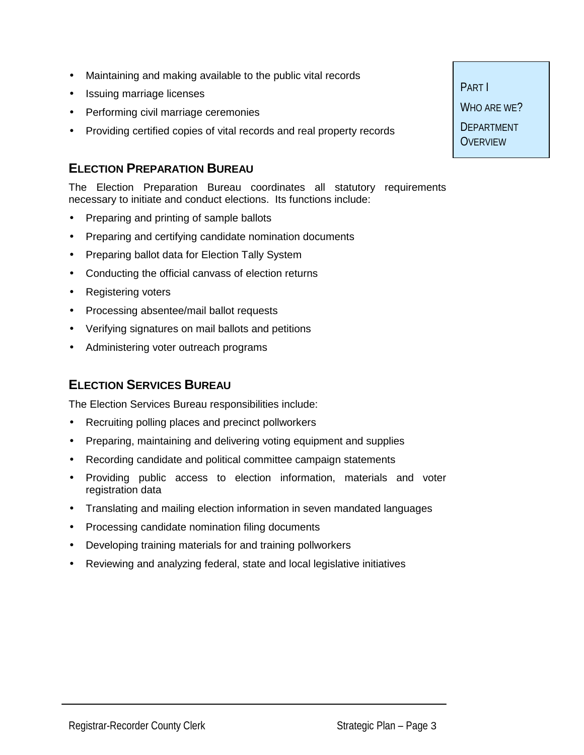- Maintaining and making available to the public vital records
- Issuing marriage licenses
- Performing civil marriage ceremonies
- Providing certified copies of vital records and real property records

PART I

WHO ARE WE?

DEPARTMENT OVERVIEW

## ELECTION PREPARATION BUREAU

The Election Preparation Bureau coordinates all statutory requirements necessary to initiate and conduct elections. Its functions include:

- Preparing and printing of sample ballots
- Preparing and certifying candidate nomination documents
- Preparing ballot data for Election Tally System
- Conducting the official canvass of election returns
- Registering voters
- Processing absentee/mail ballot requests
- Verifying signatures on mail ballots and petitions
- Administering voter outreach programs

## ELECTION SERVICES BUREAU

The Election Services Bureau responsibilities include:

- Recruiting polling places and precinct pollworkers
- Preparing, maintaining and delivering voting equipment and supplies
- Recording candidate and political committee campaign statements
- Providing public access to election information, materials and voter registration data
- Translating and mailing election information in seven mandated languages
- Processing candidate nomination filing documents
- Developing training materials for and training pollworkers
- Reviewing and analyzing federal, state and local legislative initiatives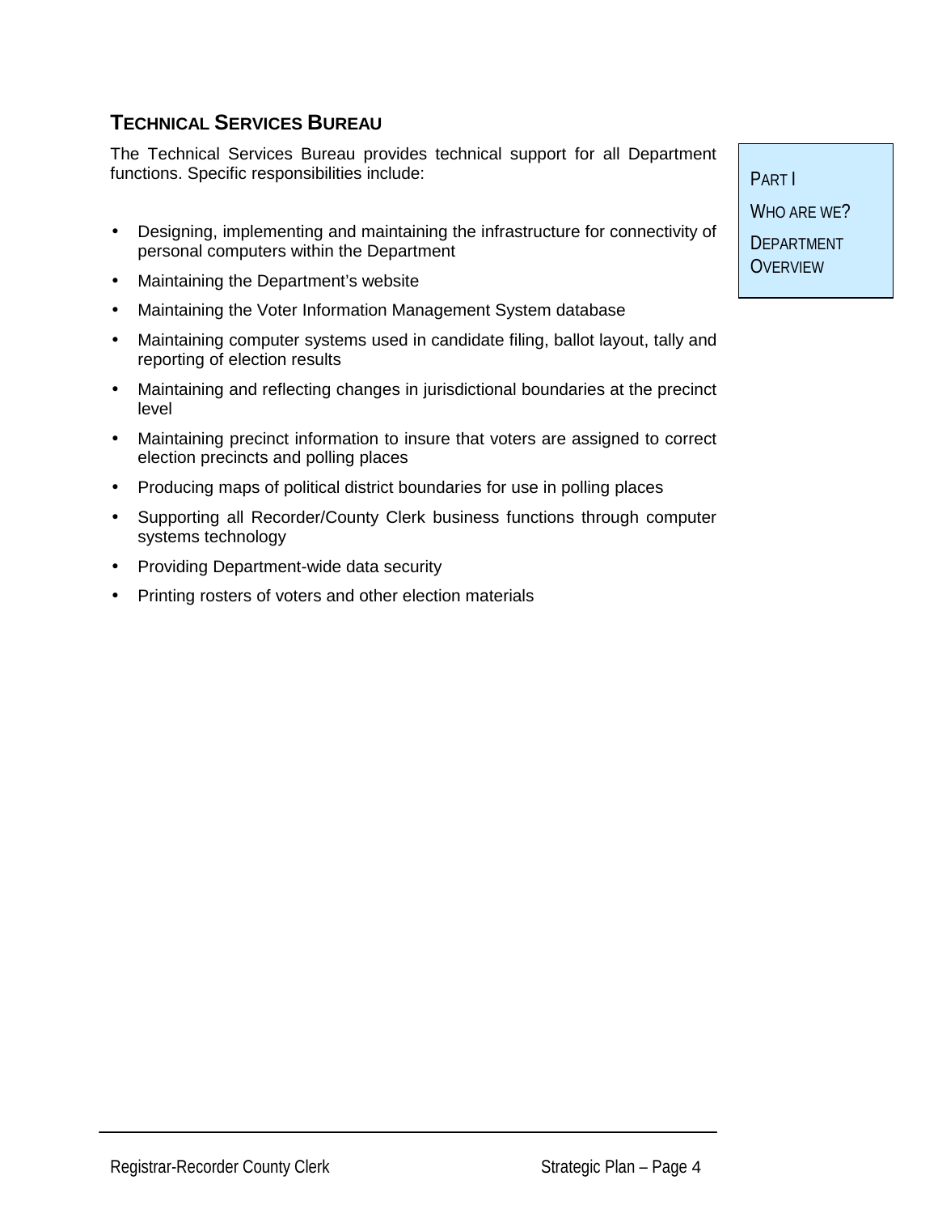## TECHNICAL SERVICES BUREAU

The Technical Services Bureau provides technical support for all Department functions. Specific responsibilities include:

- Designing, implementing and maintaining the infrastructure for connectivity of personal computers within the Department
- Maintaining the Department's website
- Maintaining the Voter Information Management System database
- Maintaining computer systems used in candidate filing, ballot layout, tally and reporting of election results
- Maintaining and reflecting changes in jurisdictional boundaries at the precinct level
- Maintaining precinct information to insure that voters are assigned to correct election precincts and polling places
- Producing maps of political district boundaries for use in polling places
- Supporting all Recorder/County Clerk business functions through computer systems technology
- Providing Department-wide data security
- Printing rosters of voters and other election materials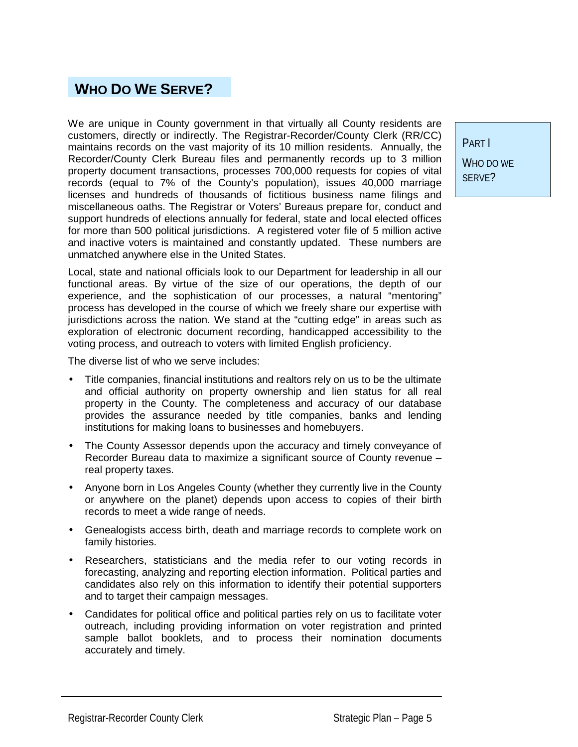## WHO DO WE SERVE?

PART I

WHO DO WE SERVE?

We are unique in County government in that virtually all County residents are customers, directly or indirectly. The Registrar-Recorder/County Clerk (RR/CC) maintains records on the vast majority of its 10 million residents. Annually, the Recorder/County Clerk Bureau files and permanently records up to 3 million property document transactions, processes 700,000 requests for copies of vital records (equal to 7% of the County's population), issues 40,000 marriage licenses and hundreds of thousands of fictitious business name filings and miscellaneous oaths. The Registrar or Voters' Bureaus prepare for, conduct and support hundreds of elections annually for federal, state and local elected offices for more than 500 political jurisdictions. A registered voter file of 5 million active and inactive voters is maintained and constantly updated. These numbers are unmatched anywhere else in the United States.

Local, state and national officials look to our Department for leadership in all our functional areas. By virtue of the size of our operations, the depth of our experience, and the sophistication of our processes, a natural "mentoring" process has developed in the course of which we freely share our expertise with jurisdictions across the nation. We stand at the "cutting edge" in areas such as exploration of electronic document recording, handicapped accessibility to the voting process, and outreach to voters with limited English proficiency.

The diverse list of who we serve includes:

- Title companies, financial institutions and realtors rely on us to be the ultimate and official authority on property ownership and lien status for all real property in the County. The completeness and accuracy of our database provides the assurance needed by title companies, banks and lending institutions for making loans to businesses and homebuyers.
- The County Assessor depends upon the accuracy and timely conveyance of Recorder Bureau data to maximize a significant source of County revenue – real property taxes.
- Anyone born in Los Angeles County (whether they currently live in the County or anywhere on the planet) depends upon access to copies of their birth records to meet a wide range of needs.
- Genealogists access birth, death and marriage records to complete work on family histories.
- Researchers, statisticians and the media refer to our voting records in forecasting, analyzing and reporting election information. Political parties and candidates also rely on this information to identify their potential supporters and to target their campaign messages.
- Candidates for political office and political parties rely on us to facilitate voter outreach, including providing information on voter registration and printed sample ballot booklets, and to process their nomination documents accurately and timely.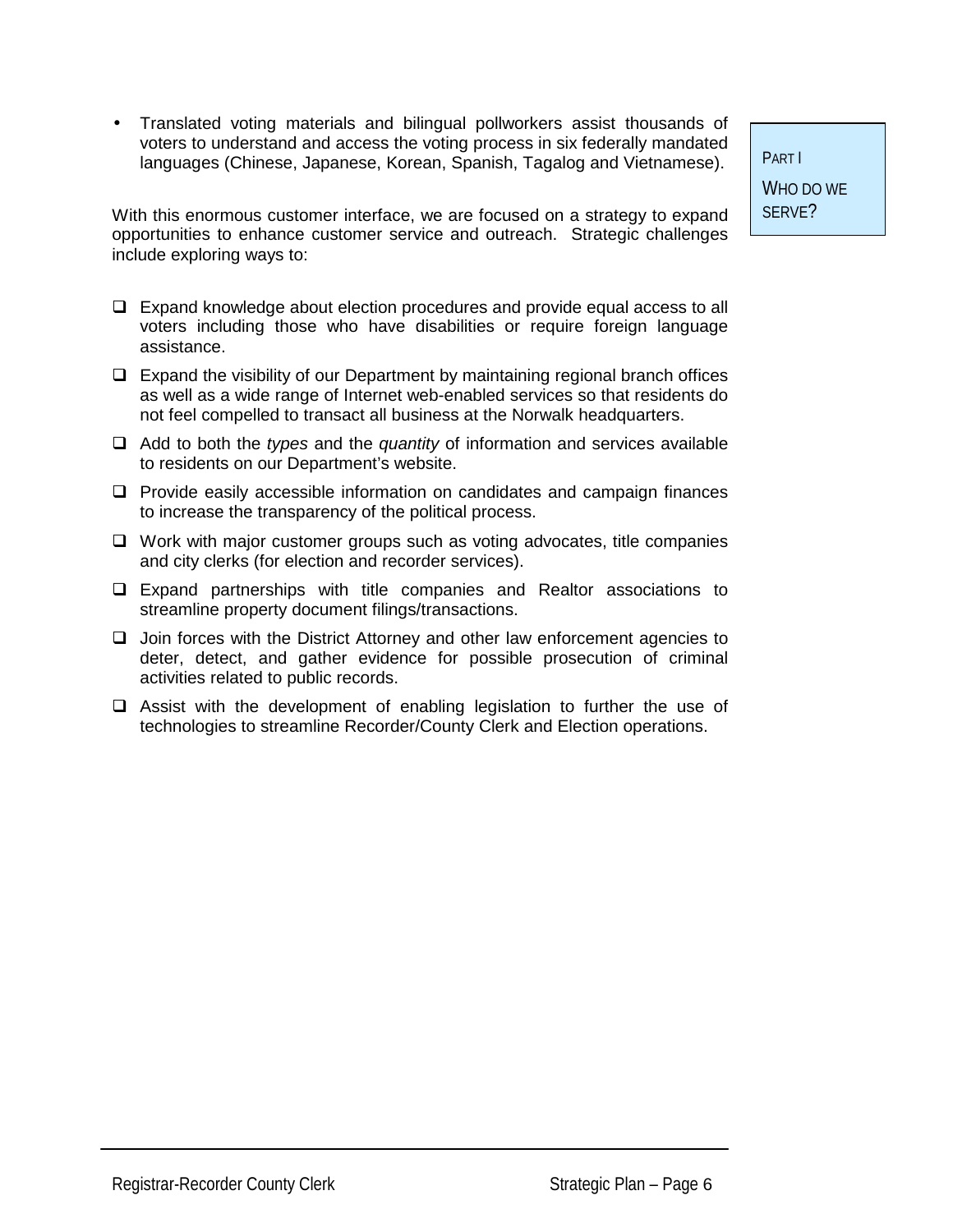- Translated voting materials and bilingual pollworkers assist thousands of voters to understand and access the voting process in six federally mandated languages (Chinese, Japanese, Korean, Spanish, Tagalog and Vietnamese).

PART I

WHO DO WE SERVE?

With this enormous customer interface, we are focused on a strategy to expand opportunities to enhance customer service and outreach. Strategic challenges include exploring ways to:

- Expand knowledge about election procedures and provide equal access to all voters including those who have disabilities or require foreign language assistance.
- Expand the visibility of our Department by maintaining regional branch offices as well as a wide range of Internet web-enabled services so that residents do not feel compelled to transact all business at the Norwalk headquarters.
- Add to both the *types* and the *quantity* of information and services available to residents on our Department's website.
- Provide easily accessible information on candidates and campaign finances to increase the transparency of the political process.
- Work with major customer groups such as voting advocates, title companies and city clerks (for election and recorder services).
- Expand partnerships with title companies and Realtor associations to streamline property document filings/transactions.
- Join forces with the District Attorney and other law enforcement agencies to deter, detect, and gather evidence for possible prosecution of criminal activities related to public records.
- Assist with the development of enabling legislation to further the use of technologies to streamline Recorder/County Clerk and Election operations.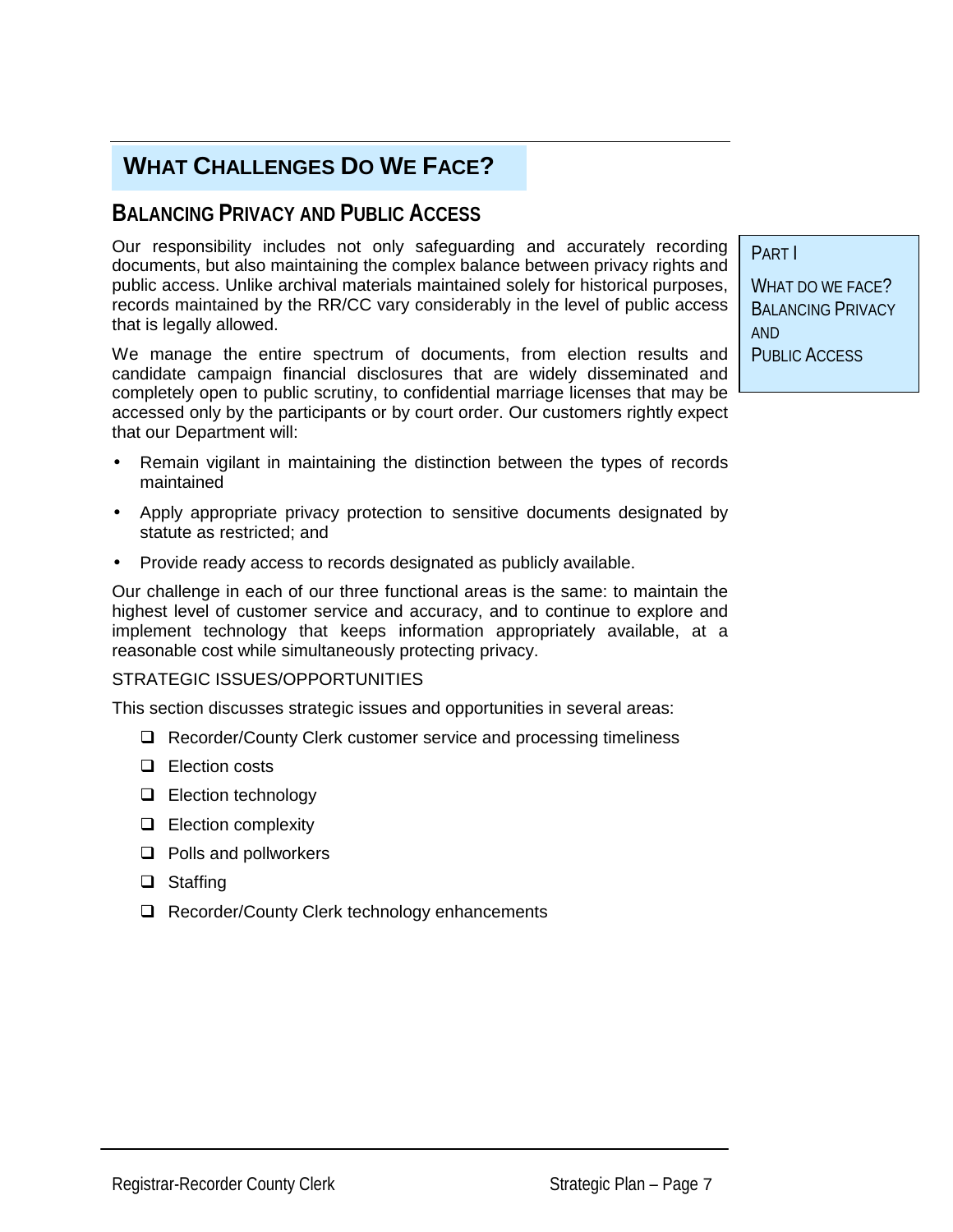## WHAT CHALLENGES DO WE FACE?

### BALANCING PRIVACY AND PUBLIC ACCESS

PART I

WHAT DO WE FACE? BALANCING PRIVACY AND PUBLIC ACCESS

Our responsibility includes not only safeguarding and accurately recording documents, but also maintaining the complex balance between privacy rights and public access. Unlike archival materials maintained solely for historical purposes, records maintained by the RR/CC vary considerably in the level of public access that is legally allowed.

We manage the entire spectrum of documents, from election results and candidate campaign financial disclosures that are widely disseminated and completely open to public scrutiny, to confidential marriage licenses that may be accessed only by the participants or by court order. Our customers rightly expect that our Department will:

- Remain vigilant in maintaining the distinction between the types of records maintained
- Apply appropriate privacy protection to sensitive documents designated by statute as restricted; and
- Provide ready access to records designated as publicly available.

Our challenge in each of our three functional areas is the same: to maintain the highest level of customer service and accuracy, and to continue to explore and implement technology that keeps information appropriately available, at a reasonable cost while simultaneously protecting privacy.

STRATEGIC ISSUES/OPPORTUNITIES

This section discusses strategic issues and opportunities in several areas:

- ❑ Recorder/County Clerk customer service and processing timeliness
- ❑ Election costs
- ❑ Election technology
- ❑ Election complexity
- ❑ Polls and pollworkers
- ❑ Staffing
- ❑ Recorder/County Clerk technology enhancements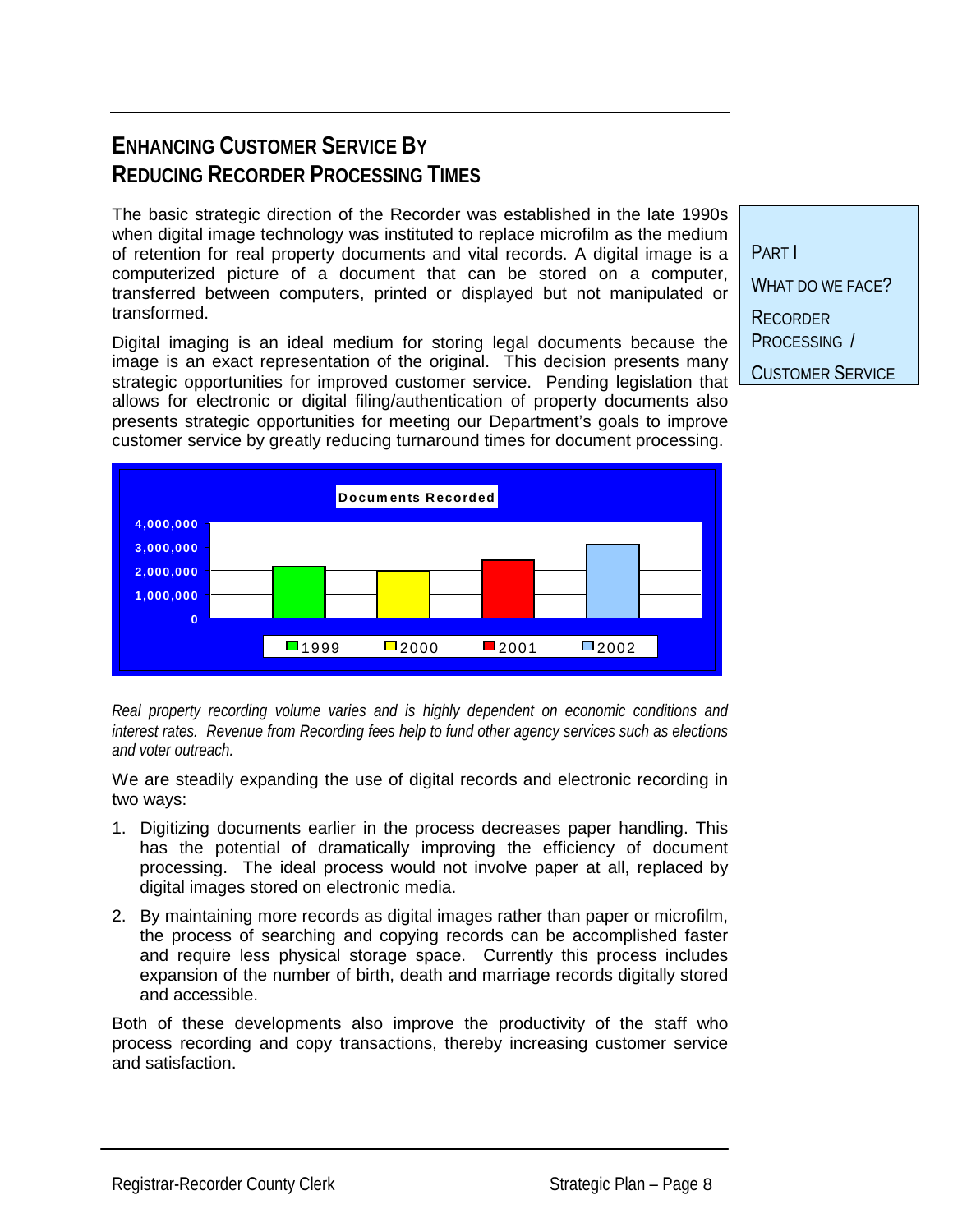## ENHANCING CUSTOMER SERVICE BY REDUCING RECORDER PROCESSING TIMES

PART I

WHAT DO WE FACE?

RECORDER PROCESSING / CUSTOMER SERVICE

The basic strategic direction of the Recorder was established in the late 1990s when digital image technology was instituted to replace microfilm as the medium of retention for real property documents and vital records. A digital image is a computerized picture of a document that can be stored on a computer, transferred between computers, printed or displayed but not manipulated or transformed.

Digital imaging is an ideal medium for storing legal documents because the image is an exact representation of the original. This decision presents many strategic opportunities for improved customer service. Pending legislation that allows for electronic or digital filing/authentication of property documents also presents strategic opportunities for meeting our Department's goals to improve customer service by greatly reducing turnaround times for document processing.

**Documents Recorded**

4,000,000
3,000,000
2,000,000
1,000,000
0

1999 2000 2001 2002

*Real property recording volume varies and is highly dependent on economic conditions and interest rates. Revenue from Recording fees help to fund other agency services such as elections and voter outreach.*

We are steadily expanding the use of digital records and electronic recording in two ways:

1. Digitizing documents earlier in the process decreases paper handling. This has the potential of dramatically improving the efficiency of document processing. The ideal process would not involve paper at all, replaced by digital images stored on electronic media.
2. By maintaining more records as digital images rather than paper or microfilm, the process of searching and copying records can be accomplished faster and require less physical storage space. Currently this process includes expansion of the number of birth, death and marriage records digitally stored and accessible.

Both of these developments also improve the productivity of the staff who process recording and copy transactions, thereby increasing customer service and satisfaction.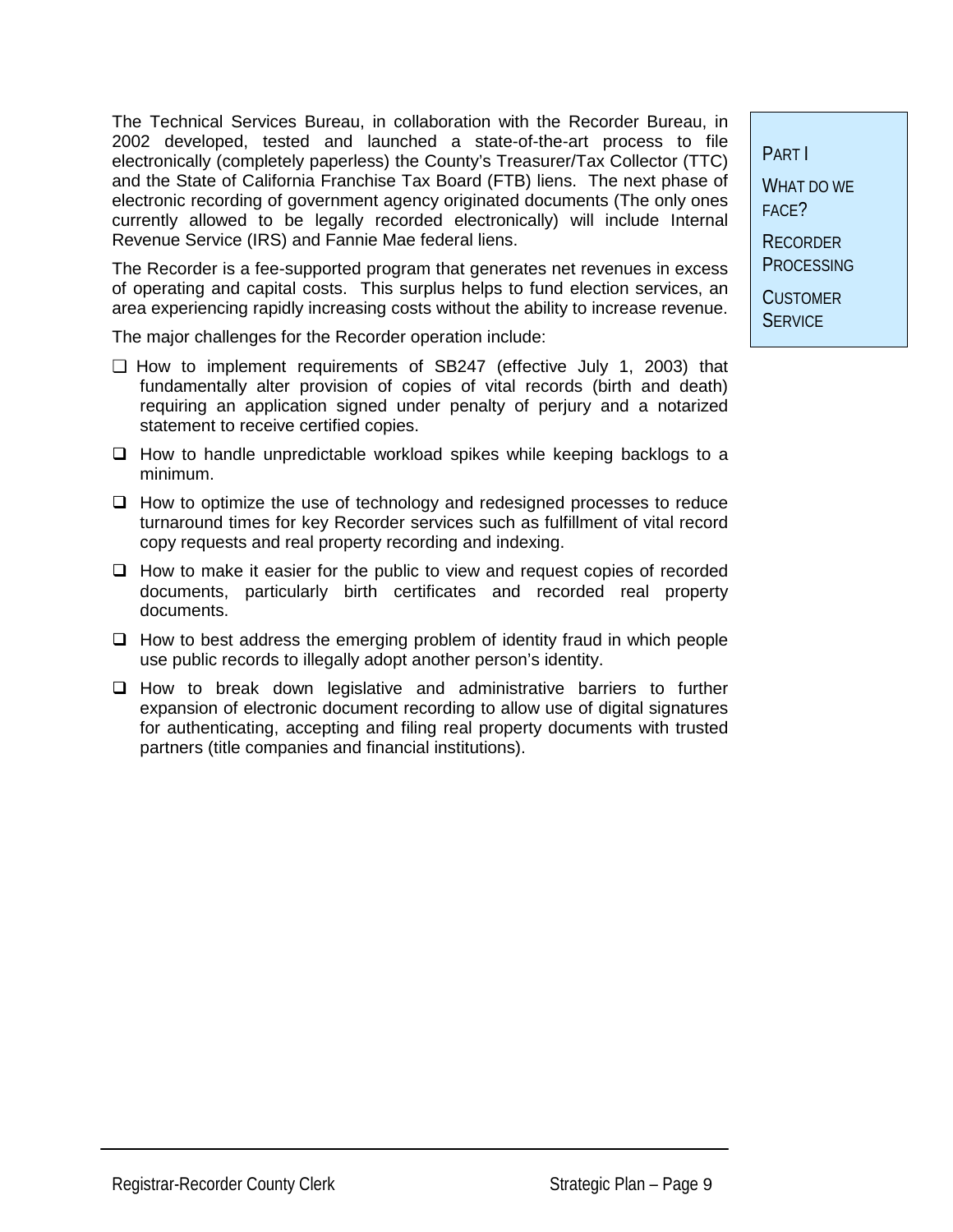PART I

WHAT DO WE FACE?

RECORDER PROCESSING

CUSTOMER SERVICE

The Technical Services Bureau, in collaboration with the Recorder Bureau, in 2002 developed, tested and launched a state-of-the-art process to file electronically (completely paperless) the County's Treasurer/Tax Collector (TTC) and the State of California Franchise Tax Board (FTB) liens. The next phase of electronic recording of government agency originated documents (The only ones currently allowed to be legally recorded electronically) will include Internal Revenue Service (IRS) and Fannie Mae federal liens.

The Recorder is a fee-supported program that generates net revenues in excess of operating and capital costs. This surplus helps to fund election services, an area experiencing rapidly increasing costs without the ability to increase revenue.

The major challenges for the Recorder operation include:

- ❑ How to implement requirements of SB247 (effective July 1, 2003) that fundamentally alter provision of copies of vital records (birth and death) requiring an application signed under penalty of perjury and a notarized statement to receive certified copies.
- ❑ How to handle unpredictable workload spikes while keeping backlogs to a minimum.
- ❑ How to optimize the use of technology and redesigned processes to reduce turnaround times for key Recorder services such as fulfillment of vital record copy requests and real property recording and indexing.
- ❑ How to make it easier for the public to view and request copies of recorded documents, particularly birth certificates and recorded real property documents.
- ❑ How to best address the emerging problem of identity fraud in which people use public records to illegally adopt another person's identity.
- ❑ How to break down legislative and administrative barriers to further expansion of electronic document recording to allow use of digital signatures for authenticating, accepting and filing real property documents with trusted partners (title companies and financial institutions).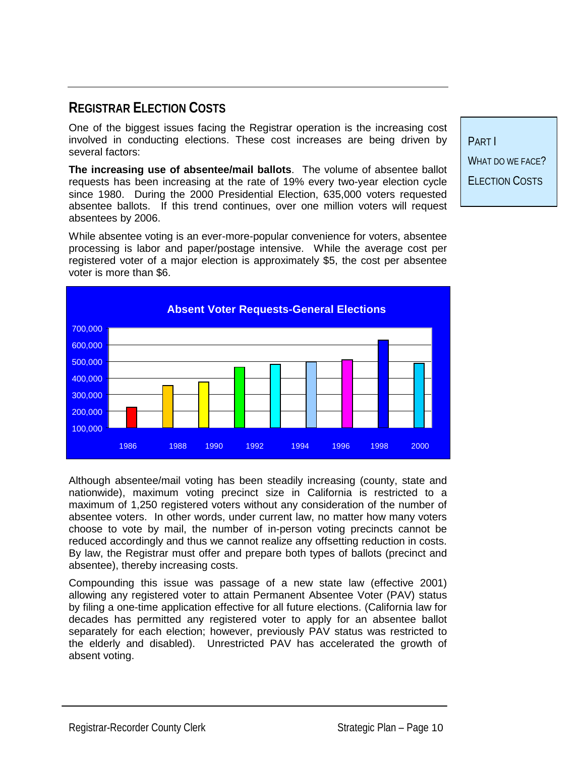## Registrar Election Costs

Part I

What do we face?

Election Costs

One of the biggest issues facing the Registrar operation is the increasing cost involved in conducting elections. These cost increases are being driven by several factors:

**The increasing use of absentee/mail ballots**. The volume of absentee ballot requests has been increasing at the rate of 19% every two-year election cycle since 1980. During the 2000 Presidential Election, 635,000 voters requested absentee ballots. If this trend continues, over one million voters will request absentees by 2006.

While absentee voting is an ever-more-popular convenience for voters, absentee processing is labor and paper/postage intensive. While the average cost per registered voter of a major election is approximately $5, the cost per absentee voter is more than $6.

**Absent Voter Requests-General Elections**

Although absentee/mail voting has been steadily increasing (county, state and nationwide), maximum voting precinct size in California is restricted to a maximum of 1,250 registered voters without any consideration of the number of absentee voters. In other words, under current law, no matter how many voters choose to vote by mail, the number of in-person voting precincts cannot be reduced accordingly and thus we cannot realize any offsetting reduction in costs. By law, the Registrar must offer and prepare both types of ballots (precinct and absentee), thereby increasing costs.

Compounding this issue was passage of a new state law (effective 2001) allowing any registered voter to attain Permanent Absentee Voter (PAV) status by filing a one-time application effective for all future elections. (California law for decades has permitted any registered voter to apply for an absentee ballot separately for each election; however, previously PAV status was restricted to the elderly and disabled). Unrestricted PAV has accelerated the growth of absent voting.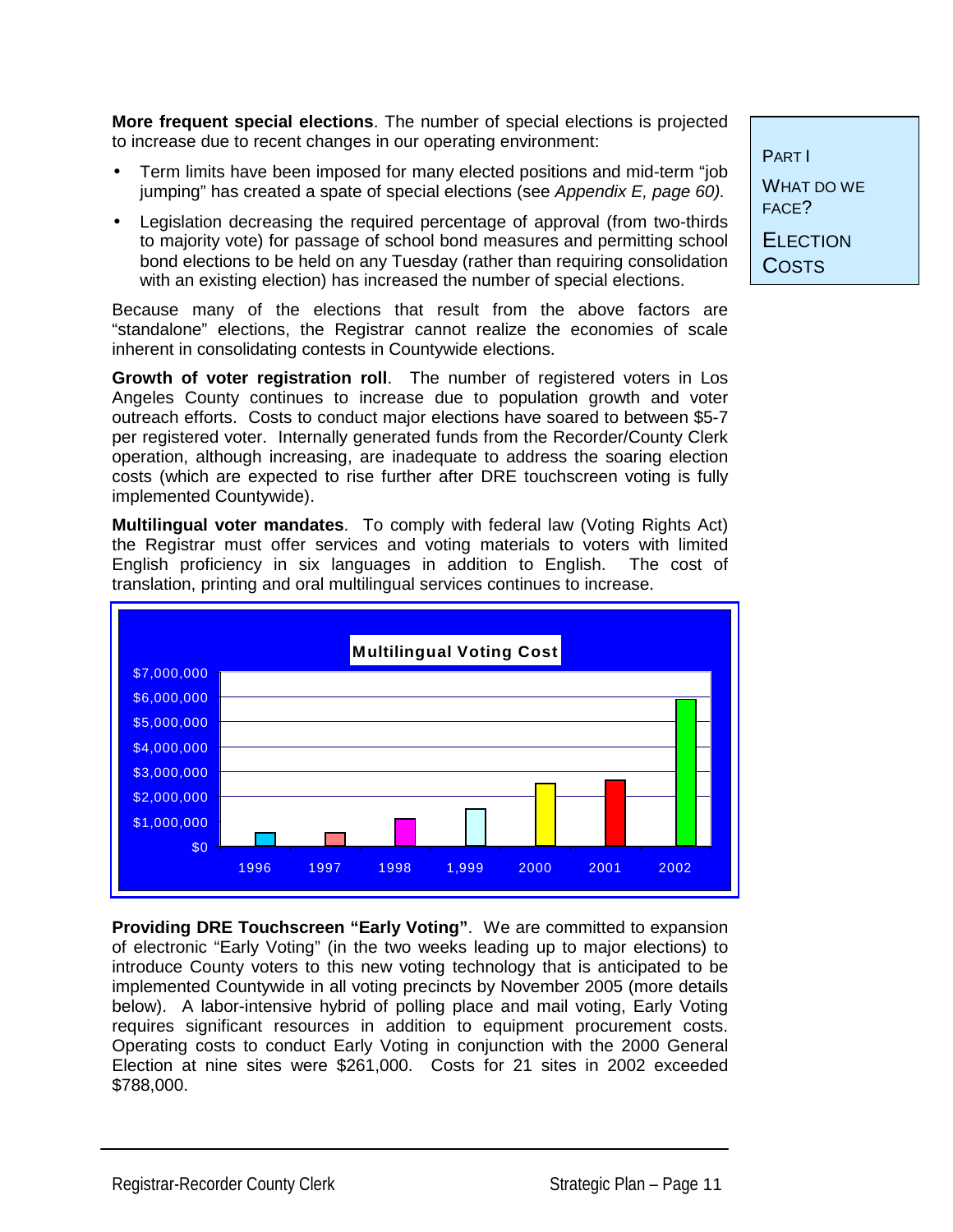**More frequent special elections**. The number of special elections is projected to increase due to recent changes in our operating environment:

- Term limits have been imposed for many elected positions and mid-term "job jumping" has created a spate of special elections (see *Appendix E, page 60).*
- Legislation decreasing the required percentage of approval (from two-thirds to majority vote) for passage of school bond measures and permitting school bond elections to be held on any Tuesday (rather than requiring consolidation with an existing election) has increased the number of special elections.

Because many of the elections that result from the above factors are "standalone" elections, the Registrar cannot realize the economies of scale inherent in consolidating contests in Countywide elections.

**Growth of voter registration roll**. The number of registered voters in Los Angeles County continues to increase due to population growth and voter outreach efforts. Costs to conduct major elections have soared to between $5-7 per registered voter. Internally generated funds from the Recorder/County Clerk operation, although increasing, are inadequate to address the soaring election costs (which are expected to rise further after DRE touchscreen voting is fully implemented Countywide).

**Multilingual voter mandates**. To comply with federal law (Voting Rights Act) the Registrar must offer services and voting materials to voters with limited English proficiency in six languages in addition to English. The cost of translation, printing and oral multilingual services continues to increase.

**Multilingual Voting Cost**

| Year | Cost (approx.) |
|---|---|
| 1996 | $500,000 |
| 1997 | $500,000 |
| 1998 | $1,100,000 |
| 1,999 | $1,500,000 |
| 2000 | $2,500,000 |
| 2001 | $2,600,000 |
| 2002 | $5,900,000 |

**Providing DRE Touchscreen "Early Voting"**. We are committed to expansion of electronic "Early Voting" (in the two weeks leading up to major elections) to introduce County voters to this new voting technology that is anticipated to be implemented Countywide in all voting precincts by November 2005 (more details below). A labor-intensive hybrid of polling place and mail voting, Early Voting requires significant resources in addition to equipment procurement costs. Operating costs to conduct Early Voting in conjunction with the 2000 General Election at nine sites were $261,000. Costs for 21 sites in 2002 exceeded $788,000.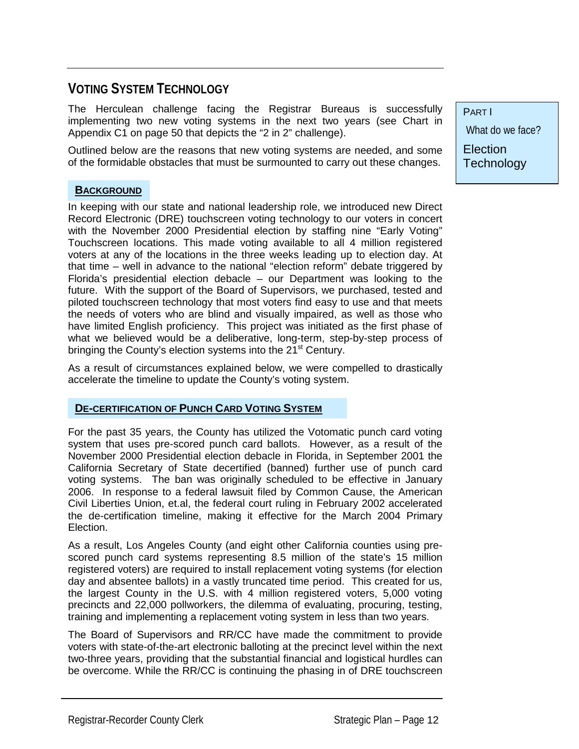## VOTING SYSTEM TECHNOLOGY

PART I

What do we face?

Election Technology

The Herculean challenge facing the Registrar Bureaus is successfully implementing two new voting systems in the next two years (see Chart in Appendix C1 on page 50 that depicts the "2 in 2" challenge).

Outlined below are the reasons that new voting systems are needed, and some of the formidable obstacles that must be surmounted to carry out these changes.

### BACKGROUND

In keeping with our state and national leadership role, we introduced new Direct Record Electronic (DRE) touchscreen voting technology to our voters in concert with the November 2000 Presidential election by staffing nine "Early Voting" Touchscreen locations. This made voting available to all 4 million registered voters at any of the locations in the three weeks leading up to election day. At that time – well in advance to the national "election reform" debate triggered by Florida's presidential election debacle – our Department was looking to the future. With the support of the Board of Supervisors, we purchased, tested and piloted touchscreen technology that most voters find easy to use and that meets the needs of voters who are blind and visually impaired, as well as those who have limited English proficiency. This project was initiated as the first phase of what we believed would be a deliberative, long-term, step-by-step process of bringing the County's election systems into the 21st Century.

As a result of circumstances explained below, we were compelled to drastically accelerate the timeline to update the County's voting system.

### DE-CERTIFICATION OF PUNCH CARD VOTING SYSTEM

For the past 35 years, the County has utilized the Votomatic punch card voting system that uses pre-scored punch card ballots. However, as a result of the November 2000 Presidential election debacle in Florida, in September 2001 the California Secretary of State decertified (banned) further use of punch card voting systems. The ban was originally scheduled to be effective in January 2006. In response to a federal lawsuit filed by Common Cause, the American Civil Liberties Union, et.al, the federal court ruling in February 2002 accelerated the de-certification timeline, making it effective for the March 2004 Primary Election.

As a result, Los Angeles County (and eight other California counties using pre-scored punch card systems representing 8.5 million of the state's 15 million registered voters) are required to install replacement voting systems (for election day and absentee ballots) in a vastly truncated time period. This created for us, the largest County in the U.S. with 4 million registered voters, 5,000 voting precincts and 22,000 pollworkers, the dilemma of evaluating, procuring, testing, training and implementing a replacement voting system in less than two years.

The Board of Supervisors and RR/CC have made the commitment to provide voters with state-of-the-art electronic balloting at the precinct level within the next two-three years, providing that the substantial financial and logistical hurdles can be overcome. While the RR/CC is continuing the phasing in of DRE touchscreen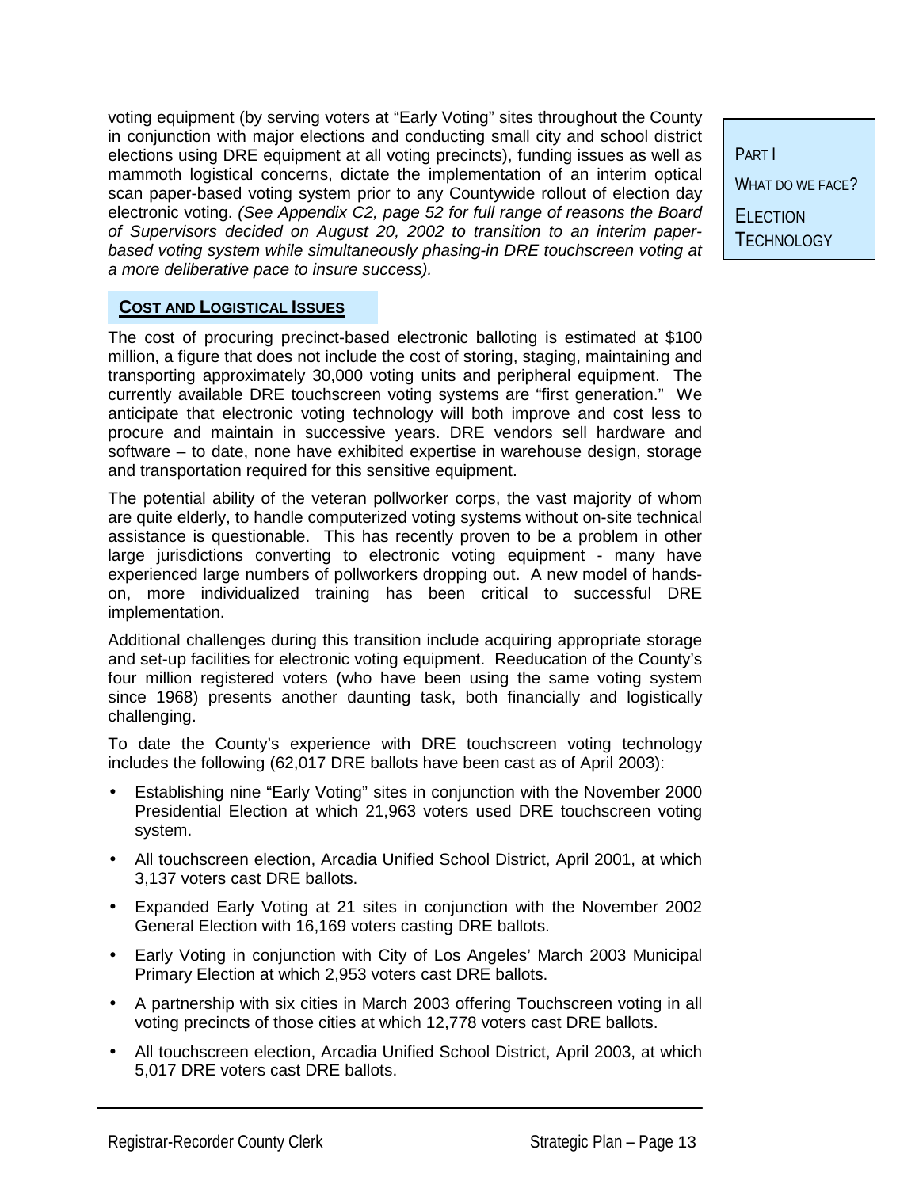voting equipment (by serving voters at "Early Voting" sites throughout the County in conjunction with major elections and conducting small city and school district elections using DRE equipment at all voting precincts), funding issues as well as mammoth logistical concerns, dictate the implementation of an interim optical scan paper-based voting system prior to any Countywide rollout of election day electronic voting. *(See Appendix C2, page 52 for full range of reasons the Board of Supervisors decided on August 20, 2002 to transition to an interim paper-based voting system while simultaneously phasing-in DRE touchscreen voting at a more deliberative pace to insure success).*

PART I

WHAT DO WE FACE?

ELECTION TECHNOLOGY

### COST AND LOGISTICAL ISSUES

The cost of procuring precinct-based electronic balloting is estimated at $100 million, a figure that does not include the cost of storing, staging, maintaining and transporting approximately 30,000 voting units and peripheral equipment. The currently available DRE touchscreen voting systems are "first generation." We anticipate that electronic voting technology will both improve and cost less to procure and maintain in successive years. DRE vendors sell hardware and software – to date, none have exhibited expertise in warehouse design, storage and transportation required for this sensitive equipment.

The potential ability of the veteran pollworker corps, the vast majority of whom are quite elderly, to handle computerized voting systems without on-site technical assistance is questionable. This has recently proven to be a problem in other large jurisdictions converting to electronic voting equipment - many have experienced large numbers of pollworkers dropping out. A new model of hands-on, more individualized training has been critical to successful DRE implementation.

Additional challenges during this transition include acquiring appropriate storage and set-up facilities for electronic voting equipment. Reeducation of the County's four million registered voters (who have been using the same voting system since 1968) presents another daunting task, both financially and logistically challenging.

To date the County's experience with DRE touchscreen voting technology includes the following (62,017 DRE ballots have been cast as of April 2003):

- Establishing nine "Early Voting" sites in conjunction with the November 2000 Presidential Election at which 21,963 voters used DRE touchscreen voting system.
- All touchscreen election, Arcadia Unified School District, April 2001, at which 3,137 voters cast DRE ballots.
- Expanded Early Voting at 21 sites in conjunction with the November 2002 General Election with 16,169 voters casting DRE ballots.
- Early Voting in conjunction with City of Los Angeles' March 2003 Municipal Primary Election at which 2,953 voters cast DRE ballots.
- A partnership with six cities in March 2003 offering Touchscreen voting in all voting precincts of those cities at which 12,778 voters cast DRE ballots.
- All touchscreen election, Arcadia Unified School District, April 2003, at which 5,017 DRE voters cast DRE ballots.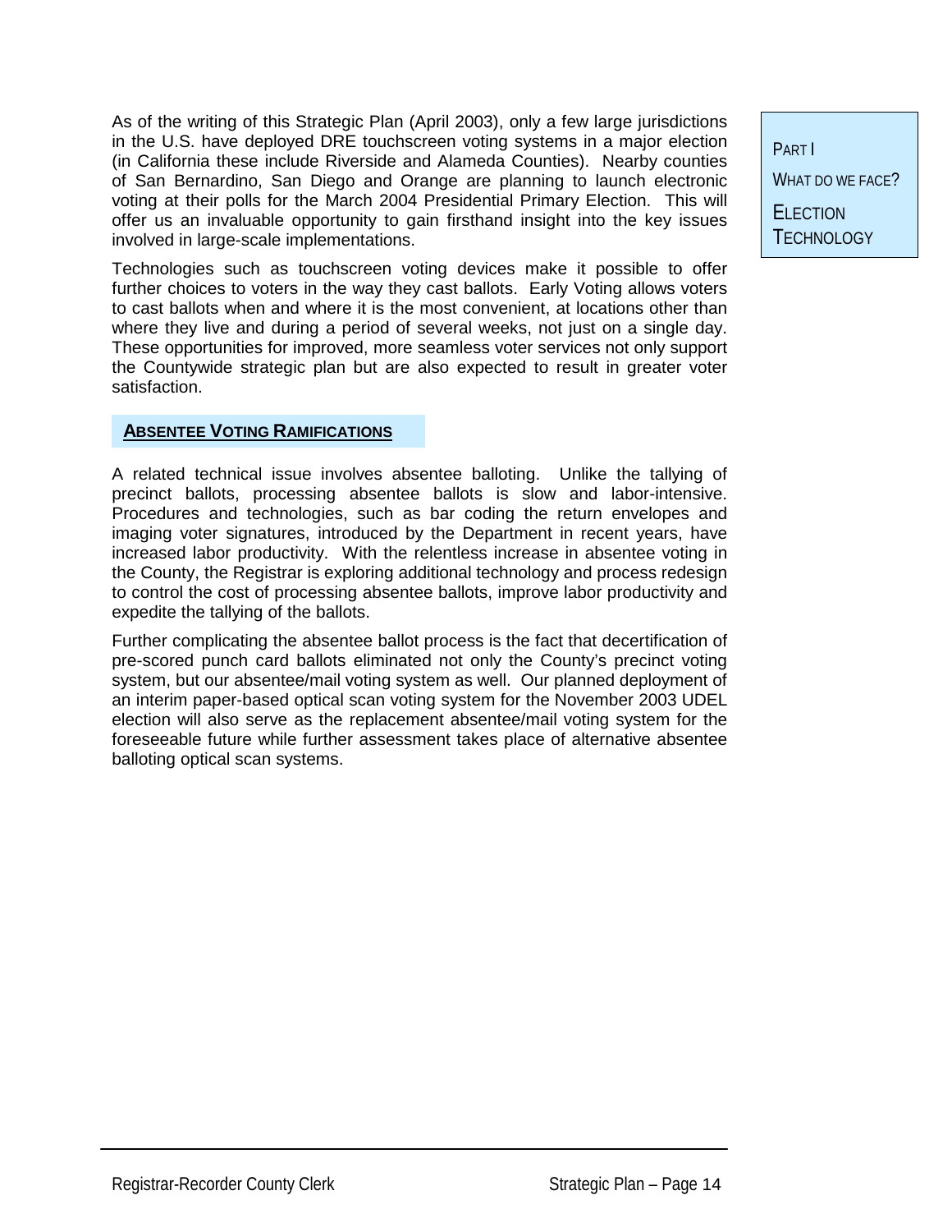As of the writing of this Strategic Plan (April 2003), only a few large jurisdictions in the U.S. have deployed DRE touchscreen voting systems in a major election (in California these include Riverside and Alameda Counties). Nearby counties of San Bernardino, San Diego and Orange are planning to launch electronic voting at their polls for the March 2004 Presidential Primary Election. This will offer us an invaluable opportunity to gain firsthand insight into the key issues involved in large-scale implementations.

Technologies such as touchscreen voting devices make it possible to offer further choices to voters in the way they cast ballots. Early Voting allows voters to cast ballots when and where it is the most convenient, at locations other than where they live and during a period of several weeks, not just on a single day. These opportunities for improved, more seamless voter services not only support the Countywide strategic plan but are also expected to result in greater voter satisfaction.

### ABSENTEE VOTING RAMIFICATIONS

A related technical issue involves absentee balloting. Unlike the tallying of precinct ballots, processing absentee ballots is slow and labor-intensive. Procedures and technologies, such as bar coding the return envelopes and imaging voter signatures, introduced by the Department in recent years, have increased labor productivity. With the relentless increase in absentee voting in the County, the Registrar is exploring additional technology and process redesign to control the cost of processing absentee ballots, improve labor productivity and expedite the tallying of the ballots.

Further complicating the absentee ballot process is the fact that decertification of pre-scored punch card ballots eliminated not only the County's precinct voting system, but our absentee/mail voting system as well. Our planned deployment of an interim paper-based optical scan voting system for the November 2003 UDEL election will also serve as the replacement absentee/mail voting system for the foreseeable future while further assessment takes place of alternative absentee balloting optical scan systems.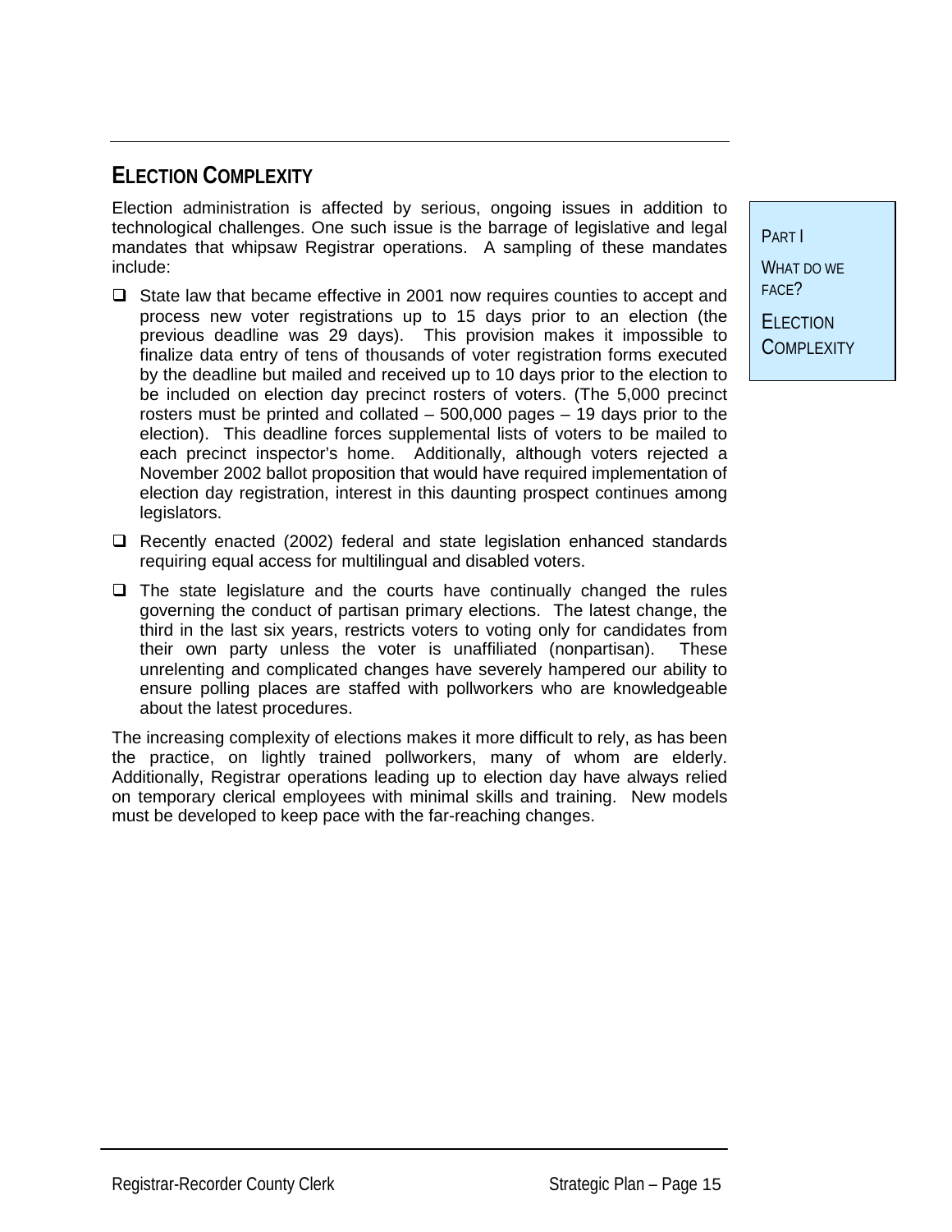## ELECTION COMPLEXITY

Election administration is affected by serious, ongoing issues in addition to technological challenges. One such issue is the barrage of legislative and legal mandates that whipsaw Registrar operations. A sampling of these mandates include:

- State law that became effective in 2001 now requires counties to accept and process new voter registrations up to 15 days prior to an election (the previous deadline was 29 days). This provision makes it impossible to finalize data entry of tens of thousands of voter registration forms executed by the deadline but mailed and received up to 10 days prior to the election to be included on election day precinct rosters of voters. (The 5,000 precinct rosters must be printed and collated – 500,000 pages – 19 days prior to the election). This deadline forces supplemental lists of voters to be mailed to each precinct inspector's home. Additionally, although voters rejected a November 2002 ballot proposition that would have required implementation of election day registration, interest in this daunting prospect continues among legislators.
- Recently enacted (2002) federal and state legislation enhanced standards requiring equal access for multilingual and disabled voters.
- The state legislature and the courts have continually changed the rules governing the conduct of partisan primary elections. The latest change, the third in the last six years, restricts voters to voting only for candidates from their own party unless the voter is unaffiliated (nonpartisan). These unrelenting and complicated changes have severely hampered our ability to ensure polling places are staffed with pollworkers who are knowledgeable about the latest procedures.

The increasing complexity of elections makes it more difficult to rely, as has been the practice, on lightly trained pollworkers, many of whom are elderly. Additionally, Registrar operations leading up to election day have always relied on temporary clerical employees with minimal skills and training. New models must be developed to keep pace with the far-reaching changes.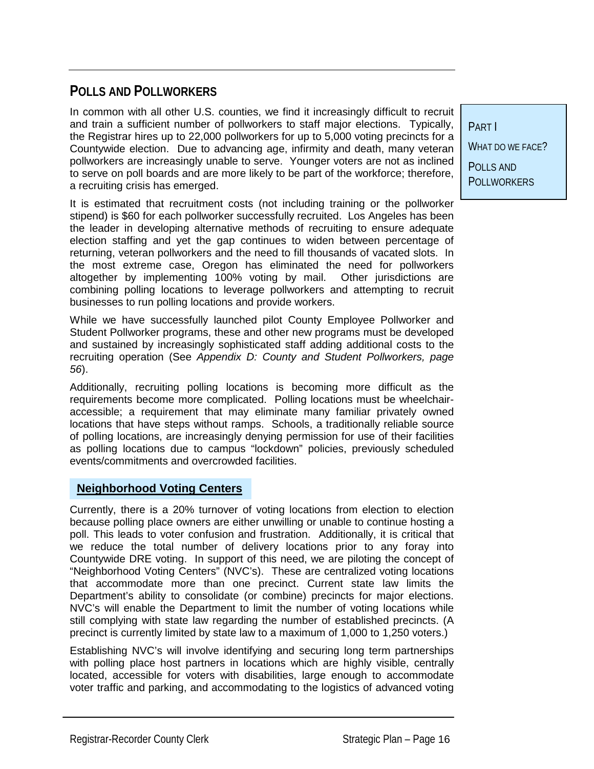## POLLS AND POLLWORKERS

In common with all other U.S. counties, we find it increasingly difficult to recruit and train a sufficient number of pollworkers to staff major elections. Typically, the Registrar hires up to 22,000 pollworkers for up to 5,000 voting precincts for a Countywide election. Due to advancing age, infirmity and death, many veteran pollworkers are increasingly unable to serve. Younger voters are not as inclined to serve on poll boards and are more likely to be part of the workforce; therefore, a recruiting crisis has emerged.

PART I

WHAT DO WE FACE?

POLLS AND POLLWORKERS

It is estimated that recruitment costs (not including training or the pollworker stipend) is $60 for each pollworker successfully recruited. Los Angeles has been the leader in developing alternative methods of recruiting to ensure adequate election staffing and yet the gap continues to widen between percentage of returning, veteran pollworkers and the need to fill thousands of vacated slots. In the most extreme case, Oregon has eliminated the need for pollworkers altogether by implementing 100% voting by mail. Other jurisdictions are combining polling locations to leverage pollworkers and attempting to recruit businesses to run polling locations and provide workers.

While we have successfully launched pilot County Employee Pollworker and Student Pollworker programs, these and other new programs must be developed and sustained by increasingly sophisticated staff adding additional costs to the recruiting operation (See *Appendix D: County and Student Pollworkers, page 56*).

Additionally, recruiting polling locations is becoming more difficult as the requirements become more complicated. Polling locations must be wheelchair-accessible; a requirement that may eliminate many familiar privately owned locations that have steps without ramps. Schools, a traditionally reliable source of polling locations, are increasingly denying permission for use of their facilities as polling locations due to campus "lockdown" policies, previously scheduled events/commitments and overcrowded facilities.

### Neighborhood Voting Centers

Currently, there is a 20% turnover of voting locations from election to election because polling place owners are either unwilling or unable to continue hosting a poll. This leads to voter confusion and frustration. Additionally, it is critical that we reduce the total number of delivery locations prior to any foray into Countywide DRE voting. In support of this need, we are piloting the concept of "Neighborhood Voting Centers" (NVC's). These are centralized voting locations that accommodate more than one precinct. Current state law limits the Department's ability to consolidate (or combine) precincts for major elections. NVC's will enable the Department to limit the number of voting locations while still complying with state law regarding the number of established precincts. (A precinct is currently limited by state law to a maximum of 1,000 to 1,250 voters.)

Establishing NVC's will involve identifying and securing long term partnerships with polling place host partners in locations which are highly visible, centrally located, accessible for voters with disabilities, large enough to accommodate voter traffic and parking, and accommodating to the logistics of advanced voting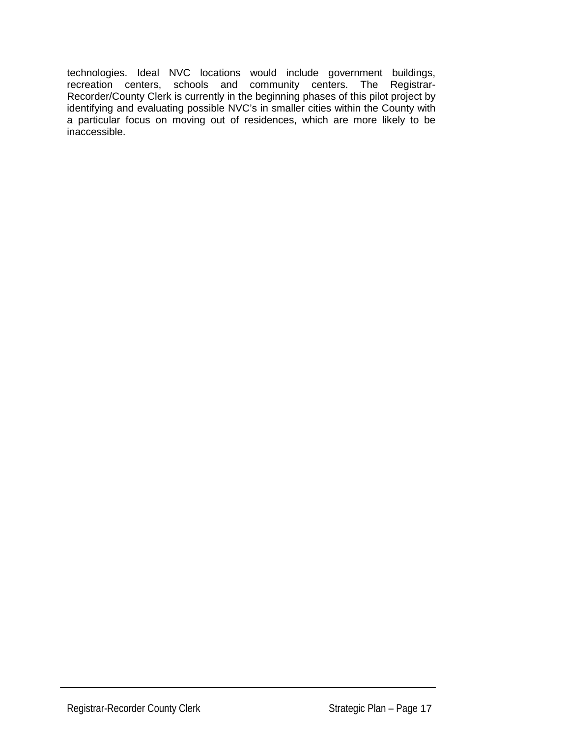technologies. Ideal NVC locations would include government buildings, recreation centers, schools and community centers. The Registrar-Recorder/County Clerk is currently in the beginning phases of this pilot project by identifying and evaluating possible NVC's in smaller cities within the County with a particular focus on moving out of residences, which are more likely to be inaccessible.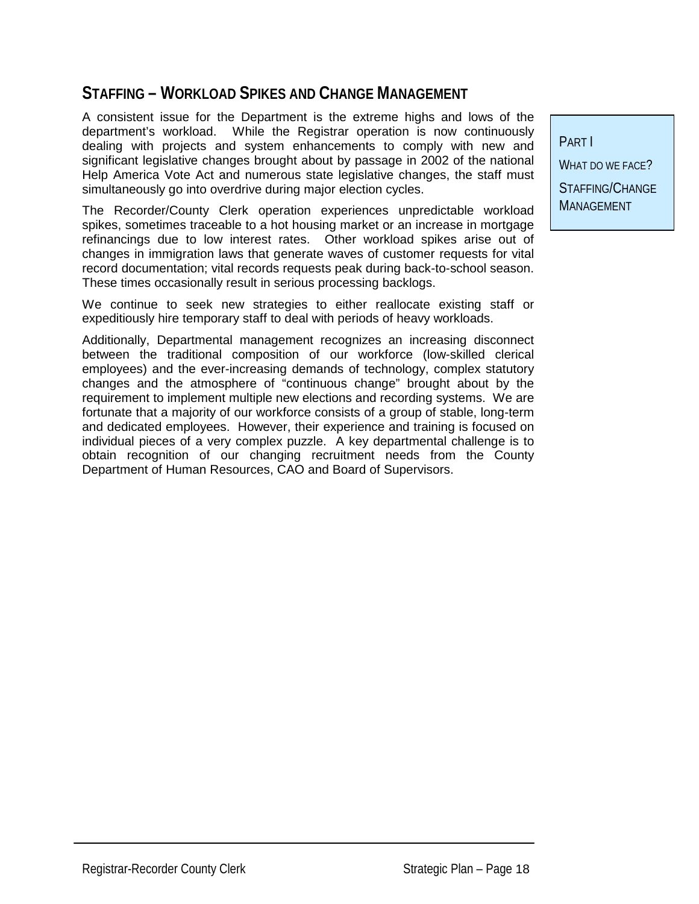## STAFFING – WORKLOAD SPIKES AND CHANGE MANAGEMENT

PART I

WHAT DO WE FACE?

STAFFING/CHANGE MANAGEMENT

A consistent issue for the Department is the extreme highs and lows of the department's workload. While the Registrar operation is now continuously dealing with projects and system enhancements to comply with new and significant legislative changes brought about by passage in 2002 of the national Help America Vote Act and numerous state legislative changes, the staff must simultaneously go into overdrive during major election cycles.

The Recorder/County Clerk operation experiences unpredictable workload spikes, sometimes traceable to a hot housing market or an increase in mortgage refinancings due to low interest rates. Other workload spikes arise out of changes in immigration laws that generate waves of customer requests for vital record documentation; vital records requests peak during back-to-school season. These times occasionally result in serious processing backlogs.

We continue to seek new strategies to either reallocate existing staff or expeditiously hire temporary staff to deal with periods of heavy workloads.

Additionally, Departmental management recognizes an increasing disconnect between the traditional composition of our workforce (low-skilled clerical employees) and the ever-increasing demands of technology, complex statutory changes and the atmosphere of "continuous change" brought about by the requirement to implement multiple new elections and recording systems. We are fortunate that a majority of our workforce consists of a group of stable, long-term and dedicated employees. However, their experience and training is focused on individual pieces of a very complex puzzle. A key departmental challenge is to obtain recognition of our changing recruitment needs from the County Department of Human Resources, CAO and Board of Supervisors.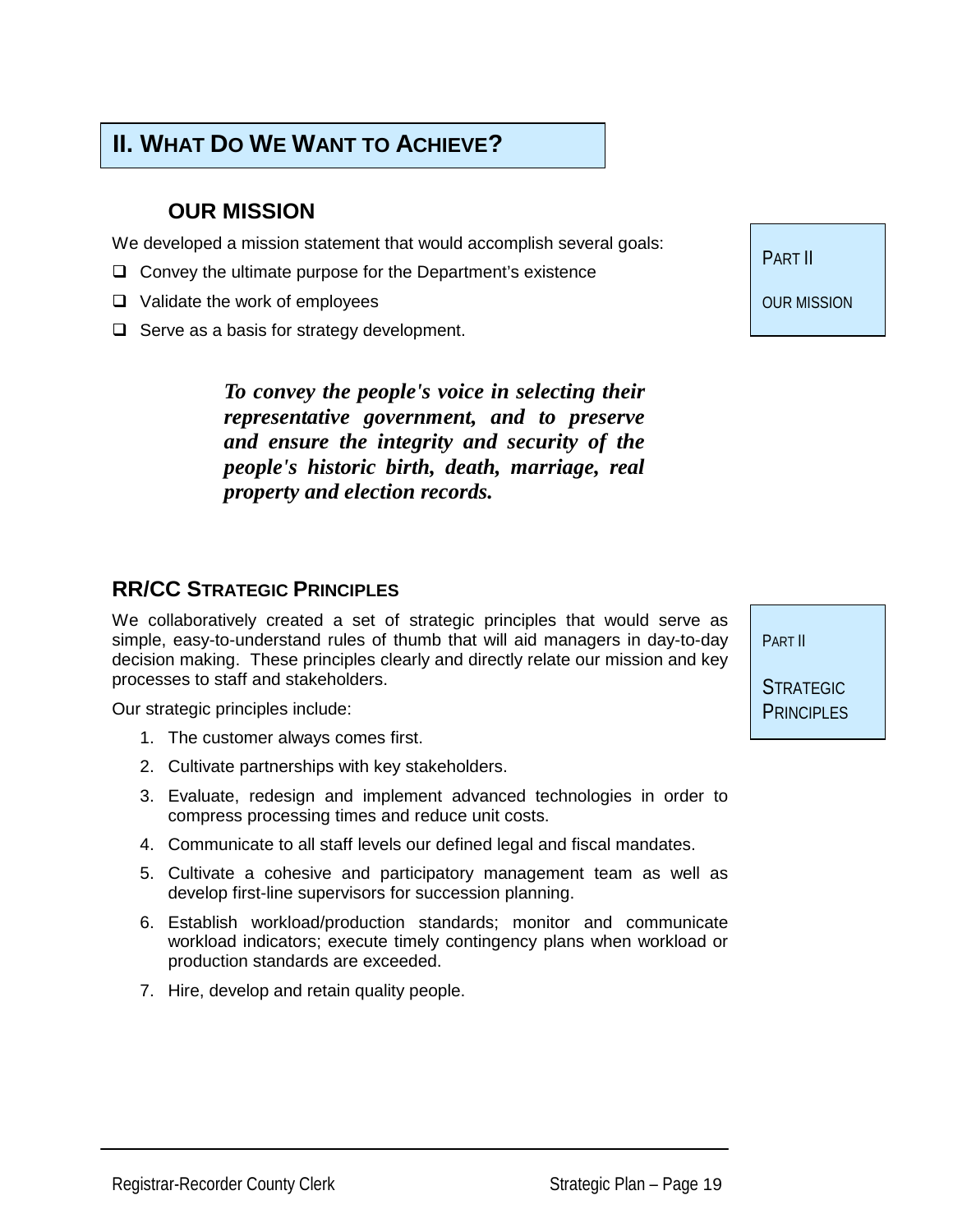## II. WHAT DO WE WANT TO ACHIEVE?

### OUR MISSION

We developed a mission statement that would accomplish several goals:

- Convey the ultimate purpose for the Department's existence
- Validate the work of employees
- Serve as a basis for strategy development.

PART II

OUR MISSION

***To convey the people's voice in selecting their representative government, and to preserve and ensure the integrity and security of the people's historic birth, death, marriage, real property and election records.***

### RR/CC STRATEGIC PRINCIPLES

We collaboratively created a set of strategic principles that would serve as simple, easy-to-understand rules of thumb that will aid managers in day-to-day decision making. These principles clearly and directly relate our mission and key processes to staff and stakeholders.

PART II

STRATEGIC PRINCIPLES

Our strategic principles include:

1. The customer always comes first.
2. Cultivate partnerships with key stakeholders.
3. Evaluate, redesign and implement advanced technologies in order to compress processing times and reduce unit costs.
4. Communicate to all staff levels our defined legal and fiscal mandates.
5. Cultivate a cohesive and participatory management team as well as develop first-line supervisors for succession planning.
6. Establish workload/production standards; monitor and communicate workload indicators; execute timely contingency plans when workload or production standards are exceeded.
7. Hire, develop and retain quality people.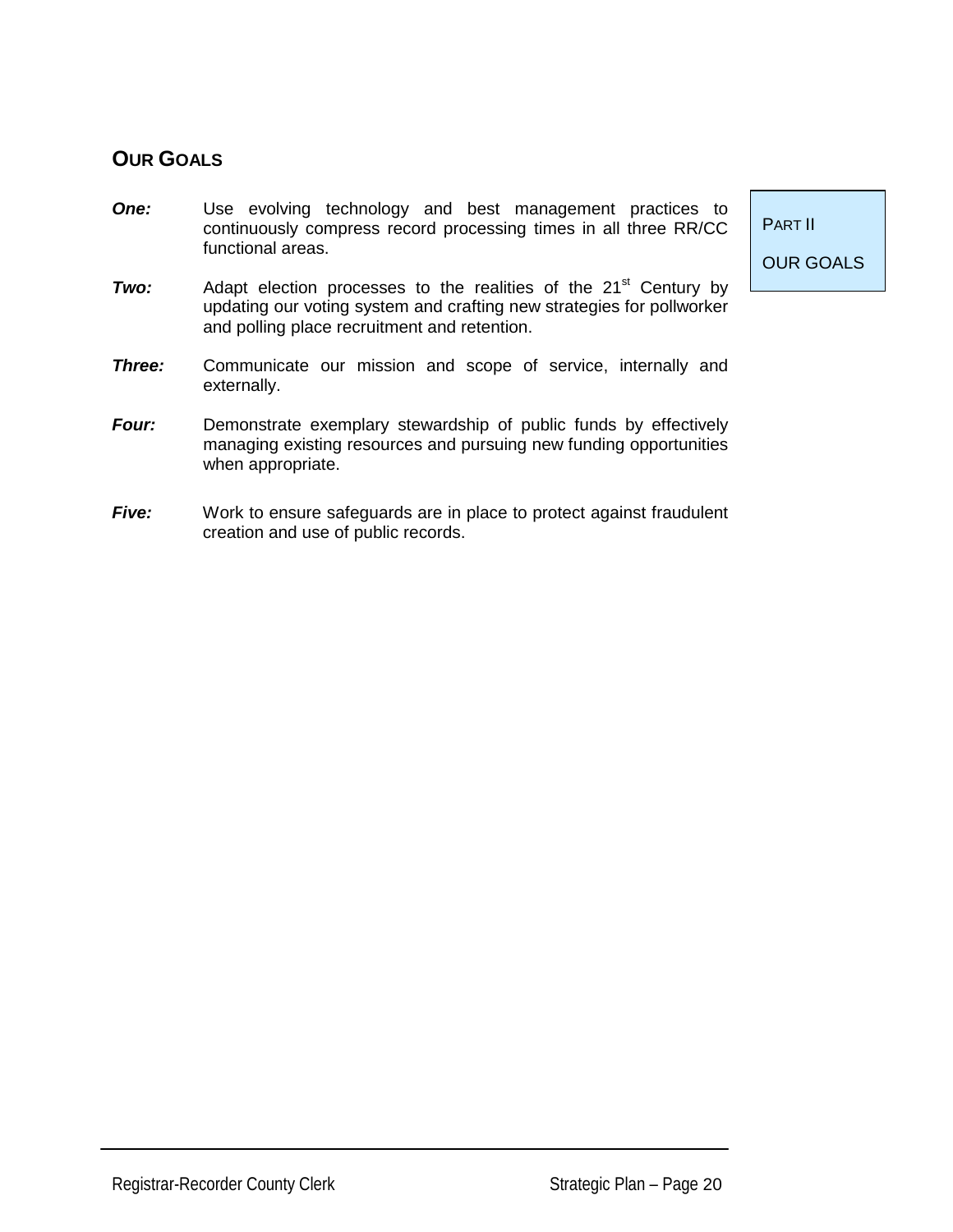## OUR GOALS

PART II

OUR GOALS

***One:*** Use evolving technology and best management practices to continuously compress record processing times in all three RR/CC functional areas.

***Two:*** Adapt election processes to the realities of the 21st Century by updating our voting system and crafting new strategies for pollworker and polling place recruitment and retention.

***Three:*** Communicate our mission and scope of service, internally and externally.

***Four:*** Demonstrate exemplary stewardship of public funds by effectively managing existing resources and pursuing new funding opportunities when appropriate.

***Five:*** Work to ensure safeguards are in place to protect against fraudulent creation and use of public records.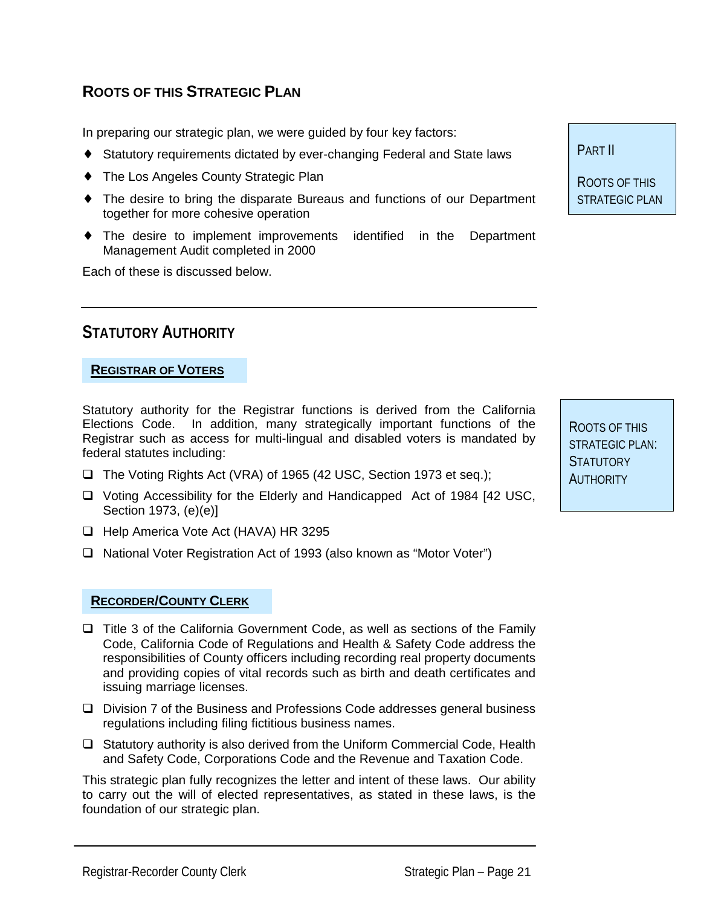## ROOTS OF THIS STRATEGIC PLAN

PART II

ROOTS OF THIS STRATEGIC PLAN

In preparing our strategic plan, we were guided by four key factors:

- Statutory requirements dictated by ever-changing Federal and State laws
- The Los Angeles County Strategic Plan
- The desire to bring the disparate Bureaus and functions of our Department together for more cohesive operation
- The desire to implement improvements identified in the Department Management Audit completed in 2000

Each of these is discussed below.

---

## STATUTORY AUTHORITY

ROOTS OF THIS STRATEGIC PLAN: STATUTORY AUTHORITY

### REGISTRAR OF VOTERS

Statutory authority for the Registrar functions is derived from the California Elections Code. In addition, many strategically important functions of the Registrar such as access for multi-lingual and disabled voters is mandated by federal statutes including:

- The Voting Rights Act (VRA) of 1965 (42 USC, Section 1973 et seq.);
- Voting Accessibility for the Elderly and Handicapped Act of 1984 [42 USC, Section 1973, (e)(e)]
- Help America Vote Act (HAVA) HR 3295
- National Voter Registration Act of 1993 (also known as "Motor Voter")

### RECORDER/COUNTY CLERK

- Title 3 of the California Government Code, as well as sections of the Family Code, California Code of Regulations and Health & Safety Code address the responsibilities of County officers including recording real property documents and providing copies of vital records such as birth and death certificates and issuing marriage licenses.
- Division 7 of the Business and Professions Code addresses general business regulations including filing fictitious business names.
- Statutory authority is also derived from the Uniform Commercial Code, Health and Safety Code, Corporations Code and the Revenue and Taxation Code.

This strategic plan fully recognizes the letter and intent of these laws. Our ability to carry out the will of elected representatives, as stated in these laws, is the foundation of our strategic plan.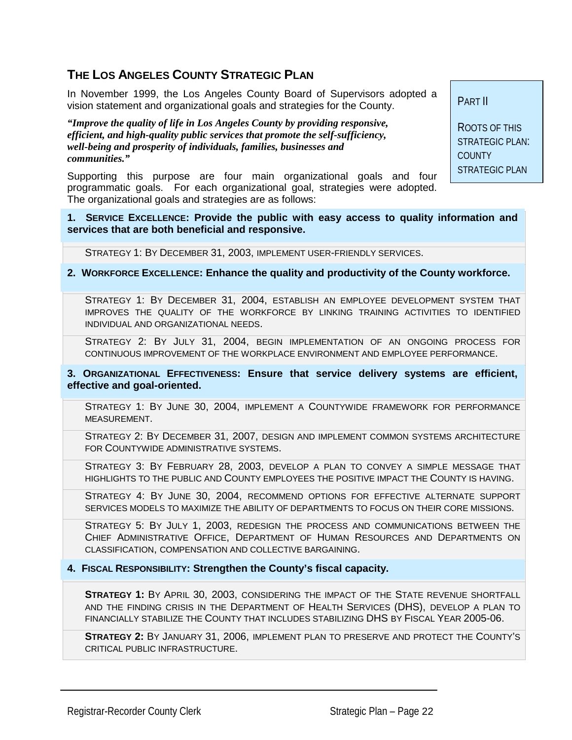## The Los Angeles County Strategic Plan

Part II

Roots of this Strategic Plan: County Strategic Plan

In November 1999, the Los Angeles County Board of Supervisors adopted a vision statement and organizational goals and strategies for the County.

***"Improve the quality of life in Los Angeles County by providing responsive, efficient, and high-quality public services that promote the self-sufficiency, well-being and prosperity of individuals, families, businesses and communities."***

Supporting this purpose are four main organizational goals and four programmatic goals. For each organizational goal, strategies were adopted. The organizational goals and strategies are as follows:

**1. Service Excellence: Provide the public with easy access to quality information and services that are both beneficial and responsive.**

Strategy 1: By December 31, 2003, implement user-friendly services.

**2. Workforce Excellence: Enhance the quality and productivity of the County workforce.**

Strategy 1: By December 31, 2004, establish an employee development system that improves the quality of the workforce by linking training activities to identified individual and organizational needs.

Strategy 2: By July 31, 2004, begin implementation of an ongoing process for continuous improvement of the workplace environment and employee performance.

**3. Organizational Effectiveness: Ensure that service delivery systems are efficient, effective and goal-oriented.**

Strategy 1: By June 30, 2004, implement a Countywide framework for performance measurement.

Strategy 2: By December 31, 2007, design and implement common systems architecture for Countywide administrative systems.

Strategy 3: By February 28, 2003, develop a plan to convey a simple message that highlights to the public and County employees the positive impact the County is having.

Strategy 4: By June 30, 2004, recommend options for effective alternate support services models to maximize the ability of departments to focus on their core missions.

Strategy 5: By July 1, 2003, redesign the process and communications between the Chief Administrative Office, Department of Human Resources and Departments on classification, compensation and collective bargaining.

**4. Fiscal Responsibility: Strengthen the County's fiscal capacity.**

**Strategy 1:** By April 30, 2003, considering the impact of the State revenue shortfall and the finding crisis in the Department of Health Services (DHS), develop a plan to financially stabilize the County that includes stabilizing DHS by Fiscal Year 2005-06.

**Strategy 2:** By January 31, 2006, implement plan to preserve and protect the County's critical public infrastructure.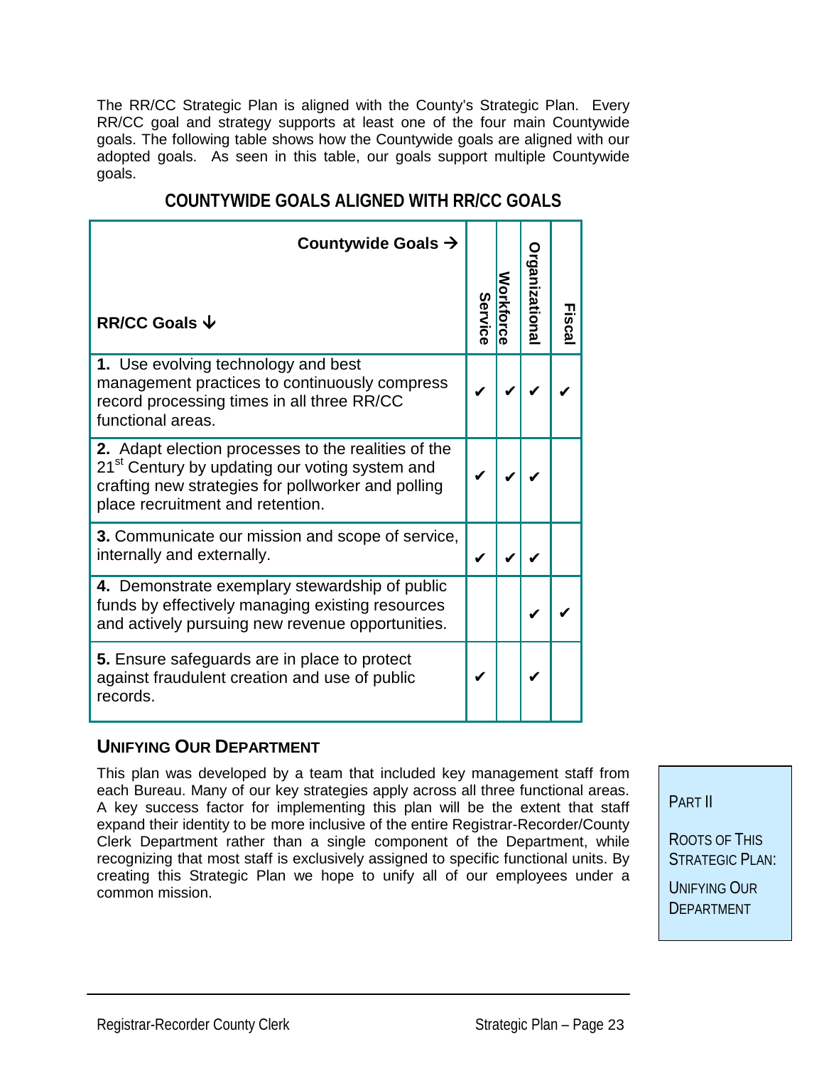The RR/CC Strategic Plan is aligned with the County's Strategic Plan. Every RR/CC goal and strategy supports at least one of the four main Countywide goals. The following table shows how the Countywide goals are aligned with our adopted goals. As seen in this table, our goals support multiple Countywide goals.

## COUNTYWIDE GOALS ALIGNED WITH RR/CC GOALS

| Countywide Goals →<br>RR/CC Goals ↓ | Service | Workforce | Organizational | Fiscal |
|---|---|---|---|---|
| **1.** Use evolving technology and best management practices to continuously compress record processing times in all three RR/CC functional areas. | ✔ | ✔ | ✔ | ✔ |
| **2.** Adapt election processes to the realities of the 21st Century by updating our voting system and crafting new strategies for pollworker and polling place recruitment and retention. | ✔ | ✔ | ✔ | |
| **3.** Communicate our mission and scope of service, internally and externally. | ✔ | ✔ | ✔ | |
| **4.** Demonstrate exemplary stewardship of public funds by effectively managing existing resources and actively pursuing new revenue opportunities. | | | ✔ | ✔ |
| **5.** Ensure safeguards are in place to protect against fraudulent creation and use of public records. | ✔ | | ✔ | |

### UNIFYING OUR DEPARTMENT

This plan was developed by a team that included key management staff from each Bureau. Many of our key strategies apply across all three functional areas. A key success factor for implementing this plan will be the extent that staff expand their identity to be more inclusive of the entire Registrar-Recorder/County Clerk Department rather than a single component of the Department, while recognizing that most staff is exclusively assigned to specific functional units. By creating this Strategic Plan we hope to unify all of our employees under a common mission.

PART II

ROOTS OF THIS STRATEGIC PLAN:

UNIFYING OUR DEPARTMENT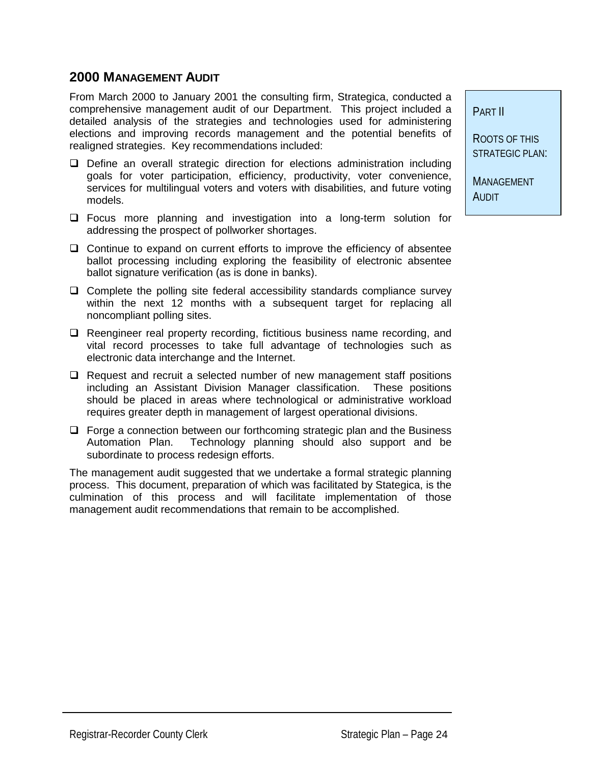## 2000 Management Audit

From March 2000 to January 2001 the consulting firm, Strategica, conducted a comprehensive management audit of our Department. This project included a detailed analysis of the strategies and technologies used for administering elections and improving records management and the potential benefits of realigned strategies. Key recommendations included:

- Define an overall strategic direction for elections administration including goals for voter participation, efficiency, productivity, voter convenience, services for multilingual voters and voters with disabilities, and future voting models.
- Focus more planning and investigation into a long-term solution for addressing the prospect of pollworker shortages.
- Continue to expand on current efforts to improve the efficiency of absentee ballot processing including exploring the feasibility of electronic absentee ballot signature verification (as is done in banks).
- Complete the polling site federal accessibility standards compliance survey within the next 12 months with a subsequent target for replacing all noncompliant polling sites.
- Reengineer real property recording, fictitious business name recording, and vital record processes to take full advantage of technologies such as electronic data interchange and the Internet.
- Request and recruit a selected number of new management staff positions including an Assistant Division Manager classification. These positions should be placed in areas where technological or administrative workload requires greater depth in management of largest operational divisions.
- Forge a connection between our forthcoming strategic plan and the Business Automation Plan. Technology planning should also support and be subordinate to process redesign efforts.

The management audit suggested that we undertake a formal strategic planning process. This document, preparation of which was facilitated by Stategica, is the culmination of this process and will facilitate implementation of those management audit recommendations that remain to be accomplished.

PART II

ROOTS OF THIS STRATEGIC PLAN:

MANAGEMENT AUDIT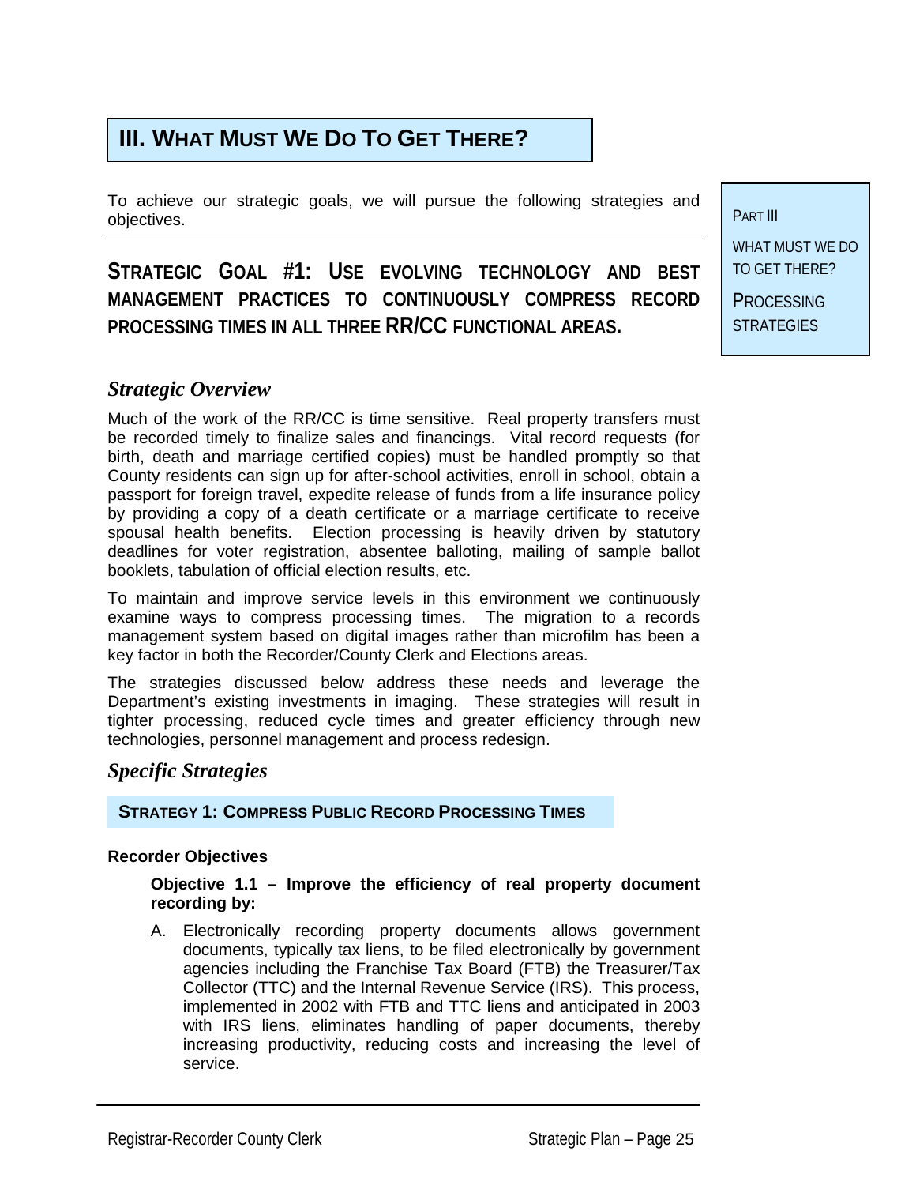# III. WHAT MUST WE DO TO GET THERE?

PART III

WHAT MUST WE DO TO GET THERE?

PROCESSING STRATEGIES

To achieve our strategic goals, we will pursue the following strategies and objectives.

## STRATEGIC GOAL #1: USE EVOLVING TECHNOLOGY AND BEST MANAGEMENT PRACTICES TO CONTINUOUSLY COMPRESS RECORD PROCESSING TIMES IN ALL THREE RR/CC FUNCTIONAL AREAS.

### *Strategic Overview*

Much of the work of the RR/CC is time sensitive. Real property transfers must be recorded timely to finalize sales and financings. Vital record requests (for birth, death and marriage certified copies) must be handled promptly so that County residents can sign up for after-school activities, enroll in school, obtain a passport for foreign travel, expedite release of funds from a life insurance policy by providing a copy of a death certificate or a marriage certificate to receive spousal health benefits. Election processing is heavily driven by statutory deadlines for voter registration, absentee balloting, mailing of sample ballot booklets, tabulation of official election results, etc.

To maintain and improve service levels in this environment we continuously examine ways to compress processing times. The migration to a records management system based on digital images rather than microfilm has been a key factor in both the Recorder/County Clerk and Elections areas.

The strategies discussed below address these needs and leverage the Department's existing investments in imaging. These strategies will result in tighter processing, reduced cycle times and greater efficiency through new technologies, personnel management and process redesign.

### *Specific Strategies*

#### STRATEGY 1: COMPRESS PUBLIC RECORD PROCESSING TIMES

**Recorder Objectives**

**Objective 1.1 – Improve the efficiency of real property document recording by:**

A. Electronically recording property documents allows government documents, typically tax liens, to be filed electronically by government agencies including the Franchise Tax Board (FTB) the Treasurer/Tax Collector (TTC) and the Internal Revenue Service (IRS). This process, implemented in 2002 with FTB and TTC liens and anticipated in 2003 with IRS liens, eliminates handling of paper documents, thereby increasing productivity, reducing costs and increasing the level of service.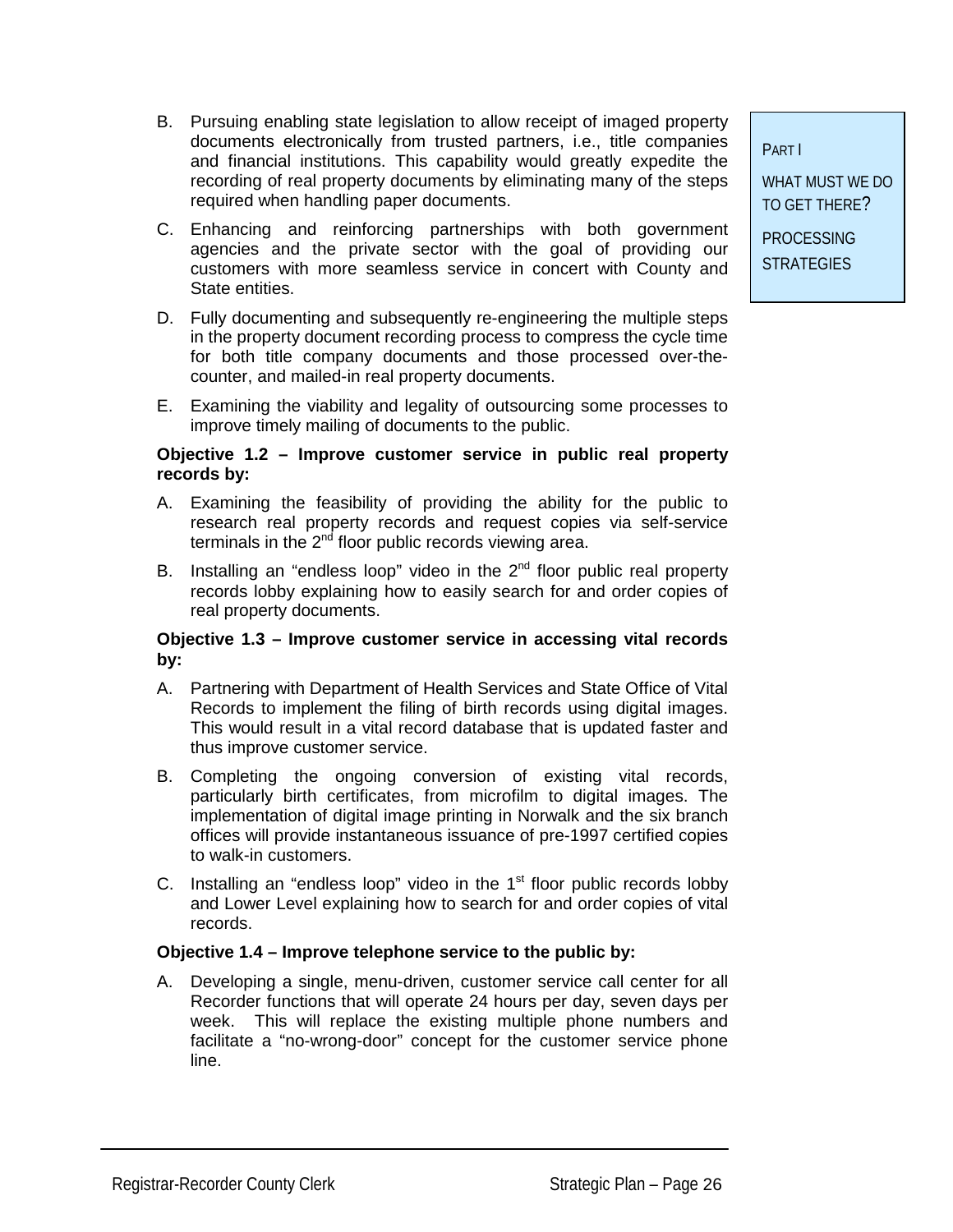PART I

WHAT MUST WE DO TO GET THERE?

PROCESSING STRATEGIES

B. Pursuing enabling state legislation to allow receipt of imaged property documents electronically from trusted partners, i.e., title companies and financial institutions. This capability would greatly expedite the recording of real property documents by eliminating many of the steps required when handling paper documents.

C. Enhancing and reinforcing partnerships with both government agencies and the private sector with the goal of providing our customers with more seamless service in concert with County and State entities.

D. Fully documenting and subsequently re-engineering the multiple steps in the property document recording process to compress the cycle time for both title company documents and those processed over-the-counter, and mailed-in real property documents.

E. Examining the viability and legality of outsourcing some processes to improve timely mailing of documents to the public.

**Objective 1.2 – Improve customer service in public real property records by:**

A. Examining the feasibility of providing the ability for the public to research real property records and request copies via self-service terminals in the 2nd floor public records viewing area.

B. Installing an "endless loop" video in the 2nd floor public real property records lobby explaining how to easily search for and order copies of real property documents.

**Objective 1.3 – Improve customer service in accessing vital records by:**

A. Partnering with Department of Health Services and State Office of Vital Records to implement the filing of birth records using digital images. This would result in a vital record database that is updated faster and thus improve customer service.

B. Completing the ongoing conversion of existing vital records, particularly birth certificates, from microfilm to digital images. The implementation of digital image printing in Norwalk and the six branch offices will provide instantaneous issuance of pre-1997 certified copies to walk-in customers.

C. Installing an "endless loop" video in the 1st floor public records lobby and Lower Level explaining how to search for and order copies of vital records.

**Objective 1.4 – Improve telephone service to the public by:**

A. Developing a single, menu-driven, customer service call center for all Recorder functions that will operate 24 hours per day, seven days per week. This will replace the existing multiple phone numbers and facilitate a "no-wrong-door" concept for the customer service phone line.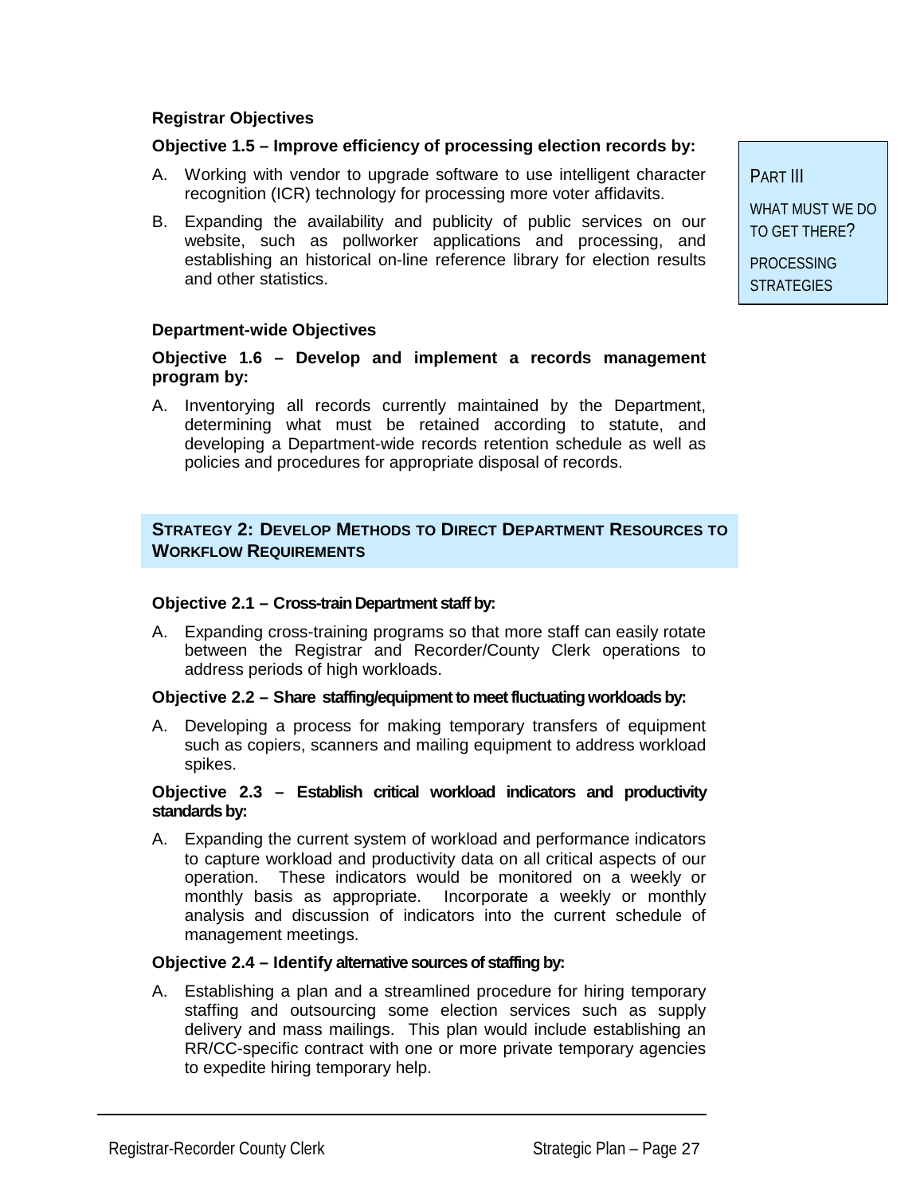**Registrar Objectives**

**Objective 1.5 – Improve efficiency of processing election records by:**

A. Working with vendor to upgrade software to use intelligent character recognition (ICR) technology for processing more voter affidavits.

B. Expanding the availability and publicity of public services on our website, such as pollworker applications and processing, and establishing an historical on-line reference library for election results and other statistics.

PART III

WHAT MUST WE DO TO GET THERE?

PROCESSING STRATEGIES

**Department-wide Objectives**

**Objective 1.6 – Develop and implement a records management program by:**

A. Inventorying all records currently maintained by the Department, determining what must be retained according to statute, and developing a Department-wide records retention schedule as well as policies and procedures for appropriate disposal of records.

## STRATEGY 2: DEVELOP METHODS TO DIRECT DEPARTMENT RESOURCES TO WORKFLOW REQUIREMENTS

**Objective 2.1 – Cross-train Department staff by:**

A. Expanding cross-training programs so that more staff can easily rotate between the Registrar and Recorder/County Clerk operations to address periods of high workloads.

**Objective 2.2 – Share staffing/equipment to meet fluctuating workloads by:**

A. Developing a process for making temporary transfers of equipment such as copiers, scanners and mailing equipment to address workload spikes.

**Objective 2.3 – Establish critical workload indicators and productivity standards by:**

A. Expanding the current system of workload and performance indicators to capture workload and productivity data on all critical aspects of our operation. These indicators would be monitored on a weekly or monthly basis as appropriate. Incorporate a weekly or monthly analysis and discussion of indicators into the current schedule of management meetings.

**Objective 2.4 – Identify alternative sources of staffing by:**

A. Establishing a plan and a streamlined procedure for hiring temporary staffing and outsourcing some election services such as supply delivery and mass mailings. This plan would include establishing an RR/CC-specific contract with one or more private temporary agencies to expedite hiring temporary help.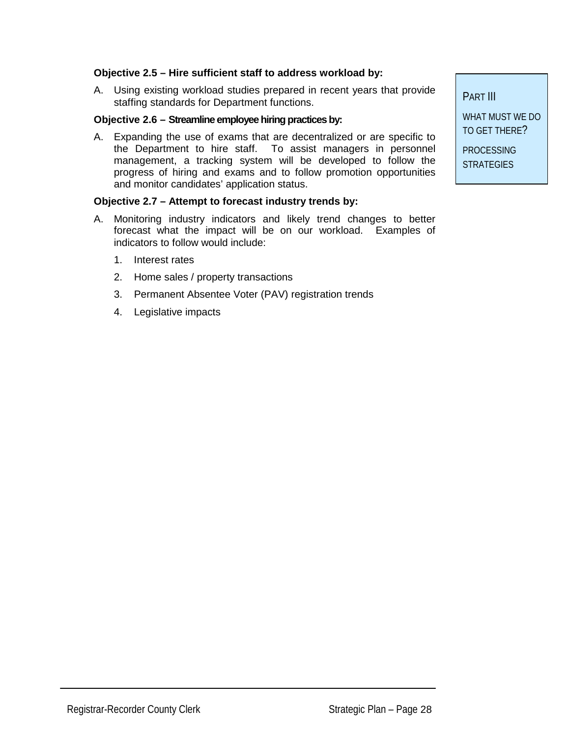**Objective 2.5 – Hire sufficient staff to address workload by:**

A. Using existing workload studies prepared in recent years that provide staffing standards for Department functions.

**Objective 2.6 – Streamline employee hiring practices by:**

A. Expanding the use of exams that are decentralized or are specific to the Department to hire staff. To assist managers in personnel management, a tracking system will be developed to follow the progress of hiring and exams and to follow promotion opportunities and monitor candidates' application status.

**Objective 2.7 – Attempt to forecast industry trends by:**

A. Monitoring industry indicators and likely trend changes to better forecast what the impact will be on our workload. Examples of indicators to follow would include:

   1. Interest rates
   2. Home sales / property transactions
   3. Permanent Absentee Voter (PAV) registration trends
   4. Legislative impacts

PART III

WHAT MUST WE DO TO GET THERE?

PROCESSING STRATEGIES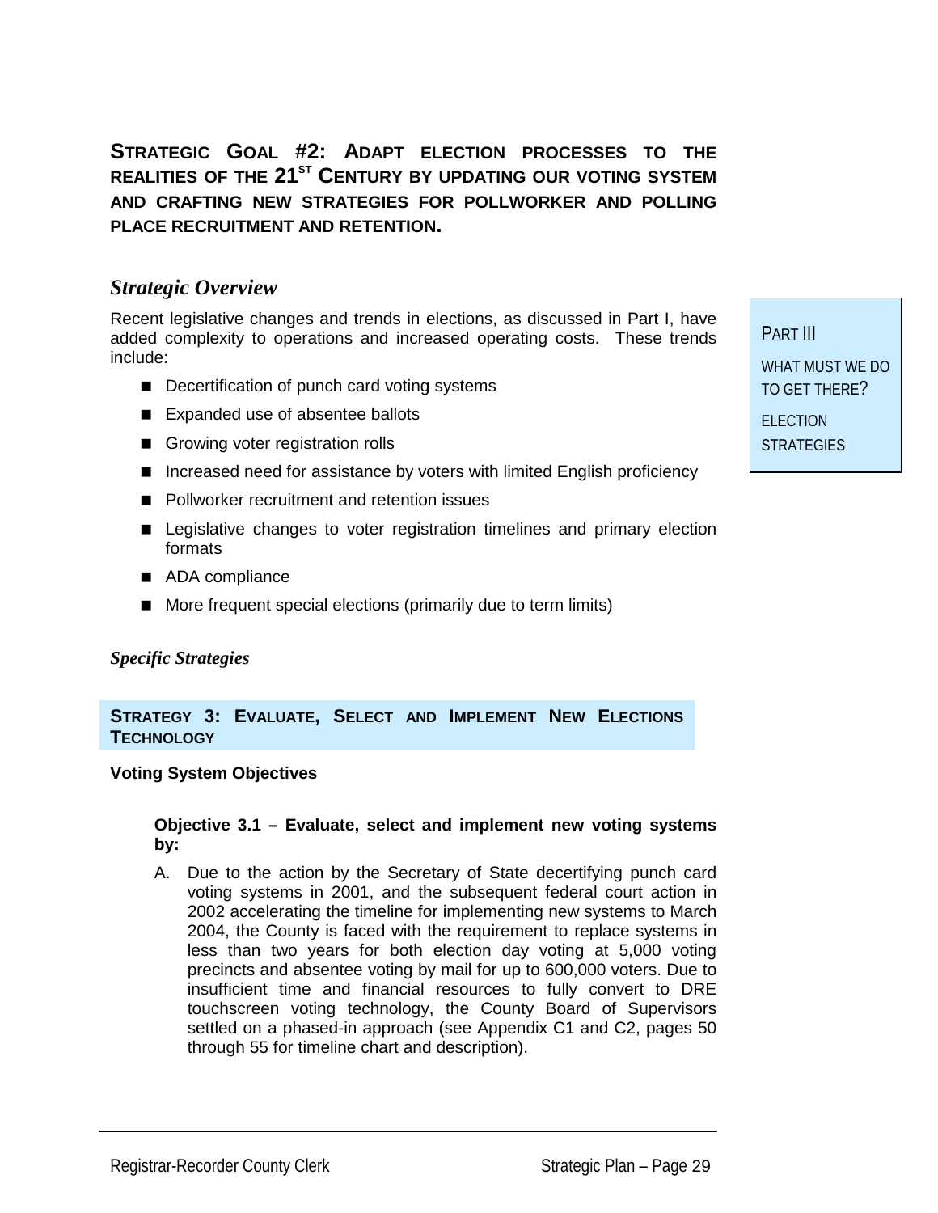## STRATEGIC GOAL #2: ADAPT ELECTION PROCESSES TO THE REALITIES OF THE 21ST CENTURY BY UPDATING OUR VOTING SYSTEM AND CRAFTING NEW STRATEGIES FOR POLLWORKER AND POLLING PLACE RECRUITMENT AND RETENTION.

PART III

WHAT MUST WE DO TO GET THERE?

ELECTION STRATEGIES

### *Strategic Overview*

Recent legislative changes and trends in elections, as discussed in Part I, have added complexity to operations and increased operating costs. These trends include:

- Decertification of punch card voting systems
- Expanded use of absentee ballots
- Growing voter registration rolls
- Increased need for assistance by voters with limited English proficiency
- Pollworker recruitment and retention issues
- Legislative changes to voter registration timelines and primary election formats
- ADA compliance
- More frequent special elections (primarily due to term limits)

#### *Specific Strategies*

#### STRATEGY 3: EVALUATE, SELECT AND IMPLEMENT NEW ELECTIONS TECHNOLOGY

**Voting System Objectives**

**Objective 3.1 – Evaluate, select and implement new voting systems by:**

A. Due to the action by the Secretary of State decertifying punch card voting systems in 2001, and the subsequent federal court action in 2002 accelerating the timeline for implementing new systems to March 2004, the County is faced with the requirement to replace systems in less than two years for both election day voting at 5,000 voting precincts and absentee voting by mail for up to 600,000 voters. Due to insufficient time and financial resources to fully convert to DRE touchscreen voting technology, the County Board of Supervisors settled on a phased-in approach (see Appendix C1 and C2, pages 50 through 55 for timeline chart and description).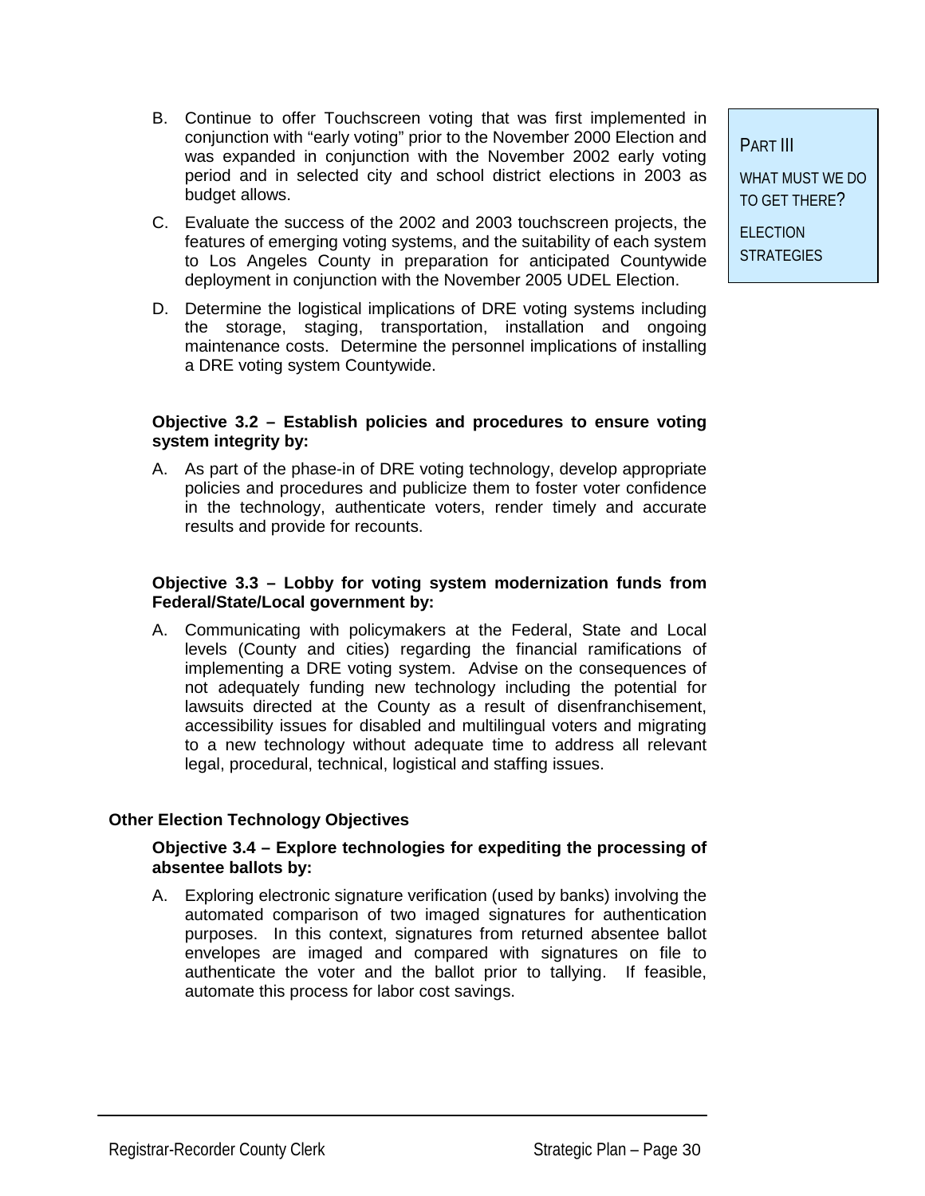B. Continue to offer Touchscreen voting that was first implemented in conjunction with "early voting" prior to the November 2000 Election and was expanded in conjunction with the November 2002 early voting period and in selected city and school district elections in 2003 as budget allows.

C. Evaluate the success of the 2002 and 2003 touchscreen projects, the features of emerging voting systems, and the suitability of each system to Los Angeles County in preparation for anticipated Countywide deployment in conjunction with the November 2005 UDEL Election.

D. Determine the logistical implications of DRE voting systems including the storage, staging, transportation, installation and ongoing maintenance costs. Determine the personnel implications of installing a DRE voting system Countywide.

PART III

WHAT MUST WE DO TO GET THERE?

ELECTION STRATEGIES

**Objective 3.2 – Establish policies and procedures to ensure voting system integrity by:**

A. As part of the phase-in of DRE voting technology, develop appropriate policies and procedures and publicize them to foster voter confidence in the technology, authenticate voters, render timely and accurate results and provide for recounts.

**Objective 3.3 – Lobby for voting system modernization funds from Federal/State/Local government by:**

A. Communicating with policymakers at the Federal, State and Local levels (County and cities) regarding the financial ramifications of implementing a DRE voting system. Advise on the consequences of not adequately funding new technology including the potential for lawsuits directed at the County as a result of disenfranchisement, accessibility issues for disabled and multilingual voters and migrating to a new technology without adequate time to address all relevant legal, procedural, technical, logistical and staffing issues.

### Other Election Technology Objectives

**Objective 3.4 – Explore technologies for expediting the processing of absentee ballots by:**

A. Exploring electronic signature verification (used by banks) involving the automated comparison of two imaged signatures for authentication purposes. In this context, signatures from returned absentee ballot envelopes are imaged and compared with signatures on file to authenticate the voter and the ballot prior to tallying. If feasible, automate this process for labor cost savings.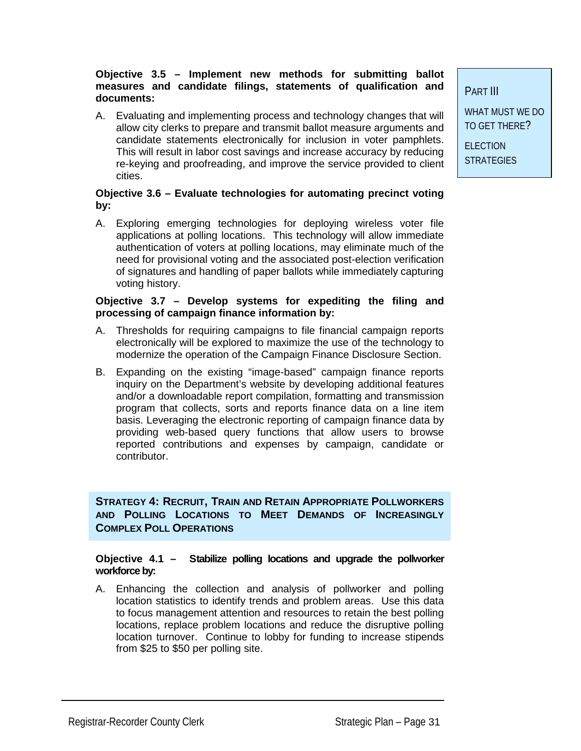**Objective 3.5 – Implement new methods for submitting ballot measures and candidate filings, statements of qualification and documents:**

A. Evaluating and implementing process and technology changes that will allow city clerks to prepare and transmit ballot measure arguments and candidate statements electronically for inclusion in voter pamphlets. This will result in labor cost savings and increase accuracy by reducing re-keying and proofreading, and improve the service provided to client cities.

**Objective 3.6 – Evaluate technologies for automating precinct voting by:**

A. Exploring emerging technologies for deploying wireless voter file applications at polling locations. This technology will allow immediate authentication of voters at polling locations, may eliminate much of the need for provisional voting and the associated post-election verification of signatures and handling of paper ballots while immediately capturing voting history.

**Objective 3.7 – Develop systems for expediting the filing and processing of campaign finance information by:**

A. Thresholds for requiring campaigns to file financial campaign reports electronically will be explored to maximize the use of the technology to modernize the operation of the Campaign Finance Disclosure Section.

B. Expanding on the existing "image-based" campaign finance reports inquiry on the Department's website by developing additional features and/or a downloadable report compilation, formatting and transmission program that collects, sorts and reports finance data on a line item basis. Leveraging the electronic reporting of campaign finance data by providing web-based query functions that allow users to browse reported contributions and expenses by campaign, candidate or contributor.

## STRATEGY 4: RECRUIT, TRAIN AND RETAIN APPROPRIATE POLLWORKERS AND POLLING LOCATIONS TO MEET DEMANDS OF INCREASINGLY COMPLEX POLL OPERATIONS

**Objective 4.1 – Stabilize polling locations and upgrade the pollworker workforce by:**

A. Enhancing the collection and analysis of pollworker and polling location statistics to identify trends and problem areas. Use this data to focus management attention and resources to retain the best polling locations, replace problem locations and reduce the disruptive polling location turnover. Continue to lobby for funding to increase stipends from $25 to $50 per polling site.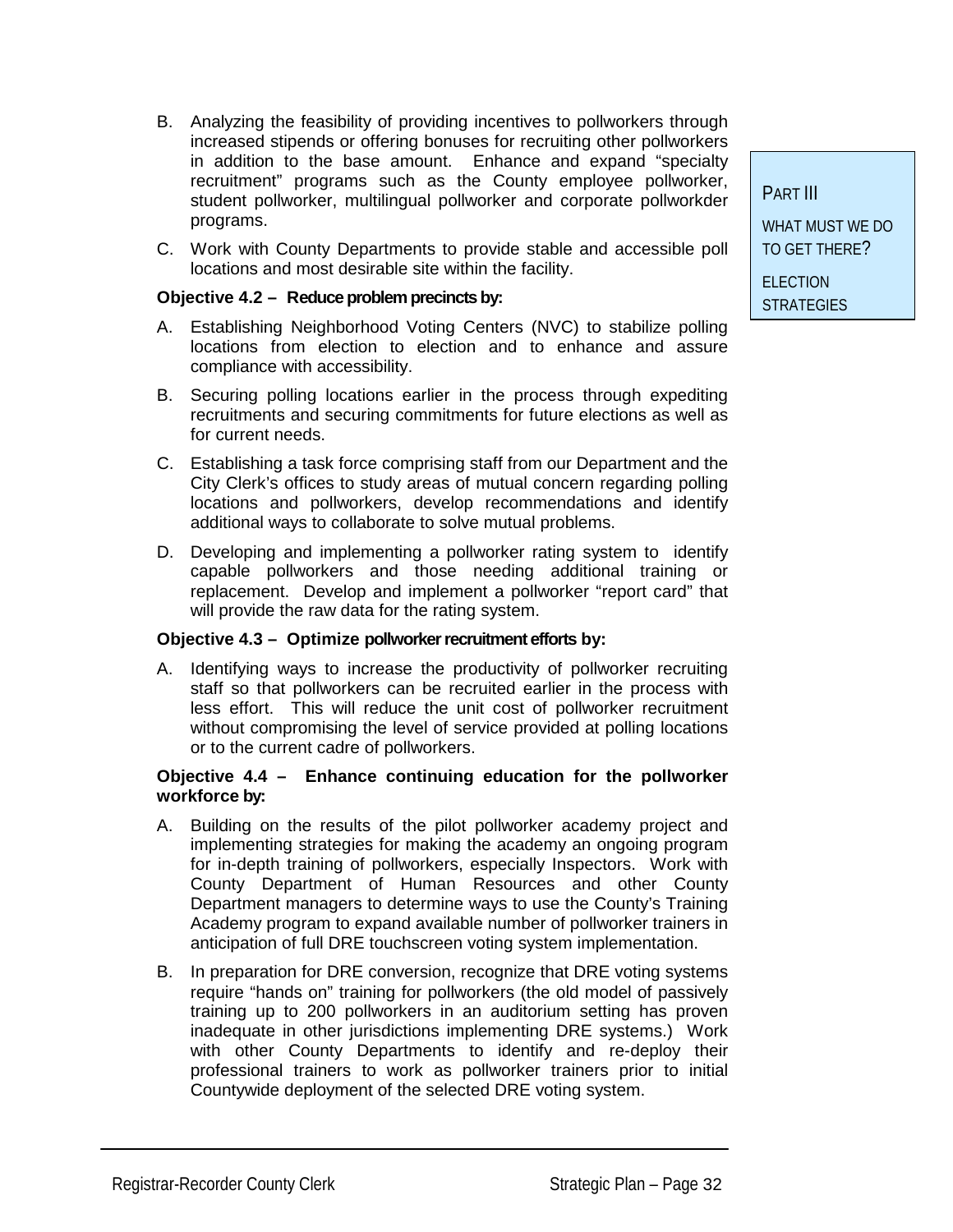B. Analyzing the feasibility of providing incentives to pollworkers through increased stipends or offering bonuses for recruiting other pollworkers in addition to the base amount. Enhance and expand “specialty recruitment” programs such as the County employee pollworker, student pollworker, multilingual pollworker and corporate pollworkder programs.

C. Work with County Departments to provide stable and accessible poll locations and most desirable site within the facility.

PART III

WHAT MUST WE DO TO GET THERE?

ELECTION STRATEGIES

**Objective 4.2 – Reduce problem precincts by:**

A. Establishing Neighborhood Voting Centers (NVC) to stabilize polling locations from election to election and to enhance and assure compliance with accessibility.

B. Securing polling locations earlier in the process through expediting recruitments and securing commitments for future elections as well as for current needs.

C. Establishing a task force comprising staff from our Department and the City Clerk’s offices to study areas of mutual concern regarding polling locations and pollworkers, develop recommendations and identify additional ways to collaborate to solve mutual problems.

D. Developing and implementing a pollworker rating system to identify capable pollworkers and those needing additional training or replacement. Develop and implement a pollworker “report card” that will provide the raw data for the rating system.

**Objective 4.3 – Optimize pollworker recruitment efforts by:**

A. Identifying ways to increase the productivity of pollworker recruiting staff so that pollworkers can be recruited earlier in the process with less effort. This will reduce the unit cost of pollworker recruitment without compromising the level of service provided at polling locations or to the current cadre of pollworkers.

**Objective 4.4 – Enhance continuing education for the pollworker workforce by:**

A. Building on the results of the pilot pollworker academy project and implementing strategies for making the academy an ongoing program for in-depth training of pollworkers, especially Inspectors. Work with County Department of Human Resources and other County Department managers to determine ways to use the County’s Training Academy program to expand available number of pollworker trainers in anticipation of full DRE touchscreen voting system implementation.

B. In preparation for DRE conversion, recognize that DRE voting systems require “hands on” training for pollworkers (the old model of passively training up to 200 pollworkers in an auditorium setting has proven inadequate in other jurisdictions implementing DRE systems.) Work with other County Departments to identify and re-deploy their professional trainers to work as pollworker trainers prior to initial Countywide deployment of the selected DRE voting system.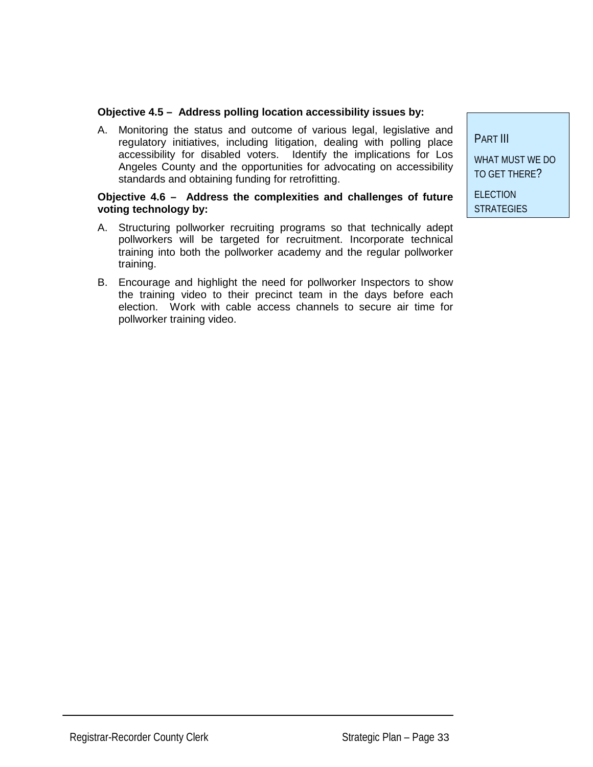**Objective 4.5 – Address polling location accessibility issues by:**

A. Monitoring the status and outcome of various legal, legislative and regulatory initiatives, including litigation, dealing with polling place accessibility for disabled voters. Identify the implications for Los Angeles County and the opportunities for advocating on accessibility standards and obtaining funding for retrofitting.

**Objective 4.6 – Address the complexities and challenges of future voting technology by:**

A. Structuring pollworker recruiting programs so that technically adept pollworkers will be targeted for recruitment. Incorporate technical training into both the pollworker academy and the regular pollworker training.

B. Encourage and highlight the need for pollworker Inspectors to show the training video to their precinct team in the days before each election. Work with cable access channels to secure air time for pollworker training video.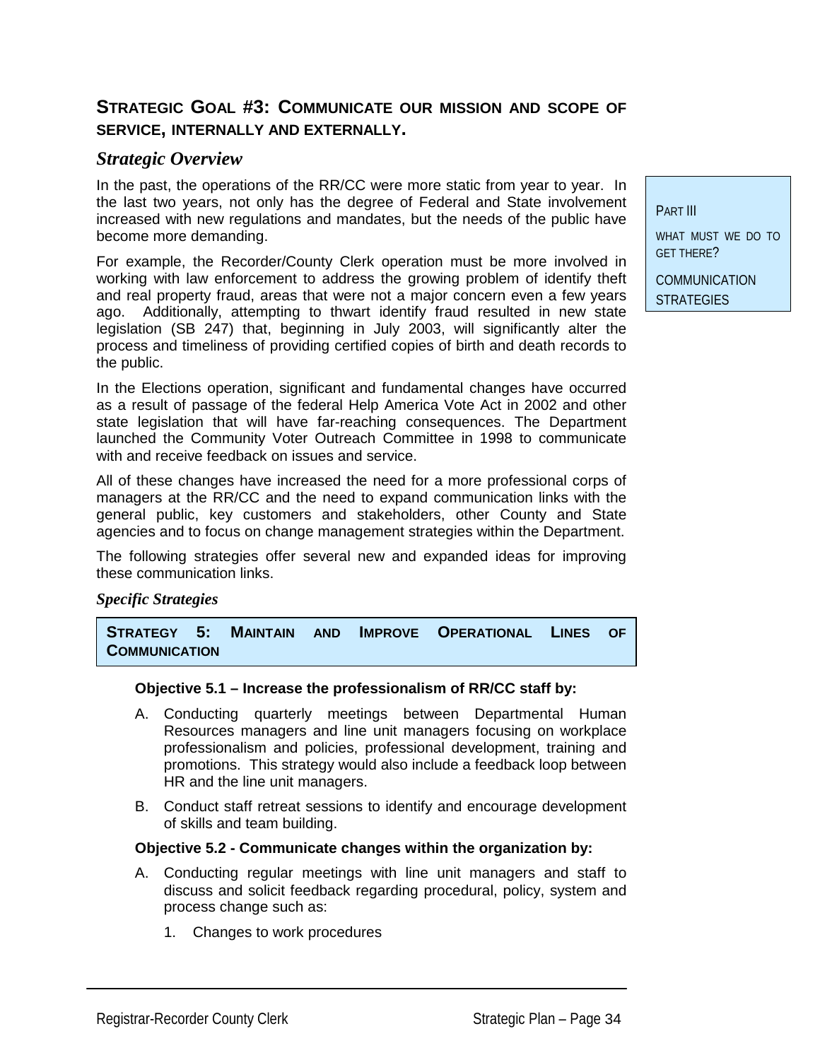## STRATEGIC GOAL #3: COMMUNICATE OUR MISSION AND SCOPE OF SERVICE, INTERNALLY AND EXTERNALLY.

### *Strategic Overview*

PART III

WHAT MUST WE DO TO GET THERE?

COMMUNICATION STRATEGIES

In the past, the operations of the RR/CC were more static from year to year. In the last two years, not only has the degree of Federal and State involvement increased with new regulations and mandates, but the needs of the public have become more demanding.

For example, the Recorder/County Clerk operation must be more involved in working with law enforcement to address the growing problem of identify theft and real property fraud, areas that were not a major concern even a few years ago. Additionally, attempting to thwart identify fraud resulted in new state legislation (SB 247) that, beginning in July 2003, will significantly alter the process and timeliness of providing certified copies of birth and death records to the public.

In the Elections operation, significant and fundamental changes have occurred as a result of passage of the federal Help America Vote Act in 2002 and other state legislation that will have far-reaching consequences. The Department launched the Community Voter Outreach Committee in 1998 to communicate with and receive feedback on issues and service.

All of these changes have increased the need for a more professional corps of managers at the RR/CC and the need to expand communication links with the general public, key customers and stakeholders, other County and State agencies and to focus on change management strategies within the Department.

The following strategies offer several new and expanded ideas for improving these communication links.

#### *Specific Strategies*

**STRATEGY 5: MAINTAIN AND IMPROVE OPERATIONAL LINES OF COMMUNICATION**

**Objective 5.1 – Increase the professionalism of RR/CC staff by:**

A. Conducting quarterly meetings between Departmental Human Resources managers and line unit managers focusing on workplace professionalism and policies, professional development, training and promotions. This strategy would also include a feedback loop between HR and the line unit managers.

B. Conduct staff retreat sessions to identify and encourage development of skills and team building.

**Objective 5.2 - Communicate changes within the organization by:**

A. Conducting regular meetings with line unit managers and staff to discuss and solicit feedback regarding procedural, policy, system and process change such as:

   1. Changes to work procedures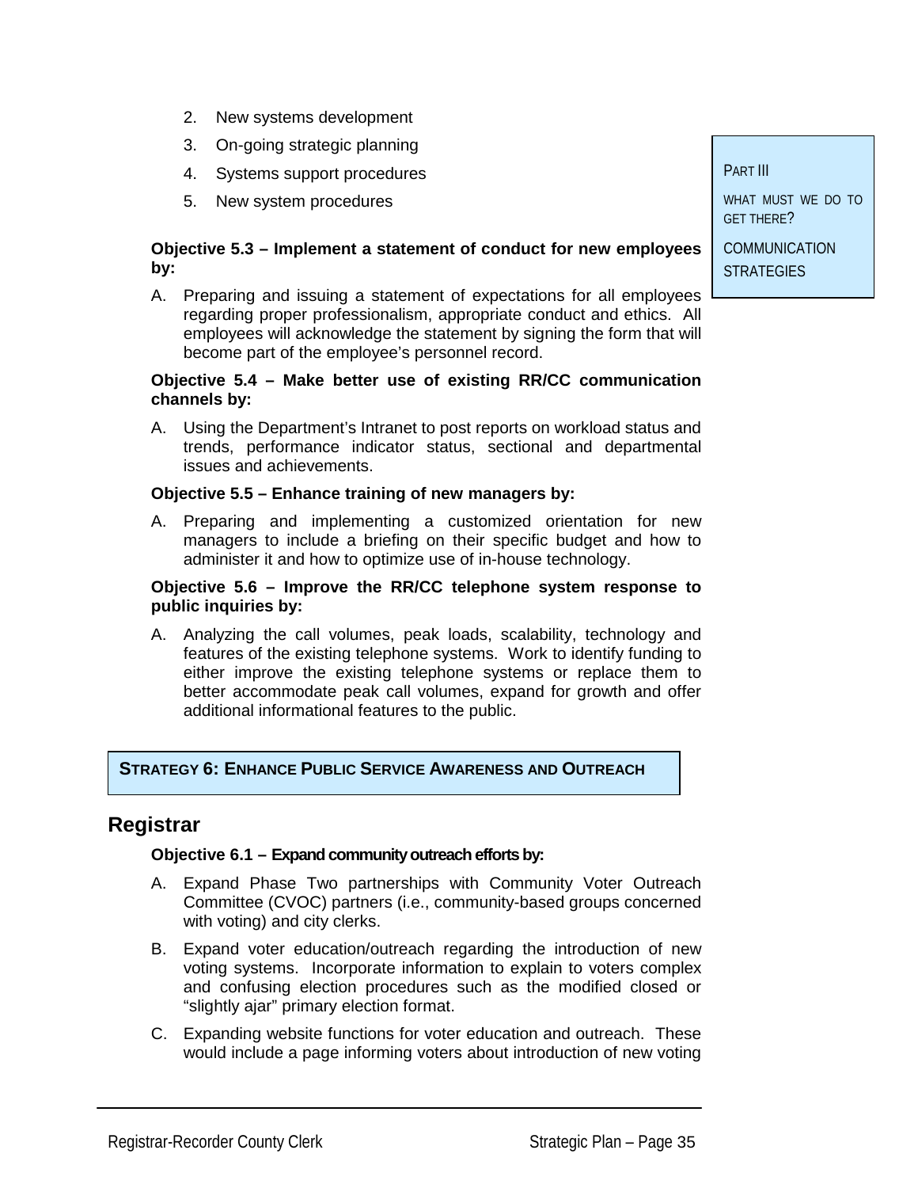2. New systems development
3. On-going strategic planning
4. Systems support procedures
5. New system procedures

PART III

WHAT MUST WE DO TO GET THERE?

COMMUNICATION STRATEGIES

**Objective 5.3 – Implement a statement of conduct for new employees by:**

A. Preparing and issuing a statement of expectations for all employees regarding proper professionalism, appropriate conduct and ethics. All employees will acknowledge the statement by signing the form that will become part of the employee's personnel record.

**Objective 5.4 – Make better use of existing RR/CC communication channels by:**

A. Using the Department's Intranet to post reports on workload status and trends, performance indicator status, sectional and departmental issues and achievements.

**Objective 5.5 – Enhance training of new managers by:**

A. Preparing and implementing a customized orientation for new managers to include a briefing on their specific budget and how to administer it and how to optimize use of in-house technology.

**Objective 5.6 – Improve the RR/CC telephone system response to public inquiries by:**

A. Analyzing the call volumes, peak loads, scalability, technology and features of the existing telephone systems. Work to identify funding to either improve the existing telephone systems or replace them to better accommodate peak call volumes, expand for growth and offer additional informational features to the public.

### STRATEGY 6: ENHANCE PUBLIC SERVICE AWARENESS AND OUTREACH

## Registrar

**Objective 6.1 – Expand community outreach efforts by:**

A. Expand Phase Two partnerships with Community Voter Outreach Committee (CVOC) partners (i.e., community-based groups concerned with voting) and city clerks.

B. Expand voter education/outreach regarding the introduction of new voting systems. Incorporate information to explain to voters complex and confusing election procedures such as the modified closed or "slightly ajar" primary election format.

C. Expanding website functions for voter education and outreach. These would include a page informing voters about introduction of new voting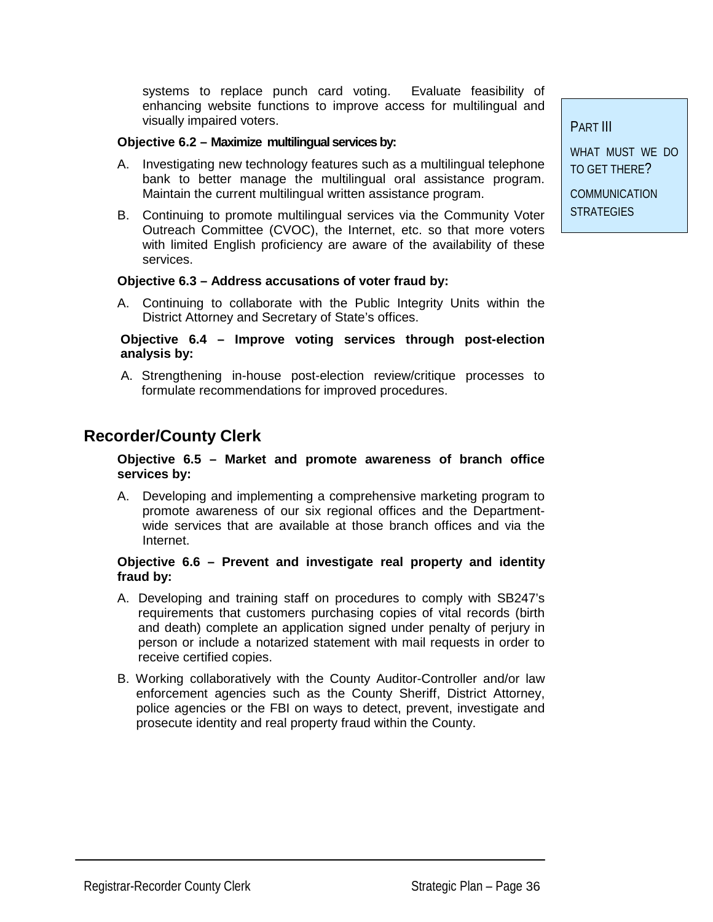systems to replace punch card voting. Evaluate feasibility of enhancing website functions to improve access for multilingual and visually impaired voters.

**Objective 6.2 – Maximize multilingual services by:**

A. Investigating new technology features such as a multilingual telephone bank to better manage the multilingual oral assistance program. Maintain the current multilingual written assistance program.

B. Continuing to promote multilingual services via the Community Voter Outreach Committee (CVOC), the Internet, etc. so that more voters with limited English proficiency are aware of the availability of these services.

**Objective 6.3 – Address accusations of voter fraud by:**

A. Continuing to collaborate with the Public Integrity Units within the District Attorney and Secretary of State's offices.

**Objective 6.4 – Improve voting services through post-election analysis by:**

A. Strengthening in-house post-election review/critique processes to formulate recommendations for improved procedures.

PART III

WHAT MUST WE DO TO GET THERE?

COMMUNICATION STRATEGIES

## Recorder/County Clerk

**Objective 6.5 – Market and promote awareness of branch office services by:**

A. Developing and implementing a comprehensive marketing program to promote awareness of our six regional offices and the Department-wide services that are available at those branch offices and via the Internet.

**Objective 6.6 – Prevent and investigate real property and identity fraud by:**

A. Developing and training staff on procedures to comply with SB247's requirements that customers purchasing copies of vital records (birth and death) complete an application signed under penalty of perjury in person or include a notarized statement with mail requests in order to receive certified copies.

B. Working collaboratively with the County Auditor-Controller and/or law enforcement agencies such as the County Sheriff, District Attorney, police agencies or the FBI on ways to detect, prevent, investigate and prosecute identity and real property fraud within the County.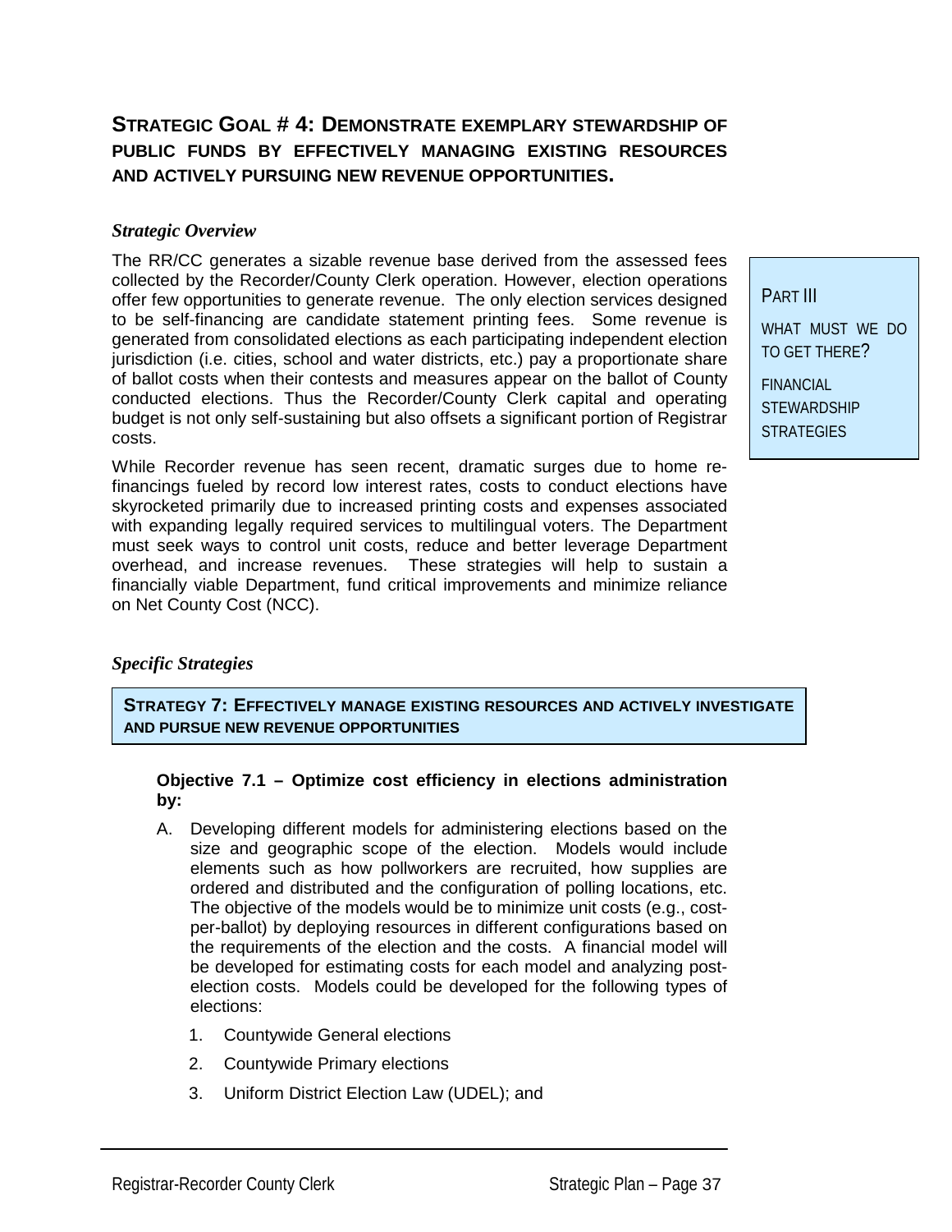## STRATEGIC GOAL # 4: DEMONSTRATE EXEMPLARY STEWARDSHIP OF PUBLIC FUNDS BY EFFECTIVELY MANAGING EXISTING RESOURCES AND ACTIVELY PURSUING NEW REVENUE OPPORTUNITIES.

*Strategic Overview*

The RR/CC generates a sizable revenue base derived from the assessed fees collected by the Recorder/County Clerk operation. However, election operations offer few opportunities to generate revenue. The only election services designed to be self-financing are candidate statement printing fees. Some revenue is generated from consolidated elections as each participating independent election jurisdiction (i.e. cities, school and water districts, etc.) pay a proportionate share of ballot costs when their contests and measures appear on the ballot of County conducted elections. Thus the Recorder/County Clerk capital and operating budget is not only self-sustaining but also offsets a significant portion of Registrar costs.

> PART III
>
> WHAT MUST WE DO TO GET THERE?
>
> FINANCIAL STEWARDSHIP STRATEGIES

While Recorder revenue has seen recent, dramatic surges due to home re-financings fueled by record low interest rates, costs to conduct elections have skyrocketed primarily due to increased printing costs and expenses associated with expanding legally required services to multilingual voters. The Department must seek ways to control unit costs, reduce and better leverage Department overhead, and increase revenues. These strategies will help to sustain a financially viable Department, fund critical improvements and minimize reliance on Net County Cost (NCC).

*Specific Strategies*

### STRATEGY 7: EFFECTIVELY MANAGE EXISTING RESOURCES AND ACTIVELY INVESTIGATE AND PURSUE NEW REVENUE OPPORTUNITIES

**Objective 7.1 – Optimize cost efficiency in elections administration by:**

A. Developing different models for administering elections based on the size and geographic scope of the election. Models would include elements such as how pollworkers are recruited, how supplies are ordered and distributed and the configuration of polling locations, etc. The objective of the models would be to minimize unit costs (e.g., cost-per-ballot) by deploying resources in different configurations based on the requirements of the election and the costs. A financial model will be developed for estimating costs for each model and analyzing post-election costs. Models could be developed for the following types of elections:

   1. Countywide General elections
   2. Countywide Primary elections
   3. Uniform District Election Law (UDEL); and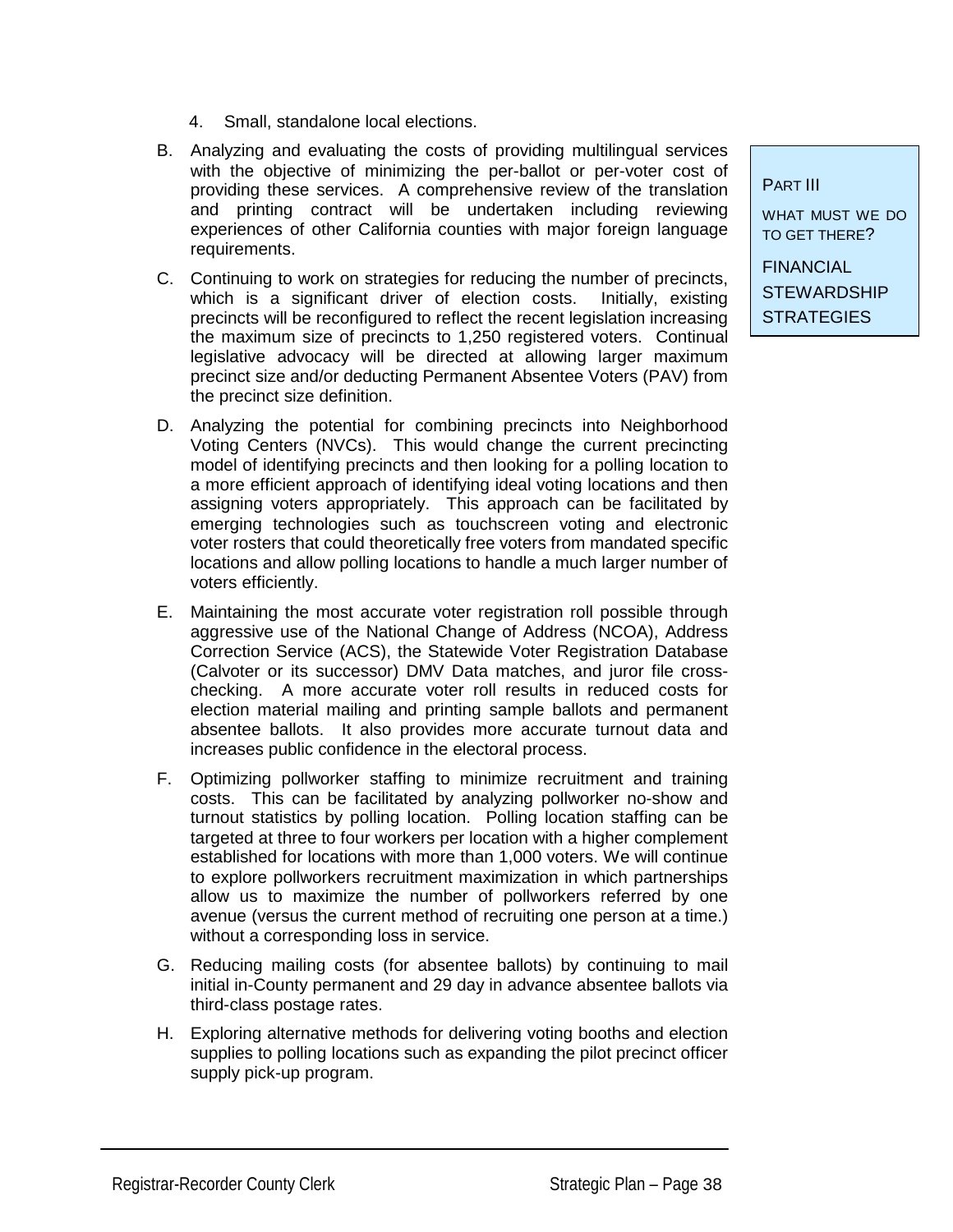4. Small, standalone local elections.

B. Analyzing and evaluating the costs of providing multilingual services with the objective of minimizing the per-ballot or per-voter cost of providing these services. A comprehensive review of the translation and printing contract will be undertaken including reviewing experiences of other California counties with major foreign language requirements.

C. Continuing to work on strategies for reducing the number of precincts, which is a significant driver of election costs. Initially, existing precincts will be reconfigured to reflect the recent legislation increasing the maximum size of precincts to 1,250 registered voters. Continual legislative advocacy will be directed at allowing larger maximum precinct size and/or deducting Permanent Absentee Voters (PAV) from the precinct size definition.

D. Analyzing the potential for combining precincts into Neighborhood Voting Centers (NVCs). This would change the current precincting model of identifying precincts and then looking for a polling location to a more efficient approach of identifying ideal voting locations and then assigning voters appropriately. This approach can be facilitated by emerging technologies such as touchscreen voting and electronic voter rosters that could theoretically free voters from mandated specific locations and allow polling locations to handle a much larger number of voters efficiently.

E. Maintaining the most accurate voter registration roll possible through aggressive use of the National Change of Address (NCOA), Address Correction Service (ACS), the Statewide Voter Registration Database (Calvoter or its successor) DMV Data matches, and juror file cross-checking. A more accurate voter roll results in reduced costs for election material mailing and printing sample ballots and permanent absentee ballots. It also provides more accurate turnout data and increases public confidence in the electoral process.

F. Optimizing pollworker staffing to minimize recruitment and training costs. This can be facilitated by analyzing pollworker no-show and turnout statistics by polling location. Polling location staffing can be targeted at three to four workers per location with a higher complement established for locations with more than 1,000 voters. We will continue to explore pollworkers recruitment maximization in which partnerships allow us to maximize the number of pollworkers referred by one avenue (versus the current method of recruiting one person at a time.) without a corresponding loss in service.

G. Reducing mailing costs (for absentee ballots) by continuing to mail initial in-County permanent and 29 day in advance absentee ballots via third-class postage rates.

H. Exploring alternative methods for delivering voting booths and election supplies to polling locations such as expanding the pilot precinct officer supply pick-up program.

PART III

WHAT MUST WE DO TO GET THERE?

FINANCIAL STEWARDSHIP STRATEGIES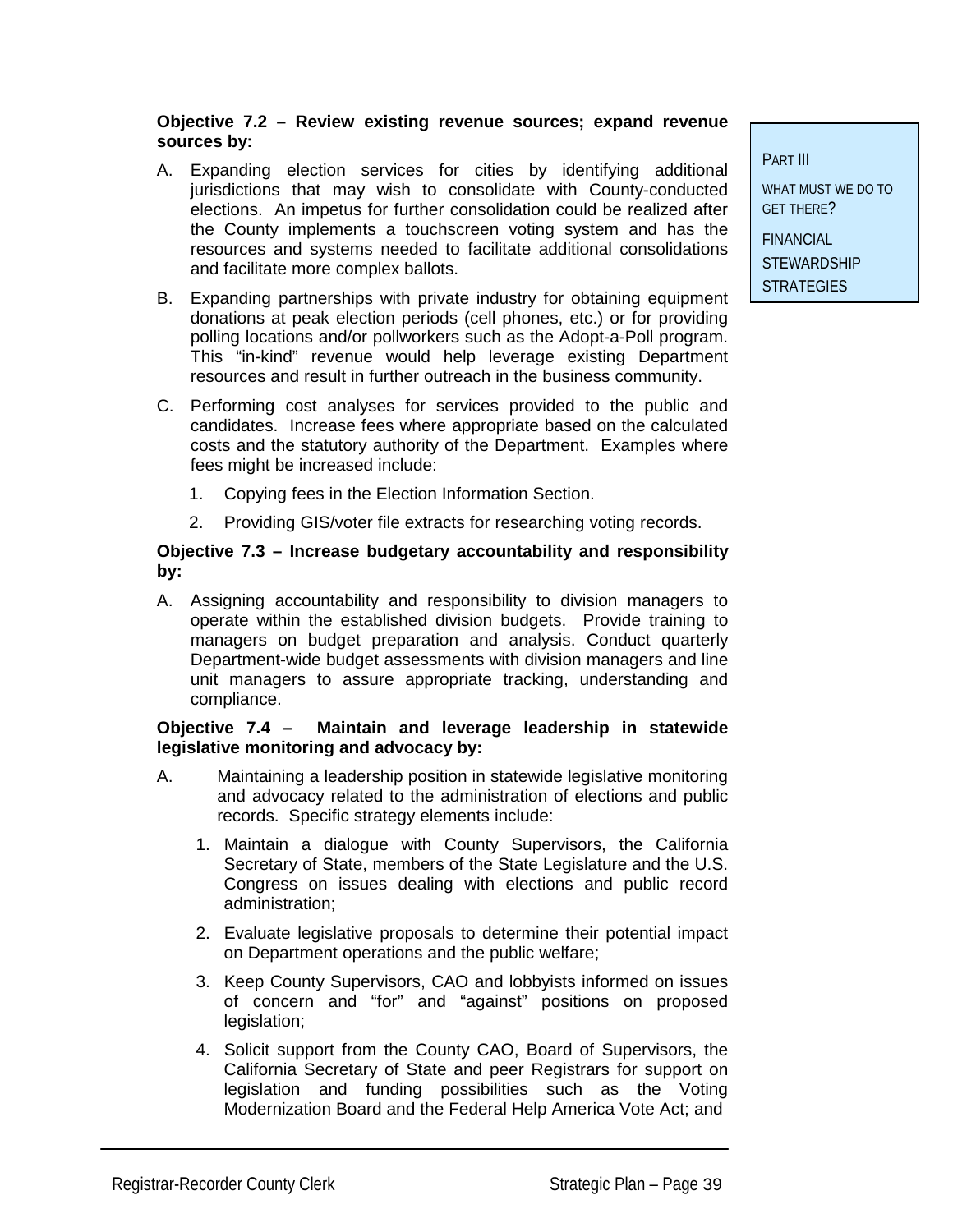**Objective 7.2 – Review existing revenue sources; expand revenue sources by:**

A. Expanding election services for cities by identifying additional jurisdictions that may wish to consolidate with County-conducted elections. An impetus for further consolidation could be realized after the County implements a touchscreen voting system and has the resources and systems needed to facilitate additional consolidations and facilitate more complex ballots.

B. Expanding partnerships with private industry for obtaining equipment donations at peak election periods (cell phones, etc.) or for providing polling locations and/or pollworkers such as the Adopt-a-Poll program. This "in-kind" revenue would help leverage existing Department resources and result in further outreach in the business community.

C. Performing cost analyses for services provided to the public and candidates. Increase fees where appropriate based on the calculated costs and the statutory authority of the Department. Examples where fees might be increased include:

   1. Copying fees in the Election Information Section.
   2. Providing GIS/voter file extracts for researching voting records.

**Objective 7.3 – Increase budgetary accountability and responsibility by:**

A. Assigning accountability and responsibility to division managers to operate within the established division budgets. Provide training to managers on budget preparation and analysis. Conduct quarterly Department-wide budget assessments with division managers and line unit managers to assure appropriate tracking, understanding and compliance.

**Objective 7.4 – Maintain and leverage leadership in statewide legislative monitoring and advocacy by:**

A. Maintaining a leadership position in statewide legislative monitoring and advocacy related to the administration of elections and public records. Specific strategy elements include:

   1. Maintain a dialogue with County Supervisors, the California Secretary of State, members of the State Legislature and the U.S. Congress on issues dealing with elections and public record administration;
   2. Evaluate legislative proposals to determine their potential impact on Department operations and the public welfare;
   3. Keep County Supervisors, CAO and lobbyists informed on issues of concern and "for" and "against" positions on proposed legislation;
   4. Solicit support from the County CAO, Board of Supervisors, the California Secretary of State and peer Registrars for support on legislation and funding possibilities such as the Voting Modernization Board and the Federal Help America Vote Act; and

PART III
WHAT MUST WE DO TO GET THERE?
FINANCIAL STEWARDSHIP STRATEGIES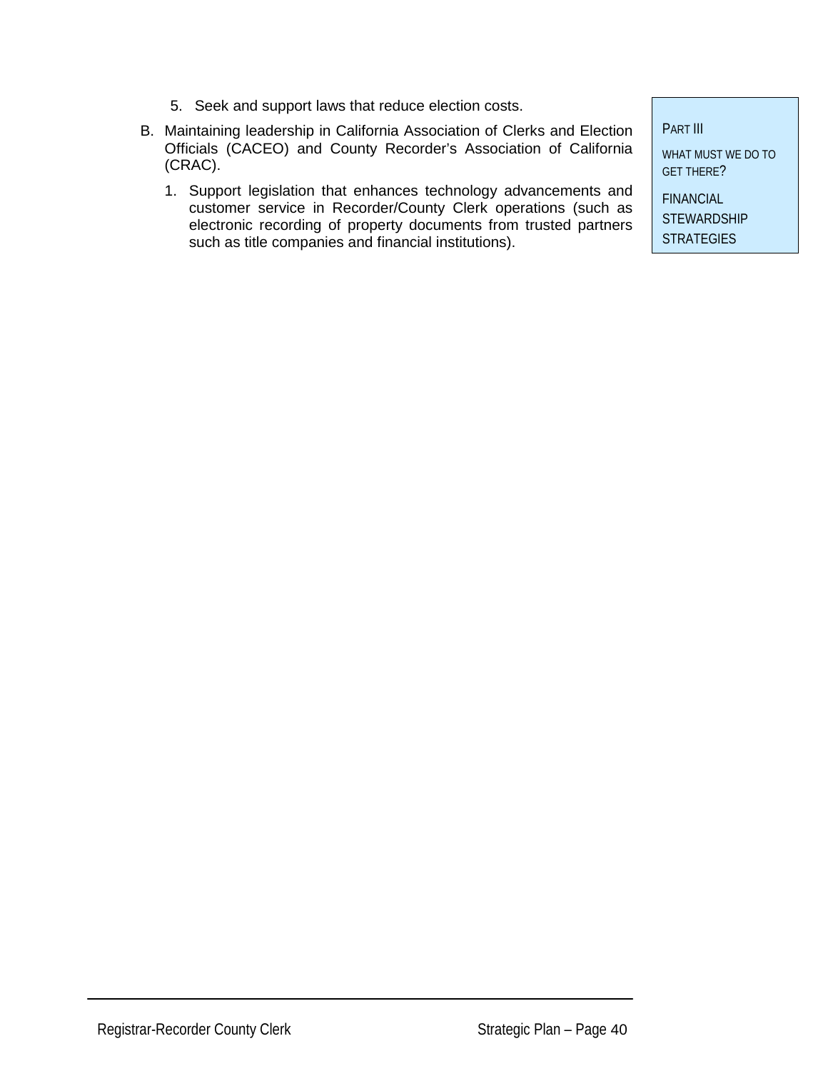5. Seek and support laws that reduce election costs.

B. Maintaining leadership in California Association of Clerks and Election Officials (CACEO) and County Recorder's Association of California (CRAC).

   1. Support legislation that enhances technology advancements and customer service in Recorder/County Clerk operations (such as electronic recording of property documents from trusted partners such as title companies and financial institutions).

PART III

WHAT MUST WE DO TO GET THERE?

FINANCIAL STEWARDSHIP STRATEGIES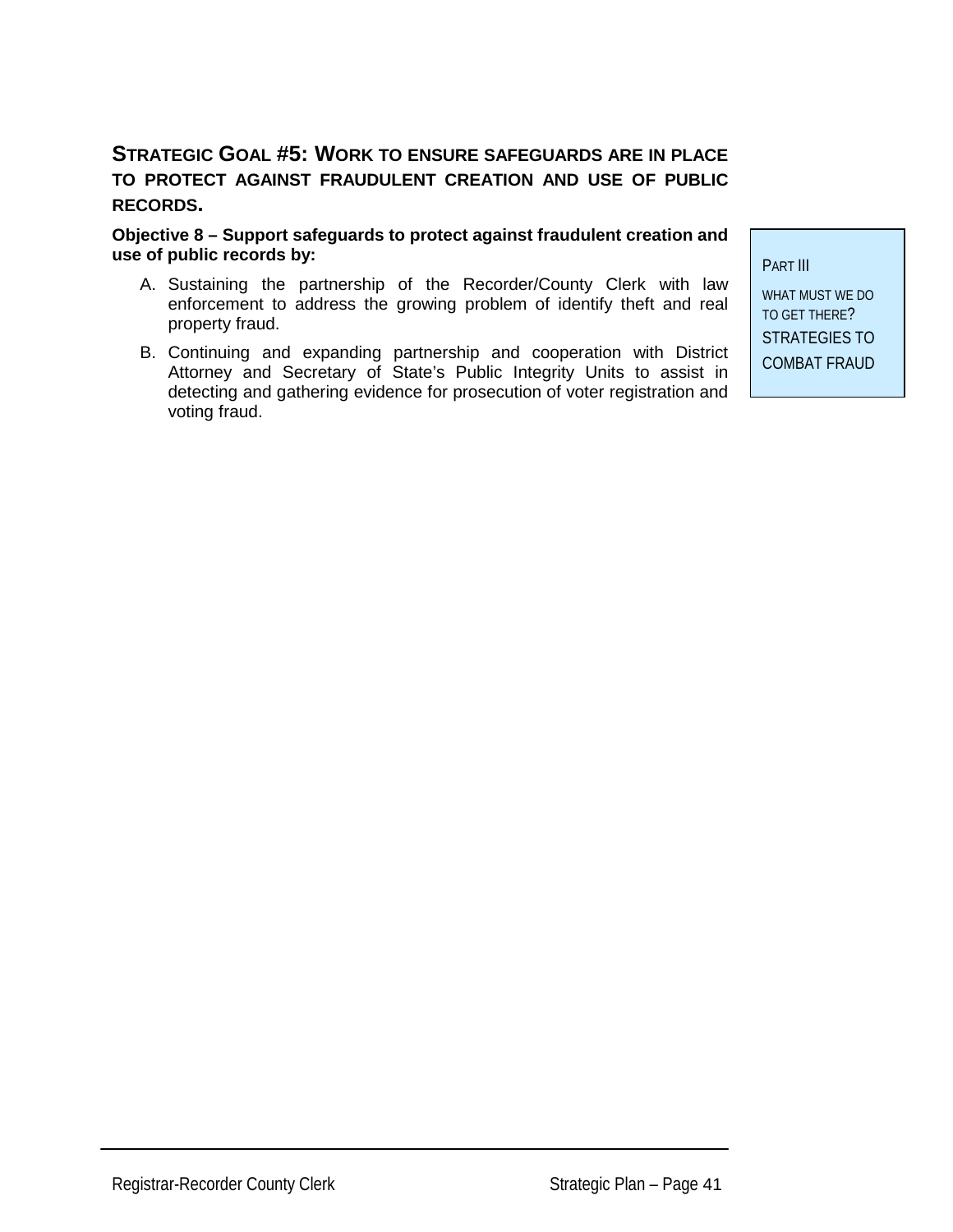## STRATEGIC GOAL #5: WORK TO ENSURE SAFEGUARDS ARE IN PLACE TO PROTECT AGAINST FRAUDULENT CREATION AND USE OF PUBLIC RECORDS.

**Objective 8 – Support safeguards to protect against fraudulent creation and use of public records by:**

A. Sustaining the partnership of the Recorder/County Clerk with law enforcement to address the growing problem of identify theft and real property fraud.

B. Continuing and expanding partnership and cooperation with District Attorney and Secretary of State's Public Integrity Units to assist in detecting and gathering evidence for prosecution of voter registration and voting fraud.

PART III

WHAT MUST WE DO TO GET THERE?

STRATEGIES TO COMBAT FRAUD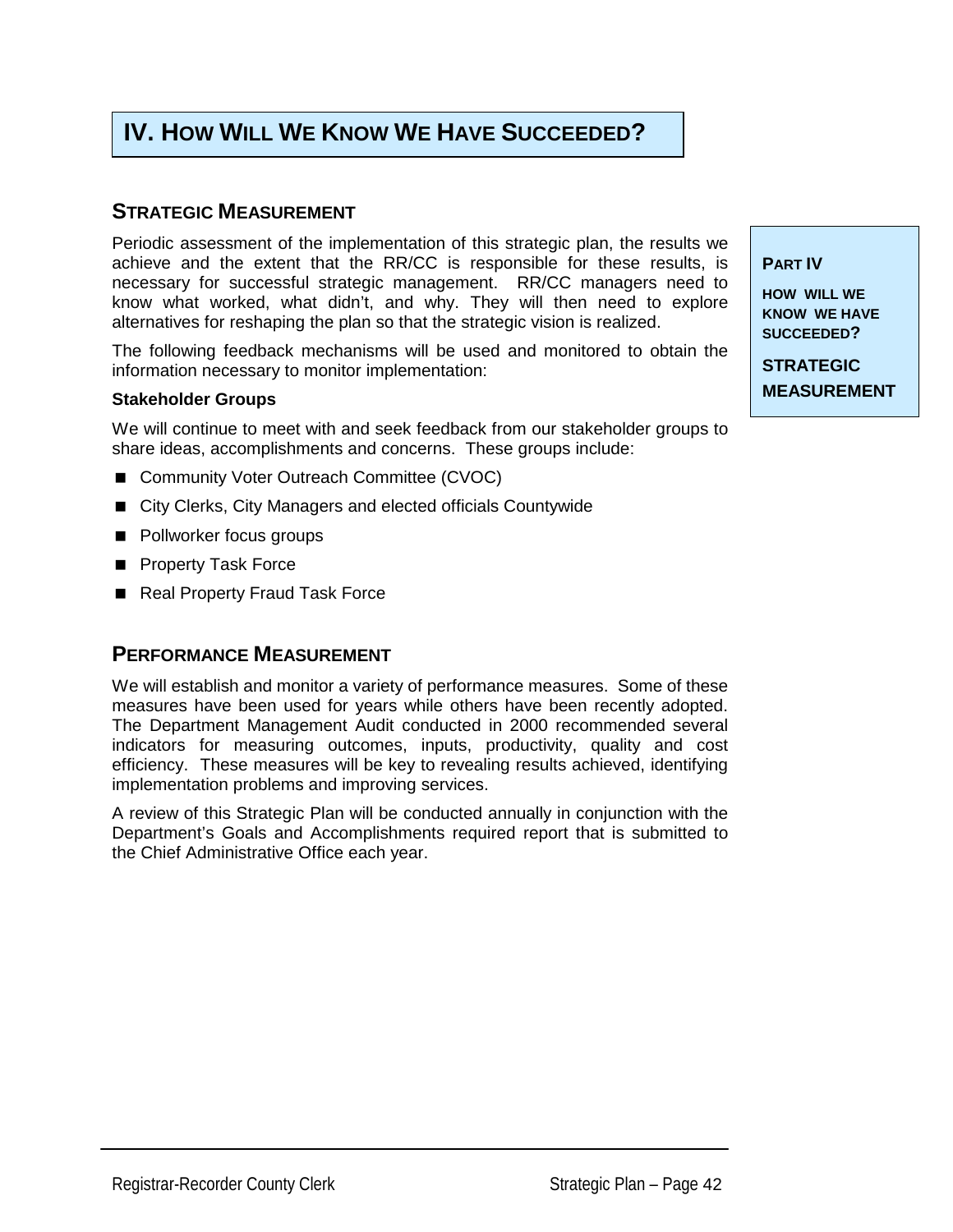# IV. How Will We Know We Have Succeeded?

## Strategic Measurement

Periodic assessment of the implementation of this strategic plan, the results we achieve and the extent that the RR/CC is responsible for these results, is necessary for successful strategic management. RR/CC managers need to know what worked, what didn't, and why. They will then need to explore alternatives for reshaping the plan so that the strategic vision is realized.

The following feedback mechanisms will be used and monitored to obtain the information necessary to monitor implementation:

**PART IV**

**HOW WILL WE KNOW WE HAVE SUCCEEDED?**

**STRATEGIC MEASUREMENT**

### Stakeholder Groups

We will continue to meet with and seek feedback from our stakeholder groups to share ideas, accomplishments and concerns. These groups include:

- Community Voter Outreach Committee (CVOC)
- City Clerks, City Managers and elected officials Countywide
- Pollworker focus groups
- Property Task Force
- Real Property Fraud Task Force

## Performance Measurement

We will establish and monitor a variety of performance measures. Some of these measures have been used for years while others have been recently adopted. The Department Management Audit conducted in 2000 recommended several indicators for measuring outcomes, inputs, productivity, quality and cost efficiency. These measures will be key to revealing results achieved, identifying implementation problems and improving services.

A review of this Strategic Plan will be conducted annually in conjunction with the Department's Goals and Accomplishments required report that is submitted to the Chief Administrative Office each year.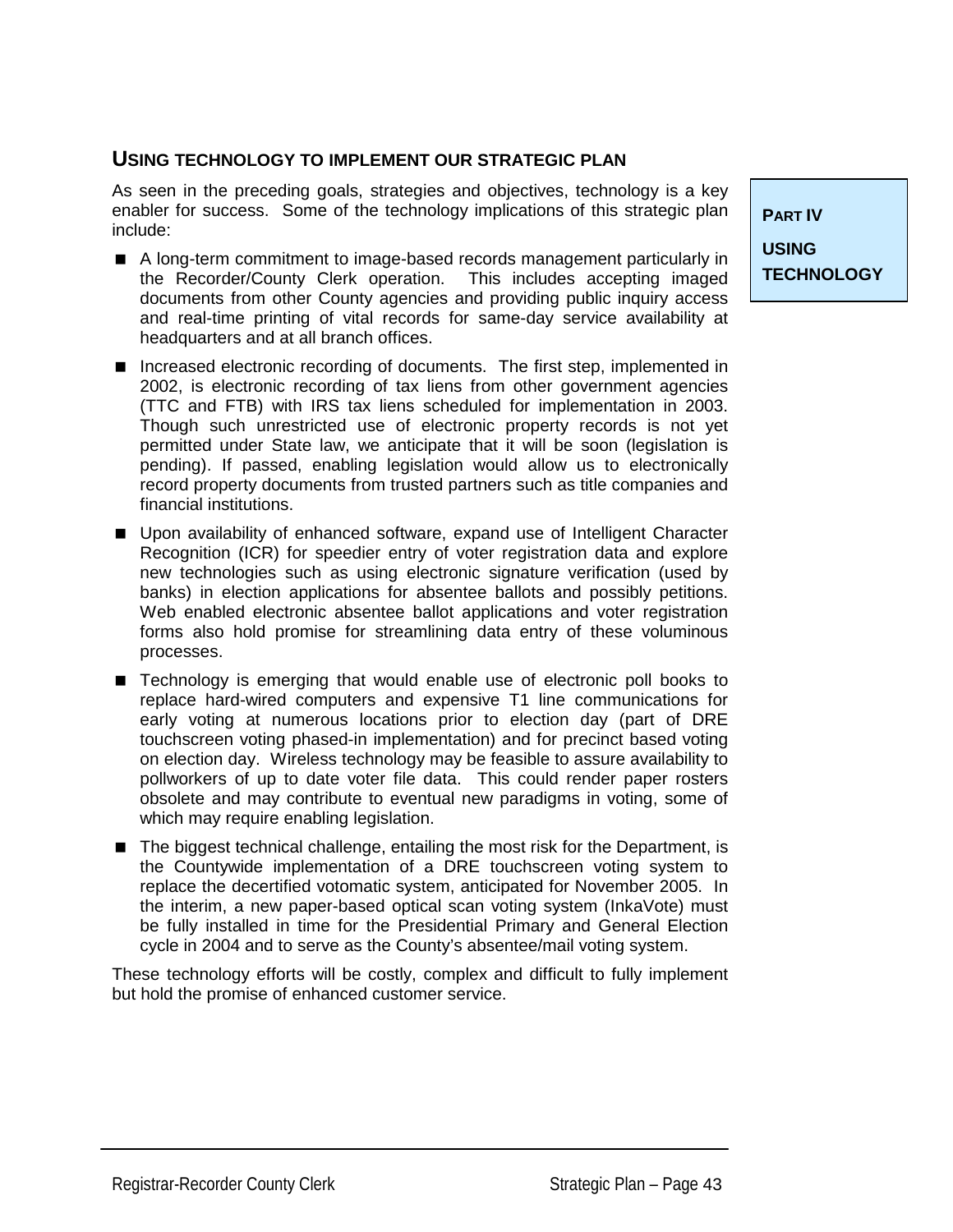## USING TECHNOLOGY TO IMPLEMENT OUR STRATEGIC PLAN

**PART IV**

**USING TECHNOLOGY**

As seen in the preceding goals, strategies and objectives, technology is a key enabler for success. Some of the technology implications of this strategic plan include:

- A long-term commitment to image-based records management particularly in the Recorder/County Clerk operation. This includes accepting imaged documents from other County agencies and providing public inquiry access and real-time printing of vital records for same-day service availability at headquarters and at all branch offices.
- Increased electronic recording of documents. The first step, implemented in 2002, is electronic recording of tax liens from other government agencies (TTC and FTB) with IRS tax liens scheduled for implementation in 2003. Though such unrestricted use of electronic property records is not yet permitted under State law, we anticipate that it will be soon (legislation is pending). If passed, enabling legislation would allow us to electronically record property documents from trusted partners such as title companies and financial institutions.
- Upon availability of enhanced software, expand use of Intelligent Character Recognition (ICR) for speedier entry of voter registration data and explore new technologies such as using electronic signature verification (used by banks) in election applications for absentee ballots and possibly petitions. Web enabled electronic absentee ballot applications and voter registration forms also hold promise for streamlining data entry of these voluminous processes.
- Technology is emerging that would enable use of electronic poll books to replace hard-wired computers and expensive T1 line communications for early voting at numerous locations prior to election day (part of DRE touchscreen voting phased-in implementation) and for precinct based voting on election day. Wireless technology may be feasible to assure availability to pollworkers of up to date voter file data. This could render paper rosters obsolete and may contribute to eventual new paradigms in voting, some of which may require enabling legislation.
- The biggest technical challenge, entailing the most risk for the Department, is the Countywide implementation of a DRE touchscreen voting system to replace the decertified votomatic system, anticipated for November 2005. In the interim, a new paper-based optical scan voting system (InkaVote) must be fully installed in time for the Presidential Primary and General Election cycle in 2004 and to serve as the County's absentee/mail voting system.

These technology efforts will be costly, complex and difficult to fully implement but hold the promise of enhanced customer service.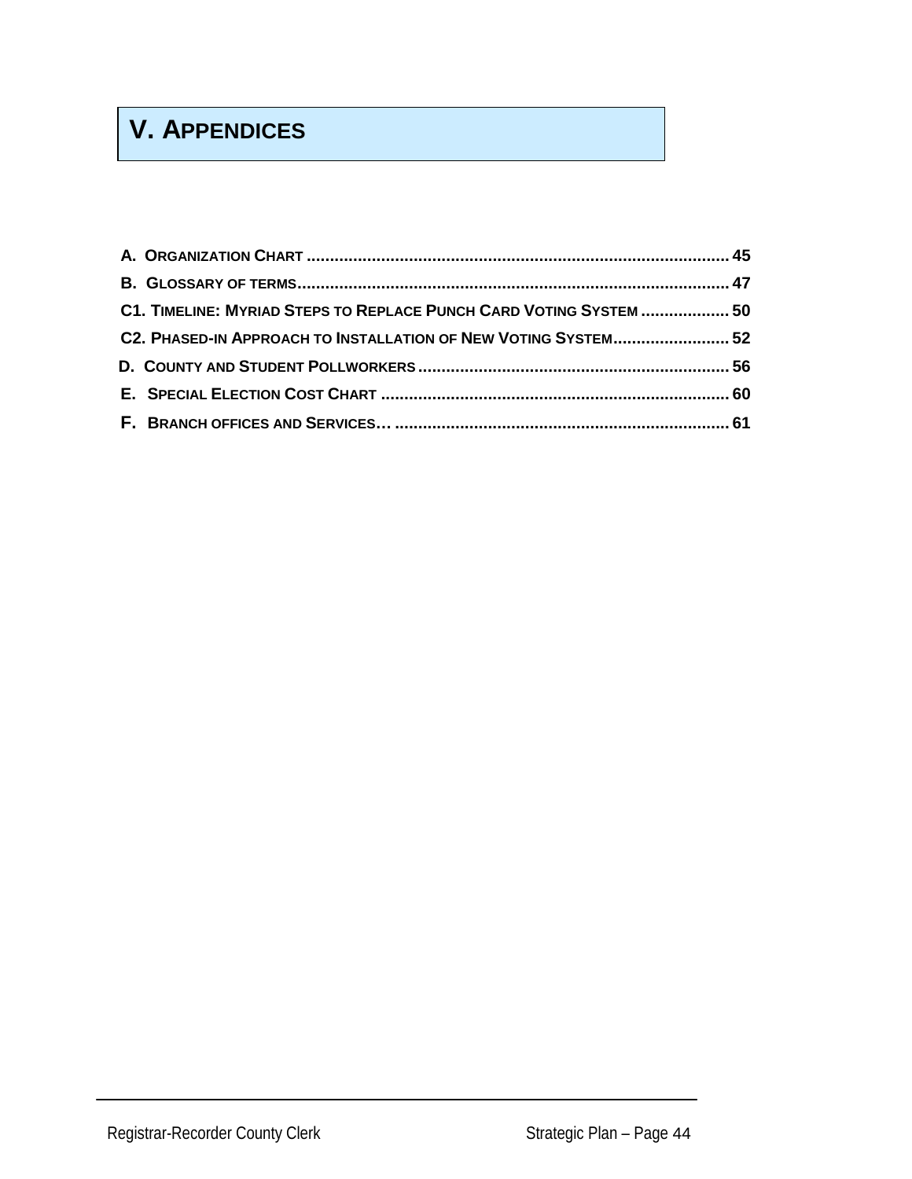# V. APPENDICES

A. ORGANIZATION CHART .......................................................................................... 45

B. GLOSSARY OF TERMS............................................................................................ 47

C1. TIMELINE: MYRIAD STEPS TO REPLACE PUNCH CARD VOTING SYSTEM ................... 50

C2. PHASED-IN APPROACH TO INSTALLATION OF NEW VOTING SYSTEM......................... 52

D. COUNTY AND STUDENT POLLWORKERS .................................................................. 56

E. SPECIAL ELECTION COST CHART ........................................................................... 60

F. BRANCH OFFICES AND SERVICES… ....................................................................... 61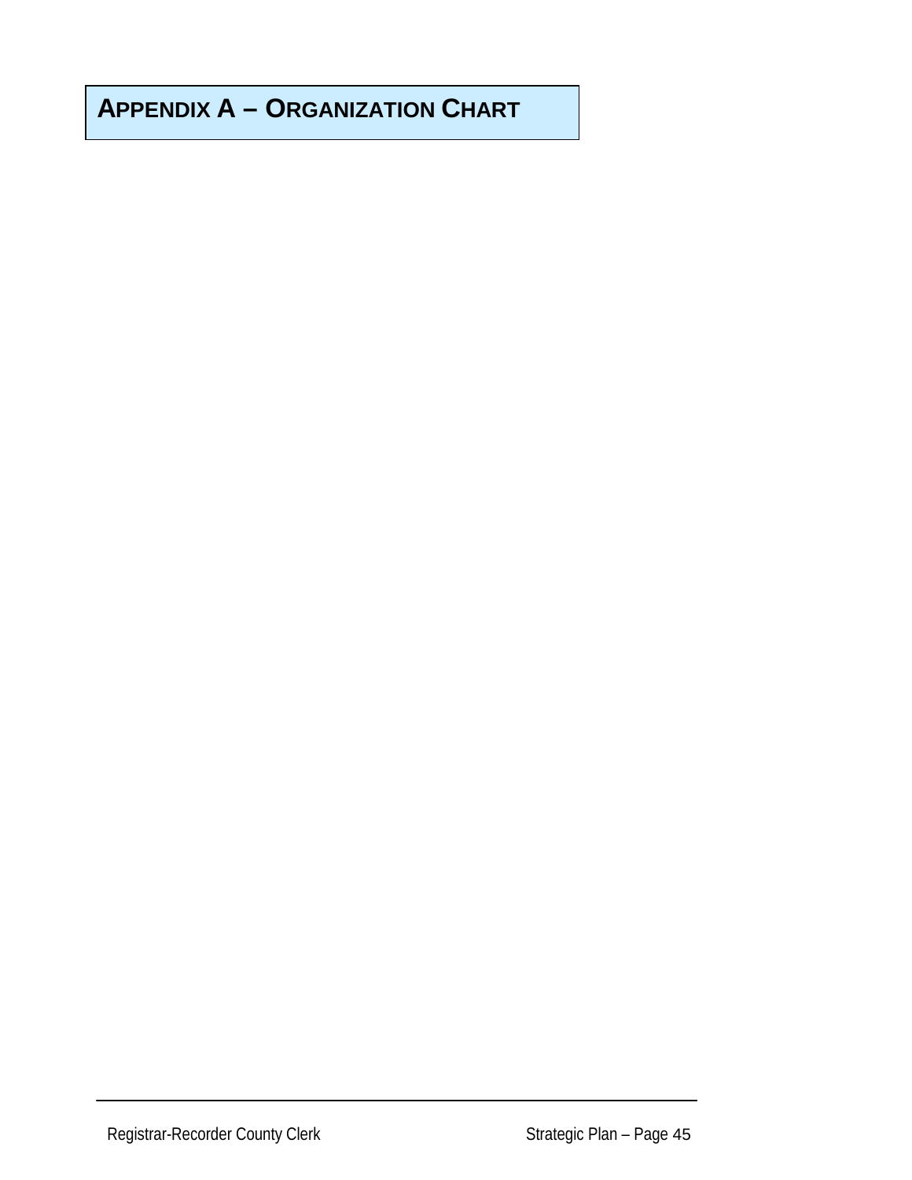# APPENDIX A – ORGANIZATION CHART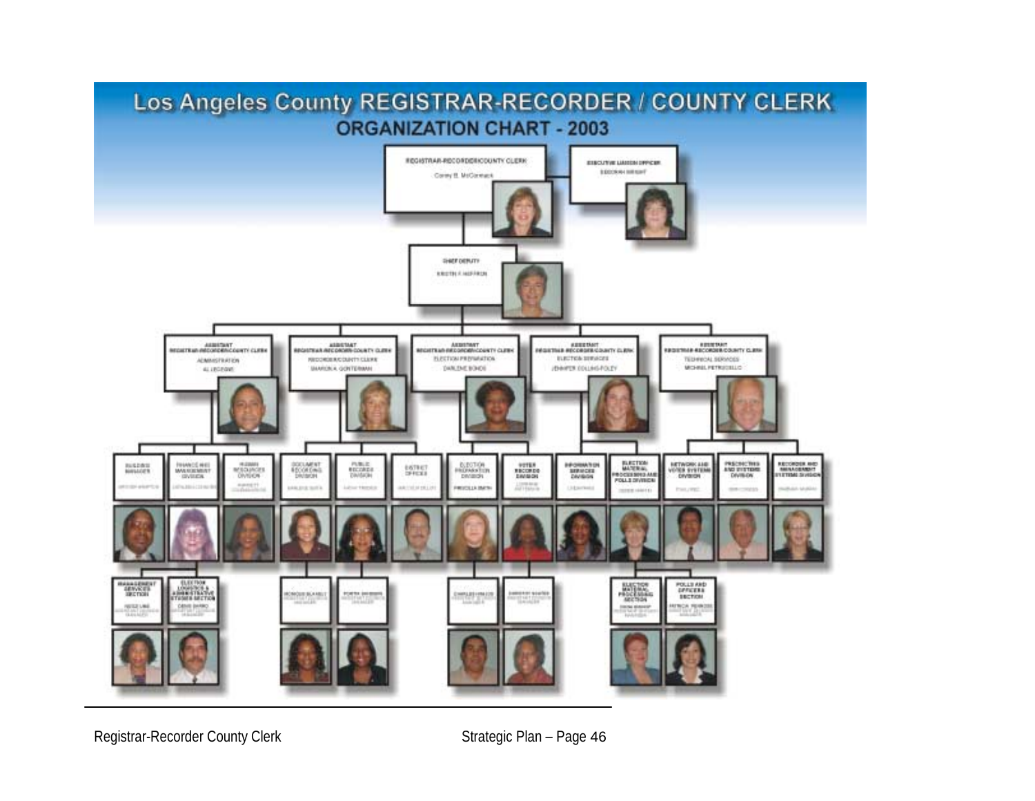# Los Angeles County REGISTRAR-RECORDER / COUNTY CLERK

## ORGANIZATION CHART - 2003

**REGISTRAR-RECORDER/COUNTY CLERK**
Conny B. McCormack

**EXECUTIVE LIAISON OFFICER**
DEBORAH WRIGHT

**CHIEF DEPUTY**
KRISTIN F. HEFFRON

**ASSISTANT REGISTRAR-RECORDER/COUNTY CLERK** – ADMINISTRATION – AL LEDESMA
- BUILDING MANAGER
- FINANCE AND MANAGEMENT DIVISION
  - MANAGEMENT SERVICES SECTION
  - ELECTION LOGISTICS & ADMINISTRATIVE STUDIES SECTION
- HUMAN RESOURCES DIVISION

**ASSISTANT REGISTRAR-RECORDER/COUNTY CLERK** – RECORDER/COUNTY CLERK – SHARON A. GONTERMAN
- DOCUMENT RECORDING DIVISION
- PUBLIC RECORDS DIVISION
- DISTRICT OFFICES

**ASSISTANT REGISTRAR-RECORDER/COUNTY CLERK** – ELECTION PREPARATION – DARLENE BONDS
- ELECTION PREPARATION DIVISION – PRISCILLA SMITH
- VOTER RECORDS DIVISION

**ASSISTANT REGISTRAR-RECORDER/COUNTY CLERK** – ELECTION SERVICES – JENNIFER COLLINS-FOLEY
- INFORMATION SERVICES DIVISION
- ELECTION MATERIAL PROCESSING AND POLLS DIVISION
  - ELECTION MATERIAL PROCESSING SECTION
  - POLLS AND OFFICERS SECTION

**ASSISTANT REGISTRAR-RECORDER/COUNTY CLERK** – TECHNICAL SERVICES – MICHAEL PETRUCELLO
- NETWORK AND VOTER SYSTEMS DIVISION
- PRECINCTING AND SYSTEMS DIVISION
- RECORDER AND MANAGEMENT SYSTEMS DIVISION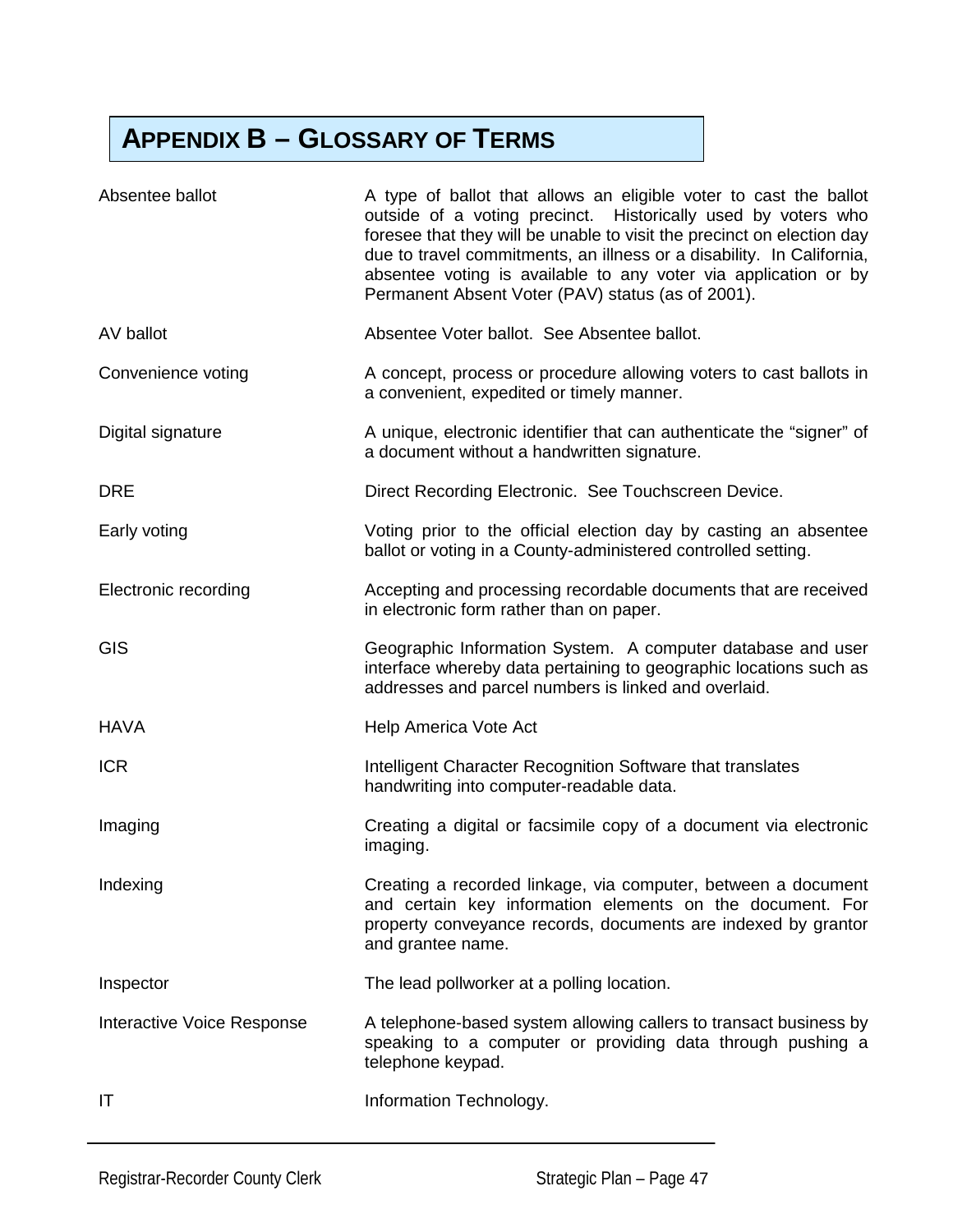# APPENDIX B – GLOSSARY OF TERMS

| | |
|---|---|
| Absentee ballot | A type of ballot that allows an eligible voter to cast the ballot outside of a voting precinct. Historically used by voters who foresee that they will be unable to visit the precinct on election day due to travel commitments, an illness or a disability. In California, absentee voting is available to any voter via application or by Permanent Absent Voter (PAV) status (as of 2001). |
| AV ballot | Absentee Voter ballot. See Absentee ballot. |
| Convenience voting | A concept, process or procedure allowing voters to cast ballots in a convenient, expedited or timely manner. |
| Digital signature | A unique, electronic identifier that can authenticate the "signer" of a document without a handwritten signature. |
| DRE | Direct Recording Electronic. See Touchscreen Device. |
| Early voting | Voting prior to the official election day by casting an absentee ballot or voting in a County-administered controlled setting. |
| Electronic recording | Accepting and processing recordable documents that are received in electronic form rather than on paper. |
| GIS | Geographic Information System. A computer database and user interface whereby data pertaining to geographic locations such as addresses and parcel numbers is linked and overlaid. |
| HAVA | Help America Vote Act |
| ICR | Intelligent Character Recognition Software that translates handwriting into computer-readable data. |
| Imaging | Creating a digital or facsimile copy of a document via electronic imaging. |
| Indexing | Creating a recorded linkage, via computer, between a document and certain key information elements on the document. For property conveyance records, documents are indexed by grantor and grantee name. |
| Inspector | The lead pollworker at a polling location. |
| Interactive Voice Response | A telephone-based system allowing callers to transact business by speaking to a computer or providing data through pushing a telephone keypad. |
| IT | Information Technology. |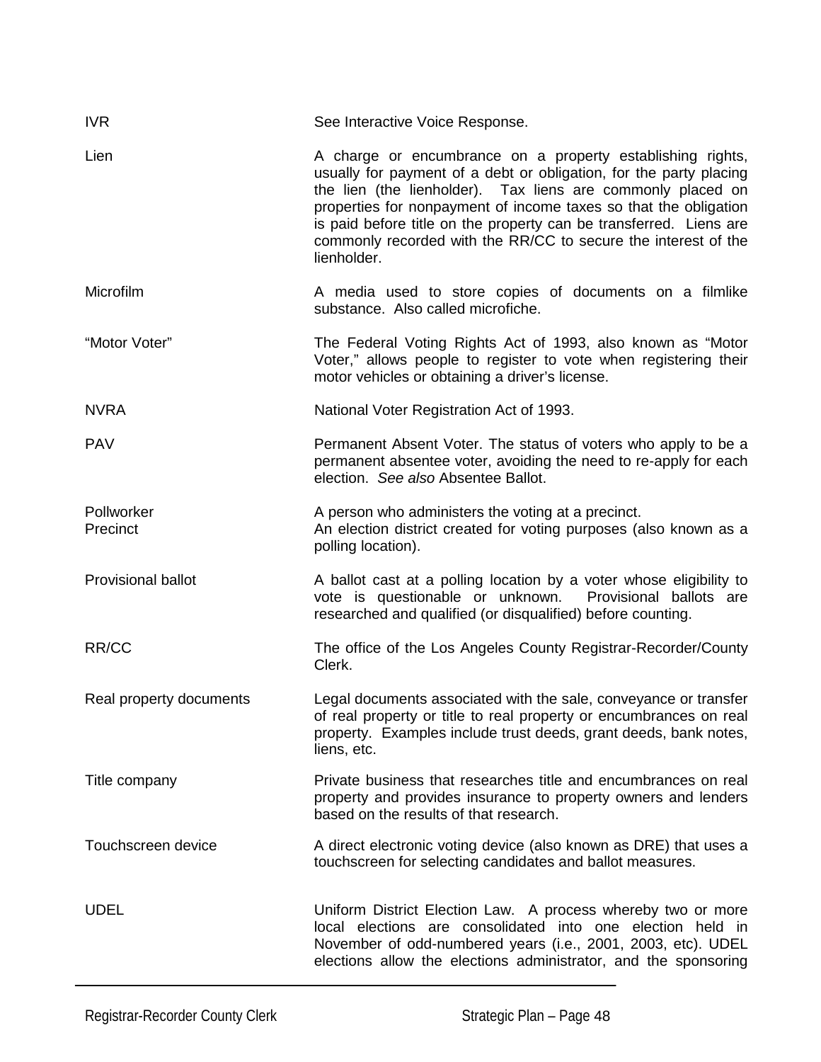| | |
|---|---|
| IVR | See Interactive Voice Response. |
| Lien | A charge or encumbrance on a property establishing rights, usually for payment of a debt or obligation, for the party placing the lien (the lienholder). Tax liens are commonly placed on properties for nonpayment of income taxes so that the obligation is paid before title on the property can be transferred. Liens are commonly recorded with the RR/CC to secure the interest of the lienholder. |
| Microfilm | A media used to store copies of documents on a filmlike substance. Also called microfiche. |
| "Motor Voter" | The Federal Voting Rights Act of 1993, also known as "Motor Voter," allows people to register to vote when registering their motor vehicles or obtaining a driver's license. |
| NVRA | National Voter Registration Act of 1993. |
| PAV | Permanent Absent Voter. The status of voters who apply to be a permanent absentee voter, avoiding the need to re-apply for each election. *See also* Absentee Ballot. |
| Pollworker | A person who administers the voting at a precinct. |
| Precinct | An election district created for voting purposes (also known as a polling location). |
| Provisional ballot | A ballot cast at a polling location by a voter whose eligibility to vote is questionable or unknown. Provisional ballots are researched and qualified (or disqualified) before counting. |
| RR/CC | The office of the Los Angeles County Registrar-Recorder/County Clerk. |
| Real property documents | Legal documents associated with the sale, conveyance or transfer of real property or title to real property or encumbrances on real property. Examples include trust deeds, grant deeds, bank notes, liens, etc. |
| Title company | Private business that researches title and encumbrances on real property and provides insurance to property owners and lenders based on the results of that research. |
| Touchscreen device | A direct electronic voting device (also known as DRE) that uses a touchscreen for selecting candidates and ballot measures. |
| UDEL | Uniform District Election Law. A process whereby two or more local elections are consolidated into one election held in November of odd-numbered years (i.e., 2001, 2003, etc). UDEL elections allow the elections administrator, and the sponsoring |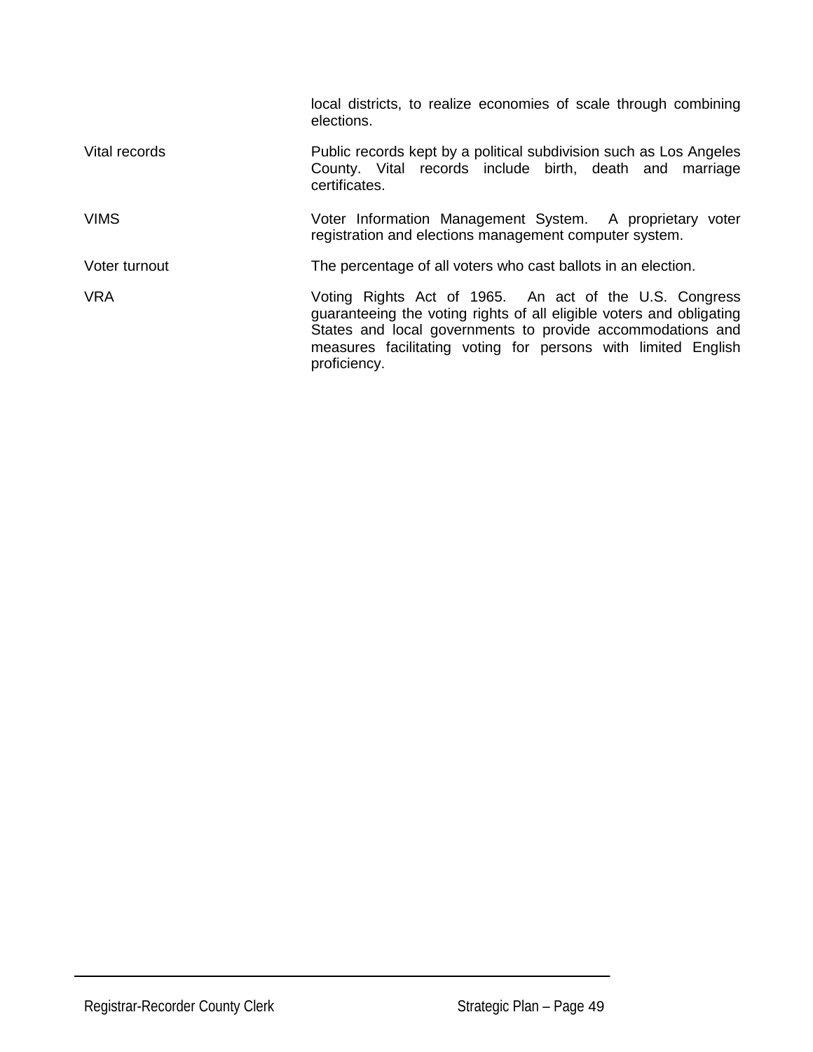local districts, to realize economies of scale through combining elections.

| | |
|---|---|
| Vital records | Public records kept by a political subdivision such as Los Angeles County. Vital records include birth, death and marriage certificates. |
| VIMS | Voter Information Management System. A proprietary voter registration and elections management computer system. |
| Voter turnout | The percentage of all voters who cast ballots in an election. |
| VRA | Voting Rights Act of 1965. An act of the U.S. Congress guaranteeing the voting rights of all eligible voters and obligating States and local governments to provide accommodations and measures facilitating voting for persons with limited English proficiency. |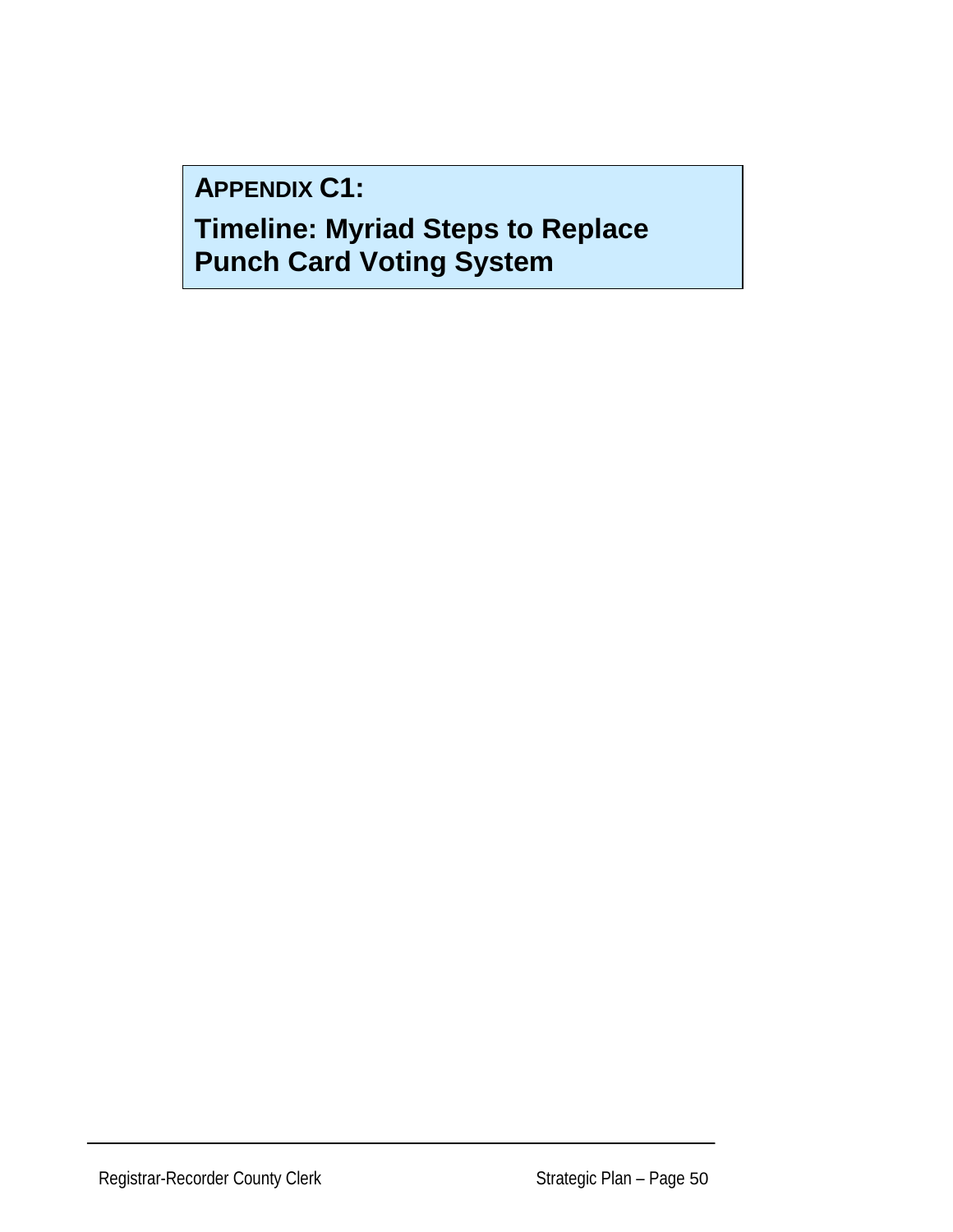## APPENDIX C1:

## Timeline: Myriad Steps to Replace Punch Card Voting System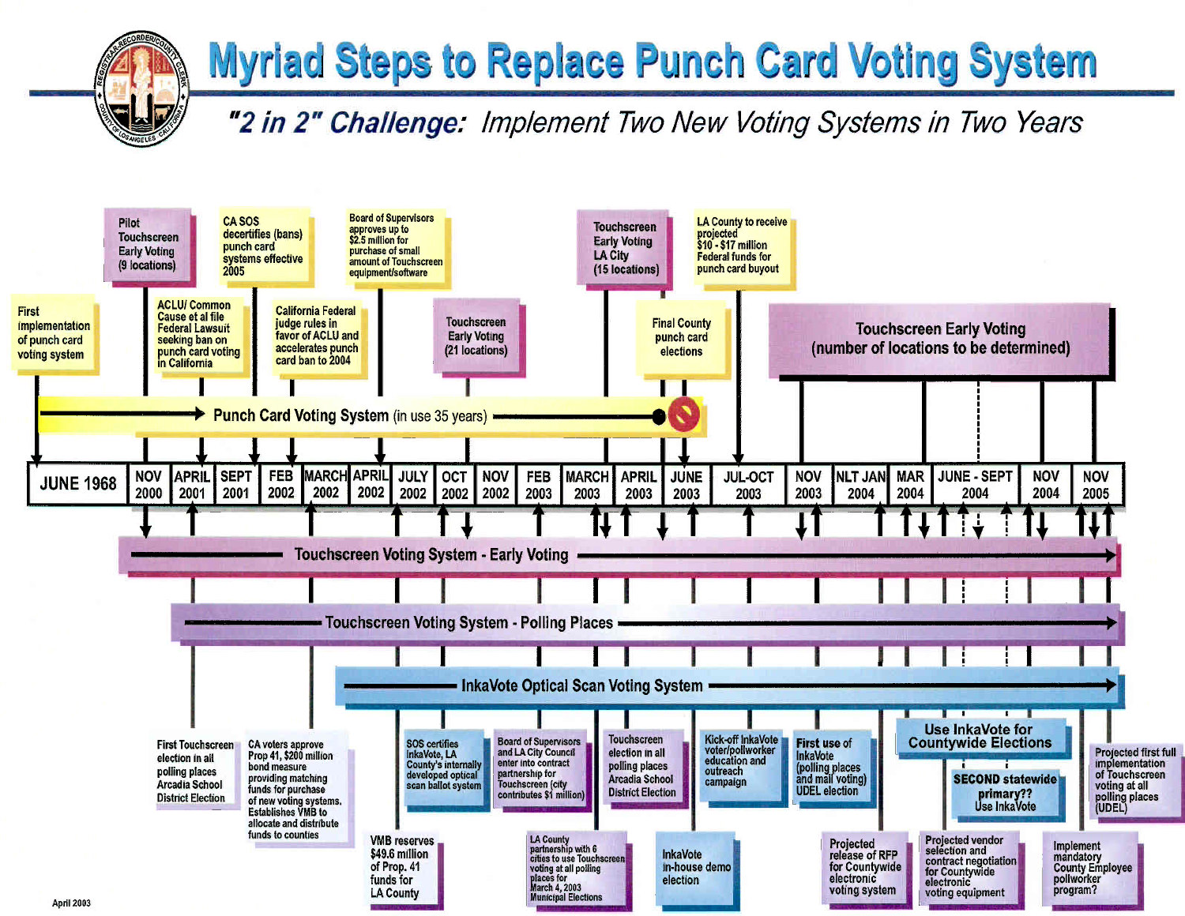# Myriad Steps to Replace Punch Card Voting System

## *"2 in 2" Challenge: Implement Two New Voting Systems in Two Years*

| Date | Event |
|---|---|
| JUNE 1968 | First implementation of punch card voting system |
| NOV 2000 | Pilot Touchscreen Early Voting (9 locations) |
| APRIL 2001 | ACLU/ Common Cause et al file Federal Lawsuit seeking ban on punch card voting in California |
| APRIL 2001 | First Touchscreen election in all polling places Arcadia School District Election |
| SEPT 2001 | CA SOS decertifies (bans) punch card systems effective 2005 |
| FEB 2002 | California Federal judge rules in favor of ACLU and accelerates punch card ban to 2004 |
| MARCH 2002 | CA voters approve Prop 41, $200 million bond measure providing matching funds for purchase of new voting systems. Establishes VMB to allocate and distribute funds to counties |
| APRIL 2002 | Board of Supervisors approves up to $2.5 million for purchase of small amount of Touchscreen equipment/software |
| JULY 2002 | VMB reserves $49.6 million of Prop. 41 funds for LA County |
| OCT 2002 | SOS certifies InkaVote, LA County's internally developed optical scan ballot system |
| OCT 2002 | Touchscreen Early Voting (21 locations) |
| FEB 2003 | Board of Supervisors and LA City Council enter into contract partnership for Touchscreen (city contributes $1 million) |
| MARCH 2003 | LA County partnership with 6 cities to use Touchscreen voting at all polling places for March 4, 2003 Municipal Elections |
| MARCH 2003 | Touchscreen Early Voting LA City (15 locations) |
| APRIL 2003 | Touchscreen election in all polling places Arcadia School District Election |
| JUNE 2003 | Final County punch card elections |
| JUNE 2003 | InkaVote in-house demo election |
| JUL-OCT 2003 | LA County to receive projected $10 - $17 million Federal funds for punch card buyout |
| JUL-OCT 2003 | Kick-off InkaVote voter/pollworker education and outreach campaign |
| NOV 2003 | First use of InkaVote (polling places and mail voting) UDEL election |
| NLT JAN 2004 | Projected release of RFP for Countywide electronic voting system |
| MAR 2004 | Use InkaVote for Countywide Elections |
| JUNE - SEPT 2004 | Projected vendor selection and contract negotiation for Countywide electronic voting equipment |
| JUNE - SEPT 2004 | SECOND statewide primary?? Use InkaVote |
| NOV 2004 | Implement mandatory County Employee pollworker program? |
| NOV 2005 | Projected first full implementation of Touchscreen voting at all polling places (UDEL) |

- **Punch Card Voting System** (in use 35 years): June 1968 – June 2003
- **Touchscreen Early Voting** (number of locations to be determined): Nov 2003 onward
- **Touchscreen Voting System - Early Voting**
- **Touchscreen Voting System - Polling Places**
- **InkaVote Optical Scan Voting System**

April 2003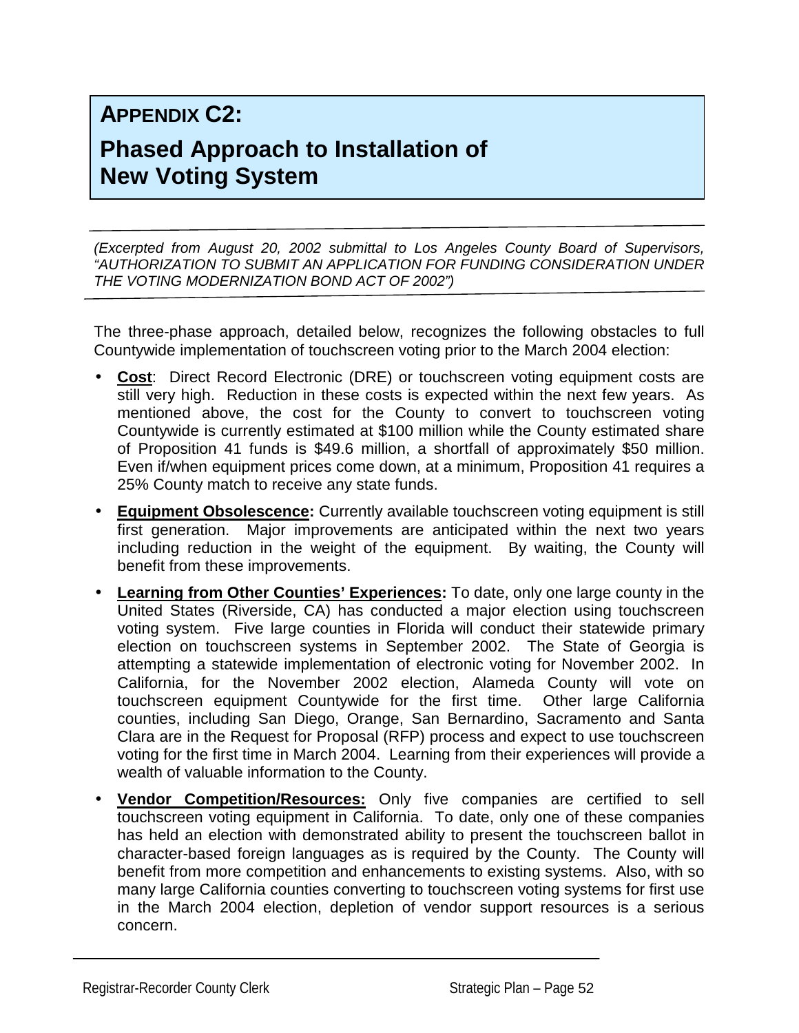# APPENDIX C2:

# Phased Approach to Installation of New Voting System

*(Excerpted from August 20, 2002 submittal to Los Angeles County Board of Supervisors, "AUTHORIZATION TO SUBMIT AN APPLICATION FOR FUNDING CONSIDERATION UNDER THE VOTING MODERNIZATION BOND ACT OF 2002")*

The three-phase approach, detailed below, recognizes the following obstacles to full Countywide implementation of touchscreen voting prior to the March 2004 election:

- **Cost**: Direct Record Electronic (DRE) or touchscreen voting equipment costs are still very high. Reduction in these costs is expected within the next few years. As mentioned above, the cost for the County to convert to touchscreen voting Countywide is currently estimated at $100 million while the County estimated share of Proposition 41 funds is $49.6 million, a shortfall of approximately $50 million. Even if/when equipment prices come down, at a minimum, Proposition 41 requires a 25% County match to receive any state funds.
- **Equipment Obsolescence:** Currently available touchscreen voting equipment is still first generation. Major improvements are anticipated within the next two years including reduction in the weight of the equipment. By waiting, the County will benefit from these improvements.
- **Learning from Other Counties' Experiences:** To date, only one large county in the United States (Riverside, CA) has conducted a major election using touchscreen voting system. Five large counties in Florida will conduct their statewide primary election on touchscreen systems in September 2002. The State of Georgia is attempting a statewide implementation of electronic voting for November 2002. In California, for the November 2002 election, Alameda County will vote on touchscreen equipment Countywide for the first time. Other large California counties, including San Diego, Orange, San Bernardino, Sacramento and Santa Clara are in the Request for Proposal (RFP) process and expect to use touchscreen voting for the first time in March 2004. Learning from their experiences will provide a wealth of valuable information to the County.
- **Vendor Competition/Resources:** Only five companies are certified to sell touchscreen voting equipment in California. To date, only one of these companies has held an election with demonstrated ability to present the touchscreen ballot in character-based foreign languages as is required by the County. The County will benefit from more competition and enhancements to existing systems. Also, with so many large California counties converting to touchscreen voting systems for first use in the March 2004 election, depletion of vendor support resources is a serious concern.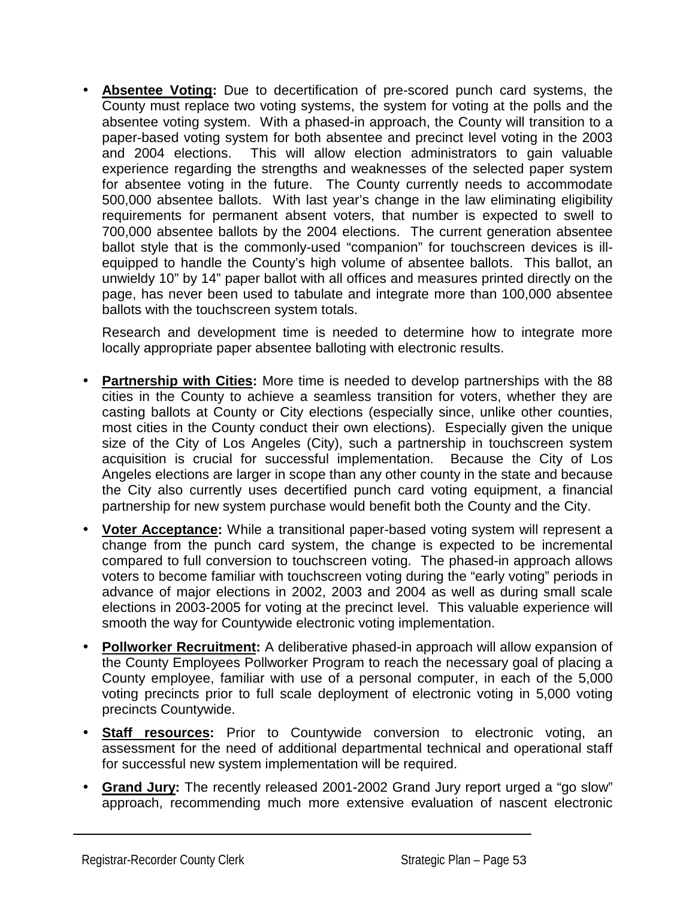- **Absentee Voting:** Due to decertification of pre-scored punch card systems, the County must replace two voting systems, the system for voting at the polls and the absentee voting system. With a phased-in approach, the County will transition to a paper-based voting system for both absentee and precinct level voting in the 2003 and 2004 elections. This will allow election administrators to gain valuable experience regarding the strengths and weaknesses of the selected paper system for absentee voting in the future. The County currently needs to accommodate 500,000 absentee ballots. With last year's change in the law eliminating eligibility requirements for permanent absent voters, that number is expected to swell to 700,000 absentee ballots by the 2004 elections. The current generation absentee ballot style that is the commonly-used "companion" for touchscreen devices is ill-equipped to handle the County's high volume of absentee ballots. This ballot, an unwieldy 10" by 14" paper ballot with all offices and measures printed directly on the page, has never been used to tabulate and integrate more than 100,000 absentee ballots with the touchscreen system totals.

  Research and development time is needed to determine how to integrate more locally appropriate paper absentee balloting with electronic results.

- **Partnership with Cities:** More time is needed to develop partnerships with the 88 cities in the County to achieve a seamless transition for voters, whether they are casting ballots at County or City elections (especially since, unlike other counties, most cities in the County conduct their own elections). Especially given the unique size of the City of Los Angeles (City), such a partnership in touchscreen system acquisition is crucial for successful implementation. Because the City of Los Angeles elections are larger in scope than any other county in the state and because the City also currently uses decertified punch card voting equipment, a financial partnership for new system purchase would benefit both the County and the City.

- **Voter Acceptance:** While a transitional paper-based voting system will represent a change from the punch card system, the change is expected to be incremental compared to full conversion to touchscreen voting. The phased-in approach allows voters to become familiar with touchscreen voting during the "early voting" periods in advance of major elections in 2002, 2003 and 2004 as well as during small scale elections in 2003-2005 for voting at the precinct level. This valuable experience will smooth the way for Countywide electronic voting implementation.

- **Pollworker Recruitment:** A deliberative phased-in approach will allow expansion of the County Employees Pollworker Program to reach the necessary goal of placing a County employee, familiar with use of a personal computer, in each of the 5,000 voting precincts prior to full scale deployment of electronic voting in 5,000 voting precincts Countywide.

- **Staff resources:** Prior to Countywide conversion to electronic voting, an assessment for the need of additional departmental technical and operational staff for successful new system implementation will be required.

- **Grand Jury:** The recently released 2001-2002 Grand Jury report urged a "go slow" approach, recommending much more extensive evaluation of nascent electronic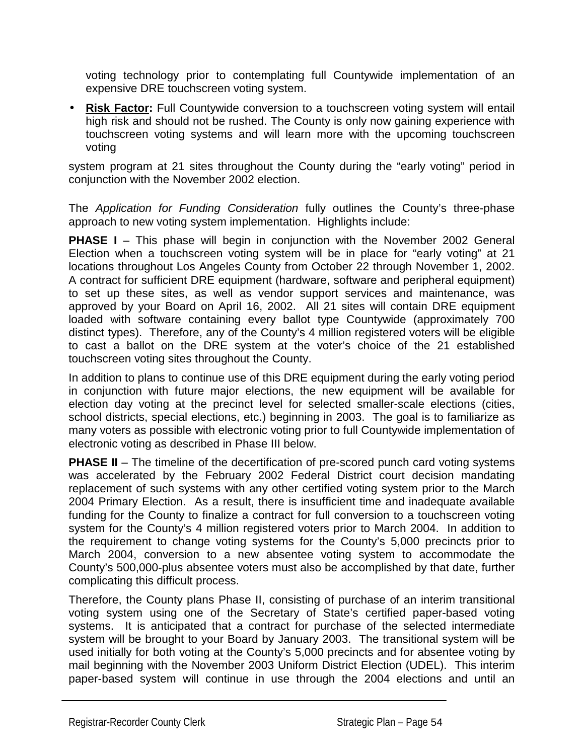voting technology prior to contemplating full Countywide implementation of an expensive DRE touchscreen voting system.

- **Risk Factor:** Full Countywide conversion to a touchscreen voting system will entail high risk and should not be rushed. The County is only now gaining experience with touchscreen voting systems and will learn more with the upcoming touchscreen voting

system program at 21 sites throughout the County during the "early voting" period in conjunction with the November 2002 election.

The *Application for Funding Consideration* fully outlines the County's three-phase approach to new voting system implementation. Highlights include:

**PHASE I** – This phase will begin in conjunction with the November 2002 General Election when a touchscreen voting system will be in place for "early voting" at 21 locations throughout Los Angeles County from October 22 through November 1, 2002. A contract for sufficient DRE equipment (hardware, software and peripheral equipment) to set up these sites, as well as vendor support services and maintenance, was approved by your Board on April 16, 2002. All 21 sites will contain DRE equipment loaded with software containing every ballot type Countywide (approximately 700 distinct types). Therefore, any of the County's 4 million registered voters will be eligible to cast a ballot on the DRE system at the voter's choice of the 21 established touchscreen voting sites throughout the County.

In addition to plans to continue use of this DRE equipment during the early voting period in conjunction with future major elections, the new equipment will be available for election day voting at the precinct level for selected smaller-scale elections (cities, school districts, special elections, etc.) beginning in 2003. The goal is to familiarize as many voters as possible with electronic voting prior to full Countywide implementation of electronic voting as described in Phase III below.

**PHASE II** – The timeline of the decertification of pre-scored punch card voting systems was accelerated by the February 2002 Federal District court decision mandating replacement of such systems with any other certified voting system prior to the March 2004 Primary Election. As a result, there is insufficient time and inadequate available funding for the County to finalize a contract for full conversion to a touchscreen voting system for the County's 4 million registered voters prior to March 2004. In addition to the requirement to change voting systems for the County's 5,000 precincts prior to March 2004, conversion to a new absentee voting system to accommodate the County's 500,000-plus absentee voters must also be accomplished by that date, further complicating this difficult process.

Therefore, the County plans Phase II, consisting of purchase of an interim transitional voting system using one of the Secretary of State's certified paper-based voting systems. It is anticipated that a contract for purchase of the selected intermediate system will be brought to your Board by January 2003. The transitional system will be used initially for both voting at the County's 5,000 precincts and for absentee voting by mail beginning with the November 2003 Uniform District Election (UDEL). This interim paper-based system will continue in use through the 2004 elections and until an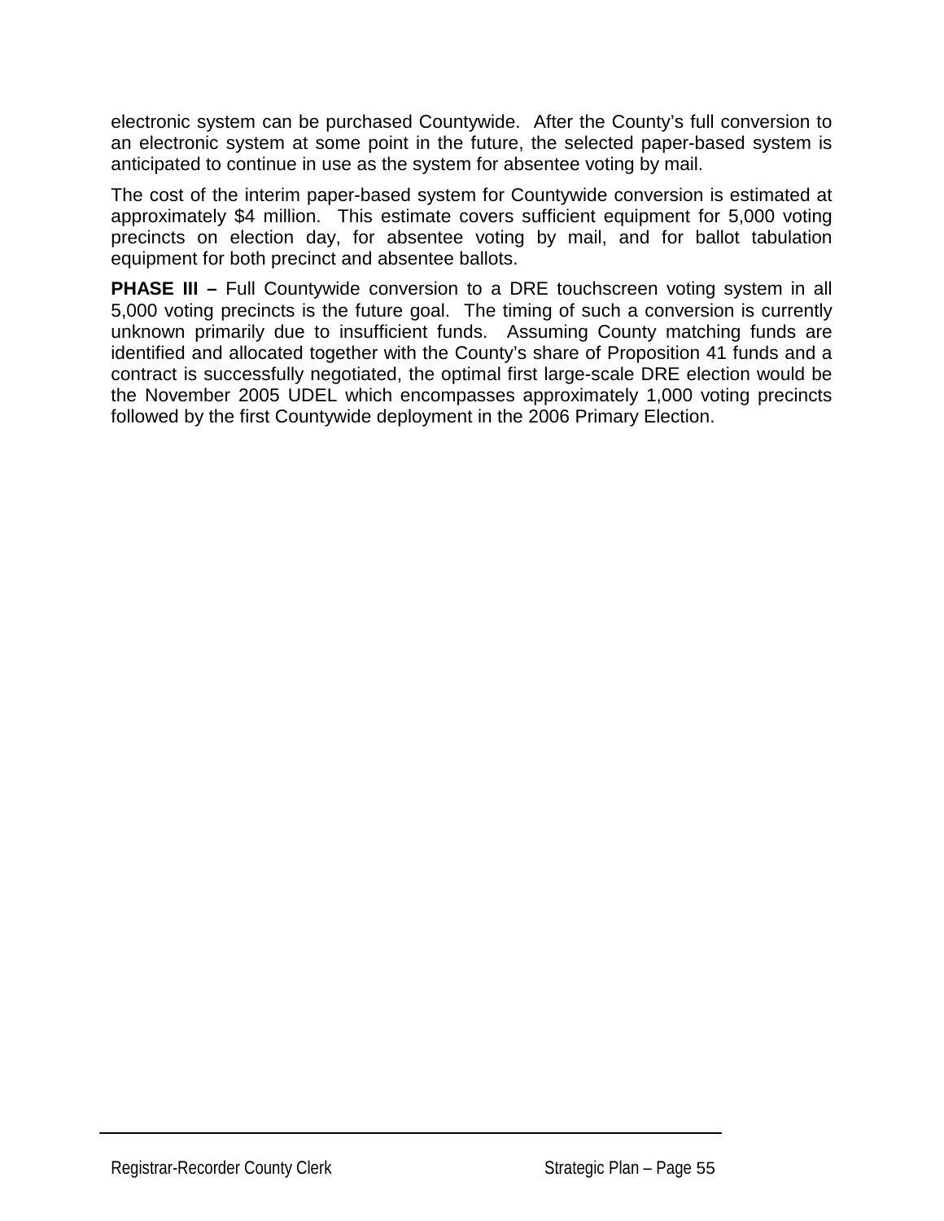electronic system can be purchased Countywide. After the County's full conversion to an electronic system at some point in the future, the selected paper-based system is anticipated to continue in use as the system for absentee voting by mail.

The cost of the interim paper-based system for Countywide conversion is estimated at approximately $4 million. This estimate covers sufficient equipment for 5,000 voting precincts on election day, for absentee voting by mail, and for ballot tabulation equipment for both precinct and absentee ballots.

**PHASE III –** Full Countywide conversion to a DRE touchscreen voting system in all 5,000 voting precincts is the future goal. The timing of such a conversion is currently unknown primarily due to insufficient funds. Assuming County matching funds are identified and allocated together with the County's share of Proposition 41 funds and a contract is successfully negotiated, the optimal first large-scale DRE election would be the November 2005 UDEL which encompasses approximately 1,000 voting precincts followed by the first Countywide deployment in the 2006 Primary Election.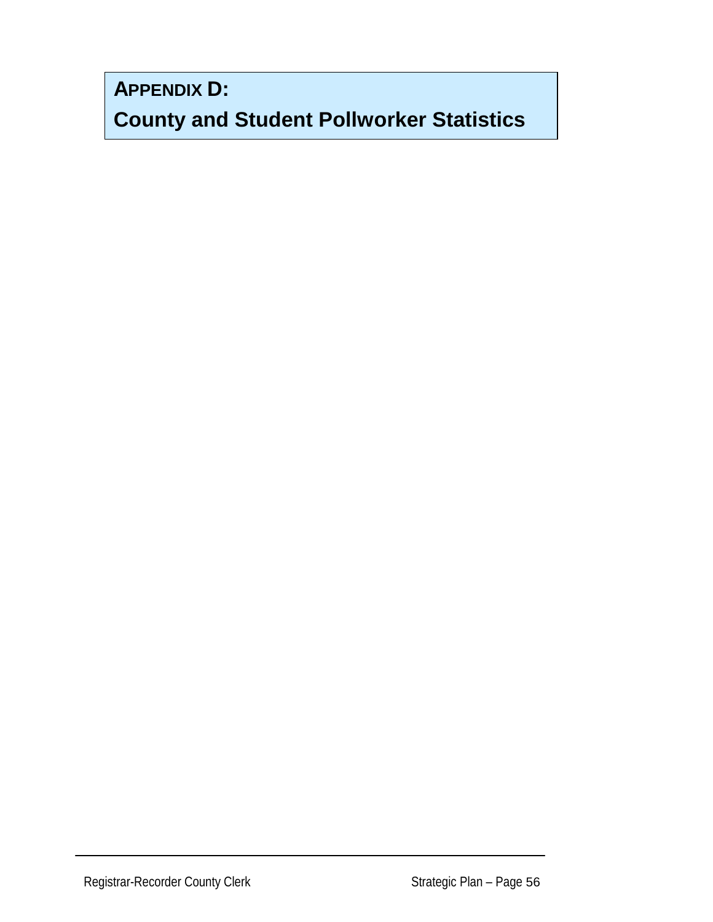# APPENDIX D:

# County and Student Pollworker Statistics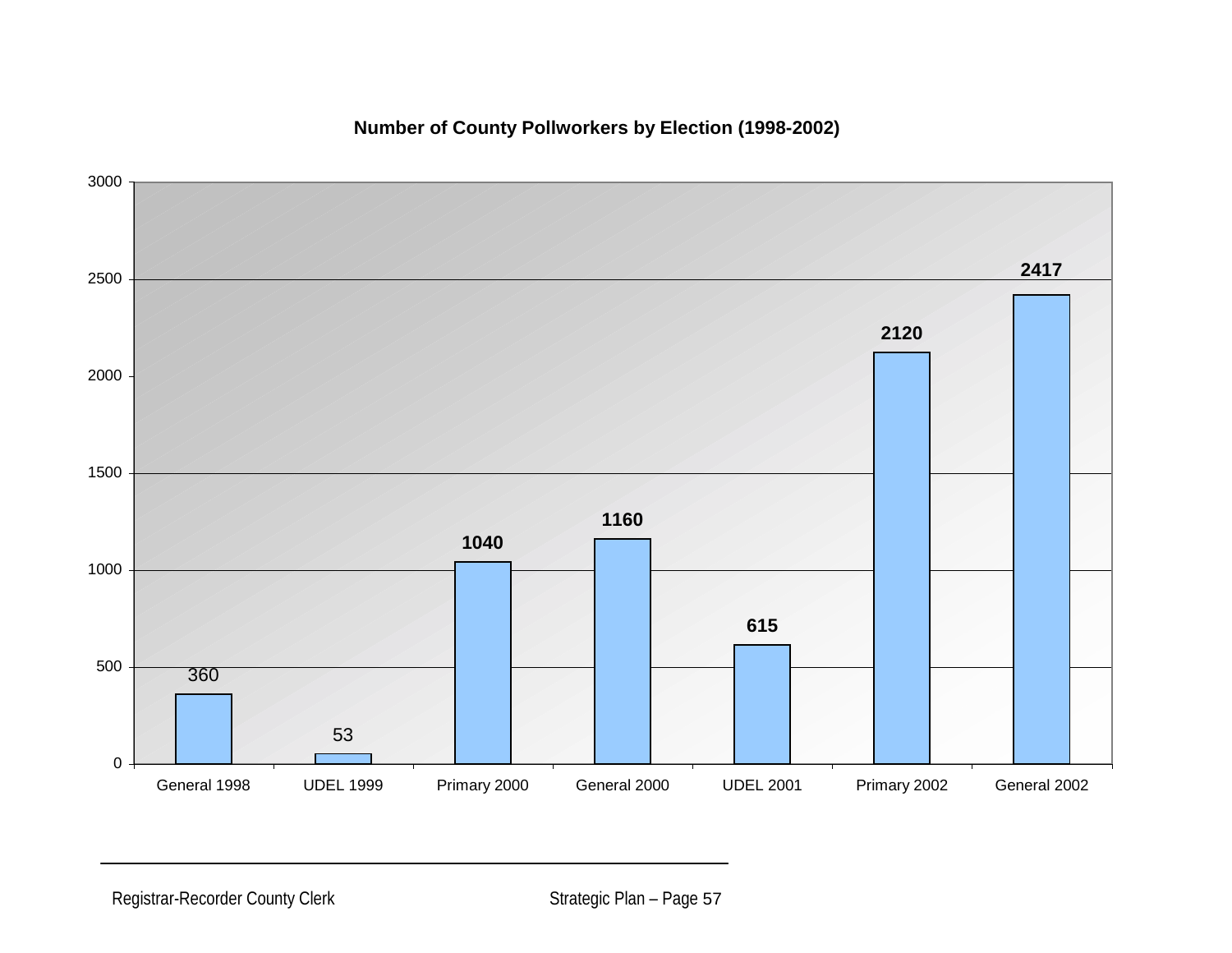**Number of County Pollworkers by Election (1998-2002)**

| Election | Number of Pollworkers |
|---|---|
| General 1998 | 360 |
| UDEL 1999 | 53 |
| Primary 2000 | 1040 |
| General 2000 | 1160 |
| UDEL 2001 | 615 |
| Primary 2002 | 2120 |
| General 2002 | 2417 |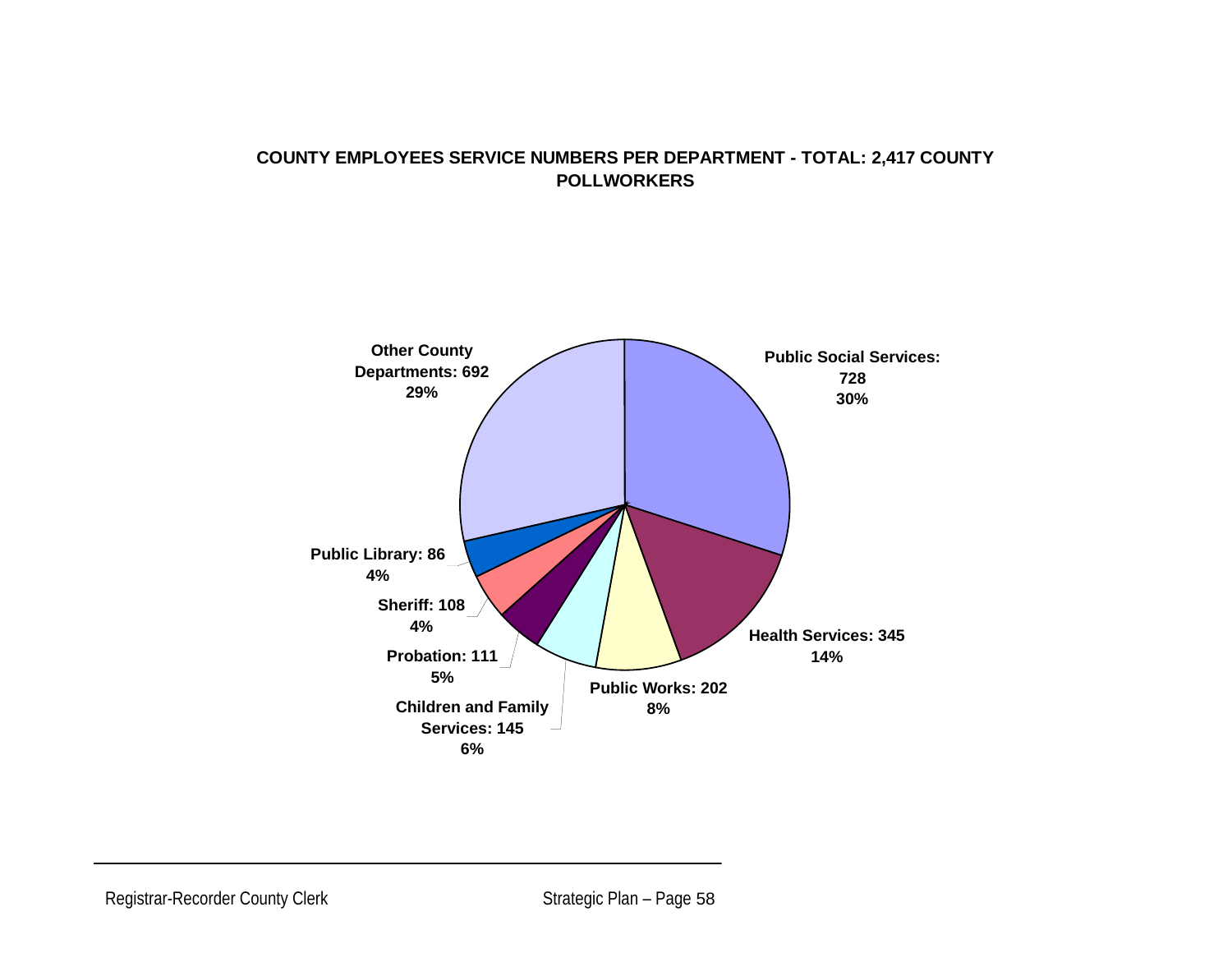**COUNTY EMPLOYEES SERVICE NUMBERS PER DEPARTMENT - TOTAL: 2,417 COUNTY POLLWORKERS**

Public Social Services: 728
30%

Health Services: 345
14%

Public Works: 202
8%

Children and Family Services: 145
6%

Probation: 111
5%

Sheriff: 108
4%

Public Library: 86
4%

Other County Departments: 692
29%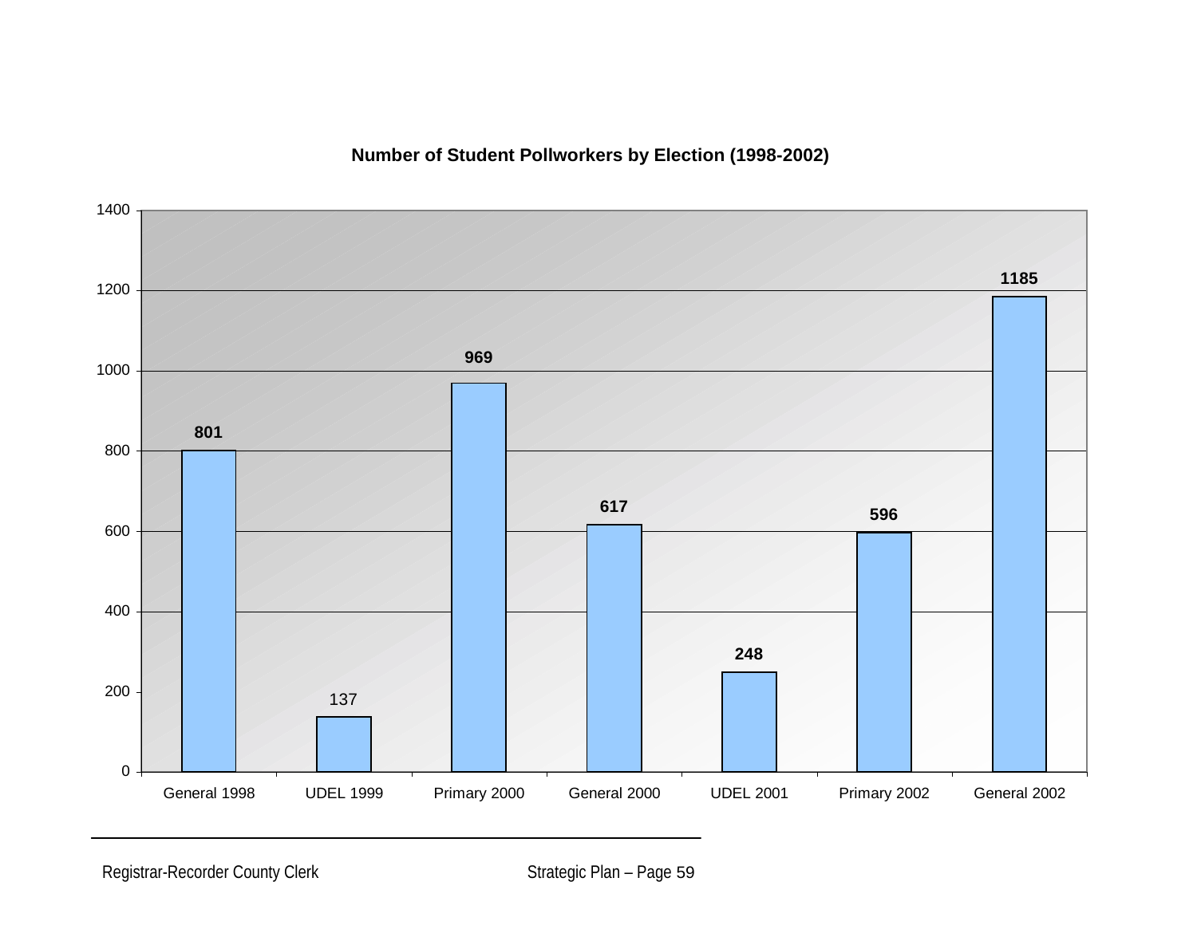**Number of Student Pollworkers by Election (1998-2002)**

| Election | Number of Student Pollworkers |
| --- | --- |
| General 1998 | 801 |
| UDEL 1999 | 137 |
| Primary 2000 | 969 |
| General 2000 | 617 |
| UDEL 2001 | 248 |
| Primary 2002 | 596 |
| General 2002 | 1185 |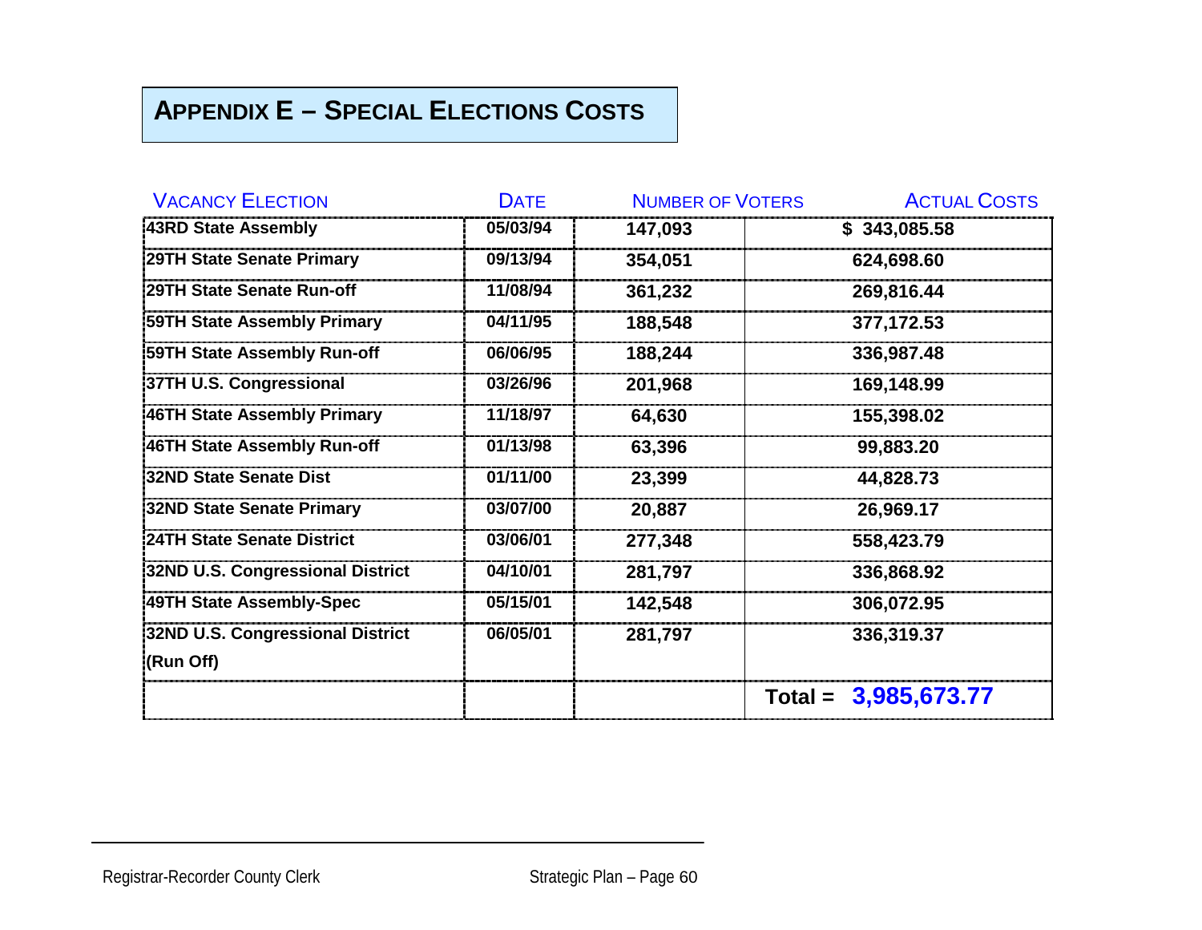# Appendix E – Special Elections Costs

| Vacancy Election | Date | Number of Voters | Actual Costs |
|---|---|---|---|
| 43RD State Assembly | 05/03/94 | 147,093 | $ 343,085.58 |
| 29TH State Senate Primary | 09/13/94 | 354,051 | 624,698.60 |
| 29TH State Senate Run-off | 11/08/94 | 361,232 | 269,816.44 |
| 59TH State Assembly Primary | 04/11/95 | 188,548 | 377,172.53 |
| 59TH State Assembly Run-off | 06/06/95 | 188,244 | 336,987.48 |
| 37TH U.S. Congressional | 03/26/96 | 201,968 | 169,148.99 |
| 46TH State Assembly Primary | 11/18/97 | 64,630 | 155,398.02 |
| 46TH State Assembly Run-off | 01/13/98 | 63,396 | 99,883.20 |
| 32ND State Senate Dist | 01/11/00 | 23,399 | 44,828.73 |
| 32ND State Senate Primary | 03/07/00 | 20,887 | 26,969.17 |
| 24TH State Senate District | 03/06/01 | 277,348 | 558,423.79 |
| 32ND U.S. Congressional District | 04/10/01 | 281,797 | 336,868.92 |
| 49TH State Assembly-Spec | 05/15/01 | 142,548 | 306,072.95 |
| 32ND U.S. Congressional District (Run Off) | 06/05/01 | 281,797 | 336,319.37 |
| | | | **Total = 3,985,673.77** |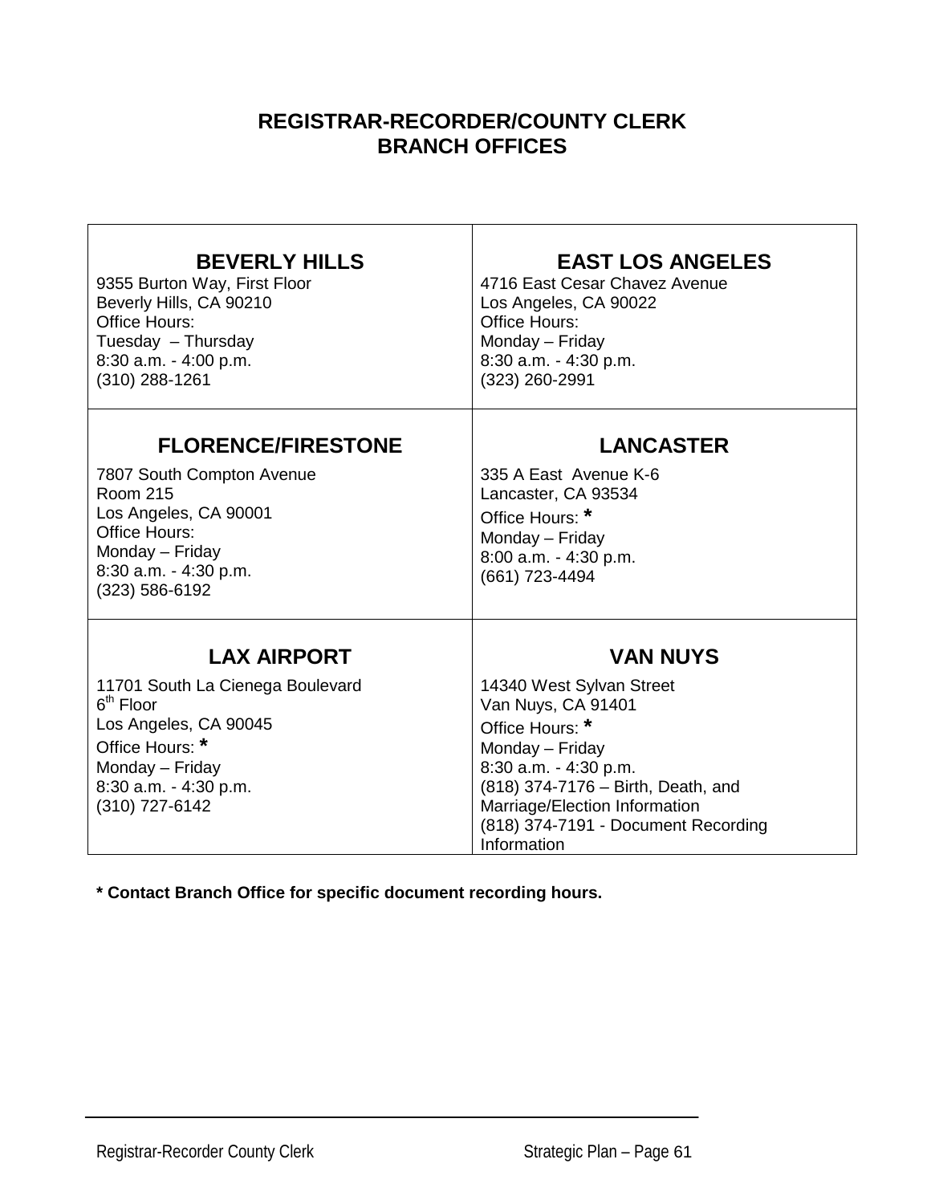# REGISTRAR-RECORDER/COUNTY CLERK
# BRANCH OFFICES

| BEVERLY HILLS | EAST LOS ANGELES |
|---|---|
| 9355 Burton Way, First Floor<br>Beverly Hills, CA 90210<br>Office Hours:<br>Tuesday – Thursday<br>8:30 a.m. - 4:00 p.m.<br>(310) 288-1261 | 4716 East Cesar Chavez Avenue<br>Los Angeles, CA 90022<br>Office Hours:<br>Monday – Friday<br>8:30 a.m. - 4:30 p.m.<br>(323) 260-2991 |
| **FLORENCE/FIRESTONE** | **LANCASTER** |
| 7807 South Compton Avenue<br>Room 215<br>Los Angeles, CA 90001<br>Office Hours:<br>Monday – Friday<br>8:30 a.m. - 4:30 p.m.<br>(323) 586-6192 | 335 A East Avenue K-6<br>Lancaster, CA 93534<br>Office Hours: **\***<br>Monday – Friday<br>8:00 a.m. - 4:30 p.m.<br>(661) 723-4494 |
| **LAX AIRPORT** | **VAN NUYS** |
| 11701 South La Cienega Boulevard<br>6th Floor<br>Los Angeles, CA 90045<br>Office Hours: **\***<br>Monday – Friday<br>8:30 a.m. - 4:30 p.m.<br>(310) 727-6142 | 14340 West Sylvan Street<br>Van Nuys, CA 91401<br>Office Hours: **\***<br>Monday – Friday<br>8:30 a.m. - 4:30 p.m.<br>(818) 374-7176 – Birth, Death, and Marriage/Election Information<br>(818) 374-7191 - Document Recording Information |

**\* Contact Branch Office for specific document recording hours.**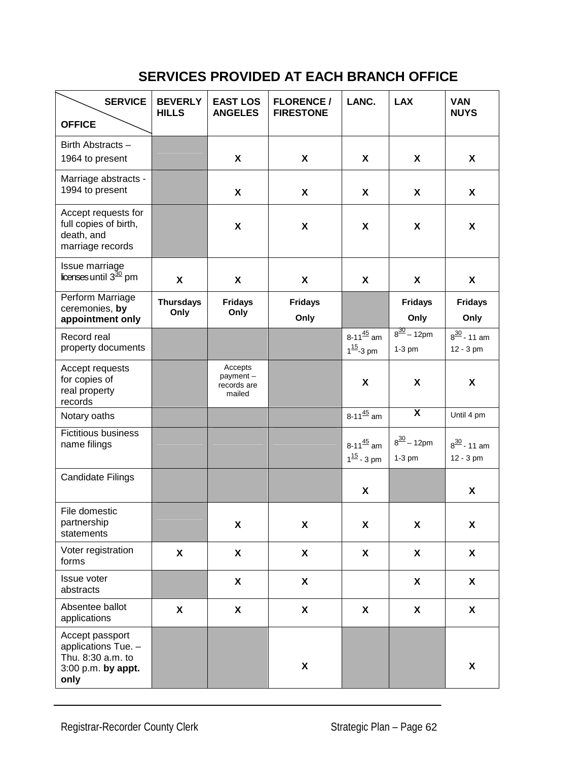## SERVICES PROVIDED AT EACH BRANCH OFFICE

| SERVICE / OFFICE | BEVERLY HILLS | EAST LOS ANGELES | FLORENCE / FIRESTONE | LANC. | LAX | VAN NUYS |
|---|---|---|---|---|---|---|
| Birth Abstracts – 1964 to present | | X | X | X | X | X |
| Marriage abstracts - 1994 to present | | X | X | X | X | X |
| Accept requests for full copies of birth, death, and marriage records | | X | X | X | X | X |
| Issue marriage licenses until 3:30 pm | X | X | X | X | X | X |
| Perform Marriage ceremonies, **by appointment only** | **Thursdays Only** | **Fridays Only** | **Fridays Only** | | **Fridays Only** | **Fridays Only** |
| Record real property documents | | | | 8-11:45 am 1:15-3 pm | 8:30 – 12pm 1-3 pm | 8:30 - 11 am 12 - 3 pm |
| Accept requests for copies of real property records | | Accepts payment – records are mailed | | X | X | X |
| Notary oaths | | | | 8-11:45 am | X | Until 4 pm |
| Fictitious business name filings | | | | 8-11:45 am 1:15 - 3 pm | 8:30 – 12pm 1-3 pm | 8:30 - 11 am 12 - 3 pm |
| Candidate Filings | | | | X | | X |
| File domestic partnership statements | | X | X | X | X | X |
| Voter registration forms | X | X | X | X | X | X |
| Issue voter abstracts | | X | X | | X | X |
| Absentee ballot applications | X | X | X | X | X | X |
| Accept passport applications Tue. – Thu. 8:30 a.m. to 3:00 p.m. **by appt. only** | | | X | | | X |